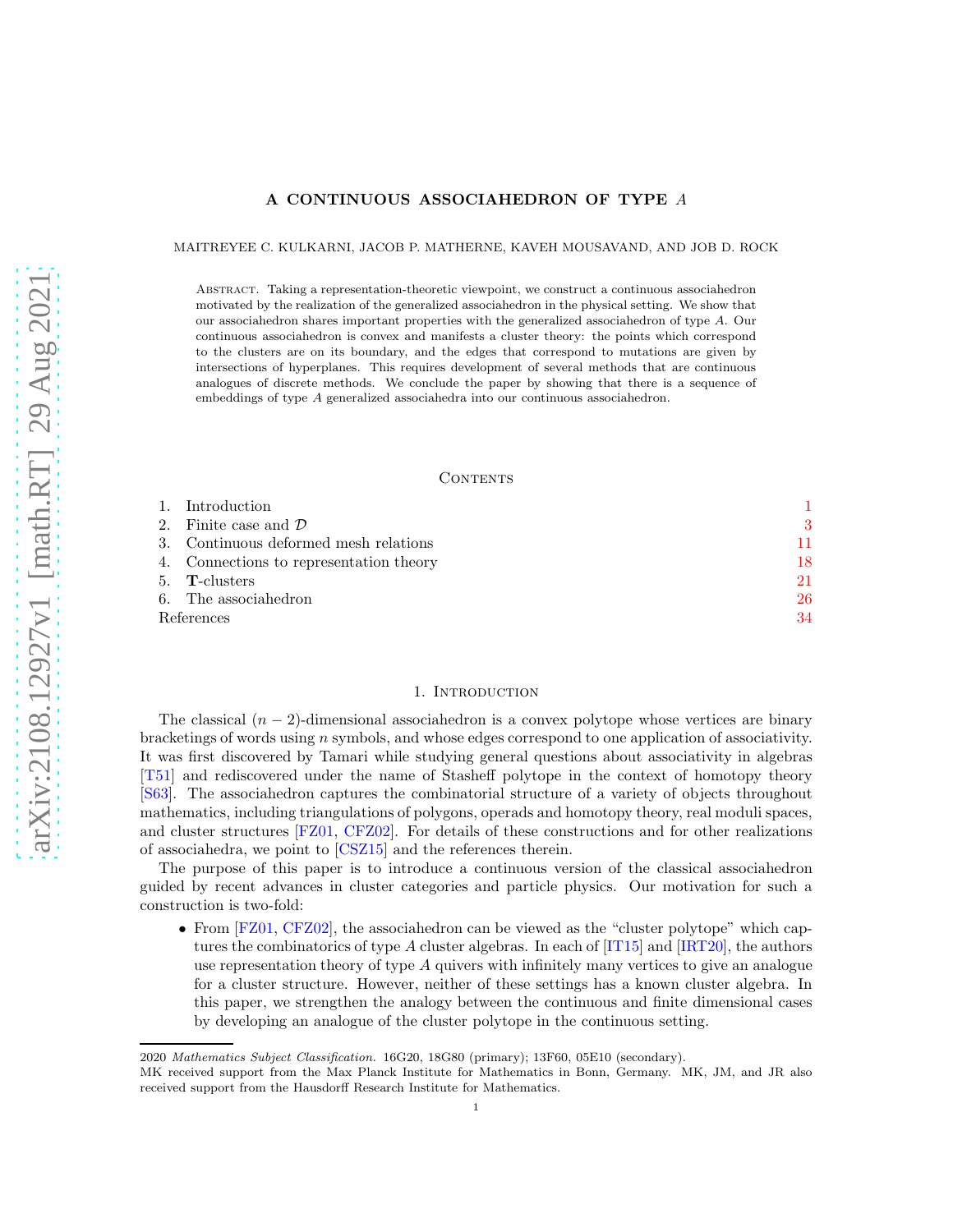# A CONTINUOUS ASSOCIAHEDRON OF TYPE $A$

MAITREYEE C. KULKARNI, JACOB P. MATHERNE, KAVEH MOUSAVAND, AND JOB D. ROCK

Abstract. Taking a representation-theoretic viewpoint, we construct a continuous associahedron motivated by the realization of the generalized associahedron in the physical setting. We show that our associahedron shares important properties with the generalized associahedron of type $A$. Our continuous associahedron is convex and manifests a cluster theory: the points which correspond to the clusters are on its boundary, and the edges that correspond to mutations are given by intersections of hyperplanes. This requires development of several methods that are continuous analogues of discrete methods. We conclude the paper by showing that there is a sequence of embeddings of type $A$ generalized associahedra into our continuous associahedron.

## Contents

1. Introduction — 1
2. Finite case and $\mathcal{D}$ — 3
3. Continuous deformed mesh relations — 11
4. Connections to representation theory — 18
5. $\mathbf{T}$-clusters — 21
6. The associahedron — 26

References — 34

## 1. Introduction

The classical $(n-2)$-dimensional associahedron is a convex polytope whose vertices are binary bracketings of words using $n$ symbols, and whose edges correspond to one application of associativity. It was first discovered by Tamari while studying general questions about associativity in algebras [T51] and rediscovered under the name of Stasheff polytope in the context of homotopy theory [S63]. The associahedron captures the combinatorial structure of a variety of objects throughout mathematics, including triangulations of polygons, operads and homotopy theory, real moduli spaces, and cluster structures [FZ01, CFZ02]. For details of these constructions and for other realizations of associahedra, we point to [CSZ15] and the references therein.

The purpose of this paper is to introduce a continuous version of the classical associahedron guided by recent advances in cluster categories and particle physics. Our motivation for such a construction is two-fold:

- From [FZ01, CFZ02], the associahedron can be viewed as the "cluster polytope" which captures the combinatorics of type $A$ cluster algebras. In each of [IT15] and [IRT20], the authors use representation theory of type $A$ quivers with infinitely many vertices to give an analogue for a cluster structure. However, neither of these settings has a known cluster algebra. In this paper, we strengthen the analogy between the continuous and finite dimensional cases by developing an analogue of the cluster polytope in the continuous setting.

---

2020 *Mathematics Subject Classification.* 16G20, 18G80 (primary); 13F60, 05E10 (secondary).

MK received support from the Max Planck Institute for Mathematics in Bonn, Germany. MK, JM, and JR also received support from the Hausdorff Research Institute for Mathematics.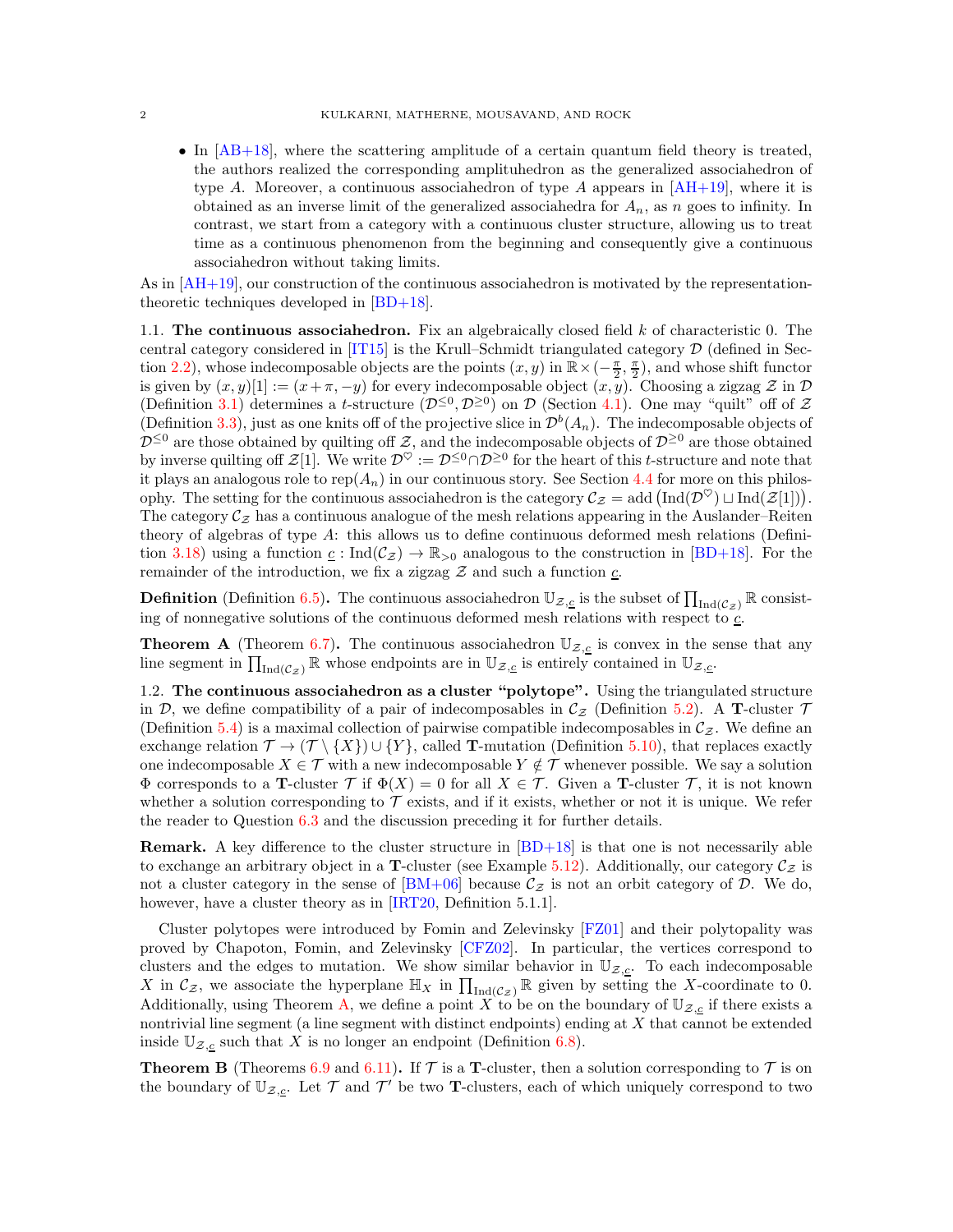- In [AB+18], where the scattering amplitude of a certain quantum field theory is treated, the authors realized the corresponding amplituhedron as the generalized associahedron of type $A$. Moreover, a continuous associahedron of type $A$ appears in [AH+19], where it is obtained as an inverse limit of the generalized associahedra for $A_n$, as $n$ goes to infinity. In contrast, we start from a category with a continuous cluster structure, allowing us to treat time as a continuous phenomenon from the beginning and consequently give a continuous associahedron without taking limits.

As in [AH+19], our construction of the continuous associahedron is motivated by the representation-theoretic techniques developed in [BD+18].

**1.1. The continuous associahedron.** Fix an algebraically closed field $k$ of characteristic 0. The central category considered in [IT15] is the Krull–Schmidt triangulated category $\mathcal{D}$ (defined in Section 2.2), whose indecomposable objects are the points $(x, y)$ in $\mathbb{R} \times (-\frac{\pi}{2}, \frac{\pi}{2})$, and whose shift functor is given by $(x, y)[1] := (x + \pi, -y)$ for every indecomposable object $(x, y)$. Choosing a zigzag $\mathcal{Z}$ in $\mathcal{D}$ (Definition 3.1) determines a $t$-structure $(\mathcal{D}^{\leq 0}, \mathcal{D}^{\geq 0})$ on $\mathcal{D}$ (Section 4.1). One may "quilt" off of $\mathcal{Z}$ (Definition 3.3), just as one knits off of the projective slice in $\mathcal{D}^b(A_n)$. The indecomposable objects of $\mathcal{D}^{\leq 0}$ are those obtained by quilting off $\mathcal{Z}$, and the indecomposable objects of $\mathcal{D}^{\geq 0}$ are those obtained by inverse quilting off $\mathcal{Z}[1]$. We write $\mathcal{D}^{\heartsuit} := \mathcal{D}^{\leq 0} \cap \mathcal{D}^{\geq 0}$ for the heart of this $t$-structure and note that it plays an analogous role to $\text{rep}(A_n)$ in our continuous story. See Section 4.4 for more on this philosophy. The setting for the continuous associahedron is the category $\mathcal{C}_{\mathcal{Z}} = \text{add}\big(\text{Ind}(\mathcal{D}^{\heartsuit}) \sqcup \text{Ind}(\mathcal{Z}[1])\big)$. The category $\mathcal{C}_{\mathcal{Z}}$ has a continuous analogue of the mesh relations appearing in the Auslander–Reiten theory of algebras of type $A$: this allows us to define continuous deformed mesh relations (Definition 3.18) using a function $\underline{c} : \text{Ind}(\mathcal{C}_{\mathcal{Z}}) \to \mathbb{R}_{>0}$ analogous to the construction in [BD+18]. For the remainder of the introduction, we fix a zigzag $\mathcal{Z}$ and such a function $\underline{c}$.

**Definition** (Definition 6.5)**.** The continuous associahedron $\mathbb{U}_{\mathcal{Z},\underline{c}}$ is the subset of $\prod_{\text{Ind}(\mathcal{C}_{\mathcal{Z}})} \mathbb{R}$ consisting of nonnegative solutions of the continuous deformed mesh relations with respect to $\underline{c}$.

**Theorem A** (Theorem 6.7)**.** The continuous associahedron $\mathbb{U}_{\mathcal{Z},\underline{c}}$ is convex in the sense that any line segment in $\prod_{\text{Ind}(\mathcal{C}_{\mathcal{Z}})} \mathbb{R}$ whose endpoints are in $\mathbb{U}_{\mathcal{Z},\underline{c}}$ is entirely contained in $\mathbb{U}_{\mathcal{Z},\underline{c}}$.

**1.2. The continuous associahedron as a cluster "polytope".** Using the triangulated structure in $\mathcal{D}$, we define compatibility of a pair of indecomposables in $\mathcal{C}_{\mathcal{Z}}$ (Definition 5.2). A **T**-cluster $\mathcal{T}$ (Definition 5.4) is a maximal collection of pairwise compatible indecomposables in $\mathcal{C}_{\mathcal{Z}}$. We define an exchange relation $\mathcal{T} \to (\mathcal{T} \setminus \{X\}) \cup \{Y\}$, called **T**-mutation (Definition 5.10), that replaces exactly one indecomposable $X \in \mathcal{T}$ with a new indecomposable $Y \notin \mathcal{T}$ whenever possible. We say a solution $\Phi$ corresponds to a **T**-cluster $\mathcal{T}$ if $\Phi(X) = 0$ for all $X \in \mathcal{T}$. Given a **T**-cluster $\mathcal{T}$, it is not known whether a solution corresponding to $\mathcal{T}$ exists, and if it exists, whether or not it is unique. We refer the reader to Question 6.3 and the discussion preceding it for further details.

**Remark.** A key difference to the cluster structure in [BD+18] is that one is not necessarily able to exchange an arbitrary object in a **T**-cluster (see Example 5.12). Additionally, our category $\mathcal{C}_{\mathcal{Z}}$ is not a cluster category in the sense of [BM+06] because $\mathcal{C}_{\mathcal{Z}}$ is not an orbit category of $\mathcal{D}$. We do, however, have a cluster theory as in [IRT20, Definition 5.1.1].

Cluster polytopes were introduced by Fomin and Zelevinsky [FZ01] and their polytopality was proved by Chapoton, Fomin, and Zelevinsky [CFZ02]. In particular, the vertices correspond to clusters and the edges to mutation. We show similar behavior in $\mathbb{U}_{\mathcal{Z},\underline{c}}$. To each indecomposable $X$ in $\mathcal{C}_{\mathcal{Z}}$, we associate the hyperplane $\mathbb{H}_X$ in $\prod_{\text{Ind}(\mathcal{C}_{\mathcal{Z}})} \mathbb{R}$ given by setting the $X$-coordinate to 0. Additionally, using Theorem A, we define a point $X$ to be on the boundary of $\mathbb{U}_{\mathcal{Z},\underline{c}}$ if there exists a nontrivial line segment (a line segment with distinct endpoints) ending at $X$ that cannot be extended inside $\mathbb{U}_{\mathcal{Z},\underline{c}}$ such that $X$ is no longer an endpoint (Definition 6.8).

**Theorem B** (Theorems 6.9 and 6.11)**.** If $\mathcal{T}$ is a **T**-cluster, then a solution corresponding to $\mathcal{T}$ is on the boundary of $\mathbb{U}_{\mathcal{Z},\underline{c}}$. Let $\mathcal{T}$ and $\mathcal{T}'$ be two **T**-clusters, each of which uniquely correspond to two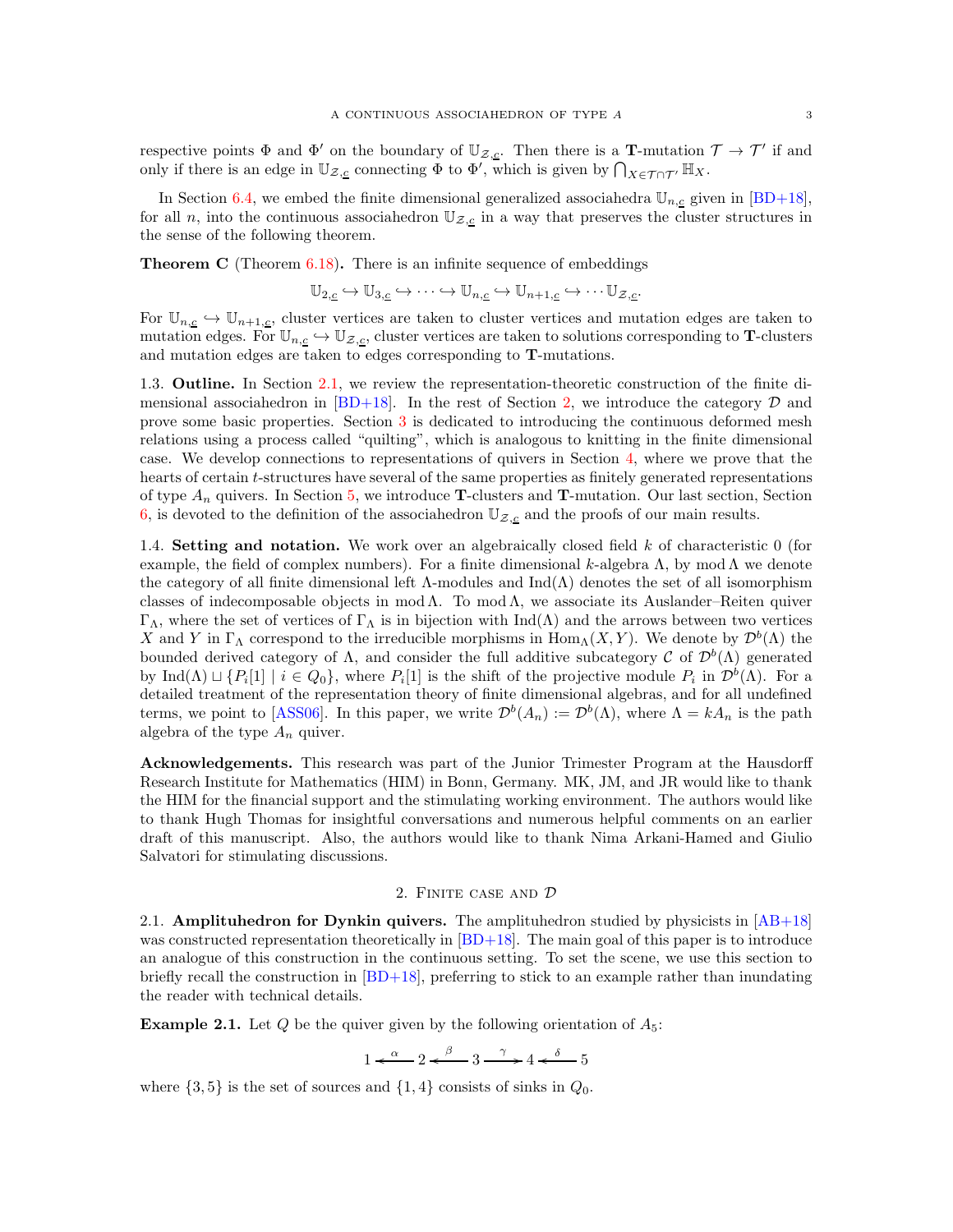respective points $\Phi$ and $\Phi'$ on the boundary of $\mathbb{U}_{\mathcal{Z},\underline{c}}$. Then there is a **T**-mutation $\mathcal{T} \to \mathcal{T}'$ if and only if there is an edge in $\mathbb{U}_{\mathcal{Z},\underline{c}}$ connecting $\Phi$ to $\Phi'$, which is given by $\bigcap_{X \in \mathcal{T} \cap \mathcal{T}'} \mathbb{H}_X$.

In Section 6.4, we embed the finite dimensional generalized associahedra $\mathbb{U}_{n,\underline{c}}$ given in [BD+18], for all $n$, into the continuous associahedron $\mathbb{U}_{\mathcal{Z},\underline{c}}$ in a way that preserves the cluster structures in the sense of the following theorem.

**Theorem C** (Theorem 6.18)**.** There is an infinite sequence of embeddings

$$\mathbb{U}_{2,\underline{c}} \hookrightarrow \mathbb{U}_{3,\underline{c}} \hookrightarrow \cdots \hookrightarrow \mathbb{U}_{n,\underline{c}} \hookrightarrow \mathbb{U}_{n+1,\underline{c}} \hookrightarrow \cdots \mathbb{U}_{\mathcal{Z},\underline{c}}.$$

For $\mathbb{U}_{n,\underline{c}} \hookrightarrow \mathbb{U}_{n+1,\underline{c}}$, cluster vertices are taken to cluster vertices and mutation edges are taken to mutation edges. For $\mathbb{U}_{n,\underline{c}} \hookrightarrow \mathbb{U}_{\mathcal{Z},\underline{c}}$, cluster vertices are taken to solutions corresponding to **T**-clusters and mutation edges are taken to edges corresponding to **T**-mutations.

1.3. **Outline.** In Section 2.1, we review the representation-theoretic construction of the finite dimensional associahedron in [BD+18]. In the rest of Section 2, we introduce the category $\mathcal{D}$ and prove some basic properties. Section 3 is dedicated to introducing the continuous deformed mesh relations using a process called "quilting", which is analogous to knitting in the finite dimensional case. We develop connections to representations of quivers in Section 4, where we prove that the hearts of certain $t$-structures have several of the same properties as finitely generated representations of type $A_n$ quivers. In Section 5, we introduce **T**-clusters and **T**-mutation. Our last section, Section 6, is devoted to the definition of the associahedron $\mathbb{U}_{\mathcal{Z},\underline{c}}$ and the proofs of our main results.

1.4. **Setting and notation.** We work over an algebraically closed field $k$ of characteristic 0 (for example, the field of complex numbers). For a finite dimensional $k$-algebra $\Lambda$, by $\operatorname{mod}\Lambda$ we denote the category of all finite dimensional left $\Lambda$-modules and $\operatorname{Ind}(\Lambda)$ denotes the set of all isomorphism classes of indecomposable objects in $\operatorname{mod}\Lambda$. To $\operatorname{mod}\Lambda$, we associate its Auslander–Reiten quiver $\Gamma_\Lambda$, where the set of vertices of $\Gamma_\Lambda$ is in bijection with $\operatorname{Ind}(\Lambda)$ and the arrows between two vertices $X$ and $Y$ in $\Gamma_\Lambda$ correspond to the irreducible morphisms in $\operatorname{Hom}_\Lambda(X,Y)$. We denote by $\mathcal{D}^b(\Lambda)$ the bounded derived category of $\Lambda$, and consider the full additive subcategory $\mathcal{C}$ of $\mathcal{D}^b(\Lambda)$ generated by $\operatorname{Ind}(\Lambda) \sqcup \{P_i[1] \mid i \in Q_0\}$, where $P_i[1]$ is the shift of the projective module $P_i$ in $\mathcal{D}^b(\Lambda)$. For a detailed treatment of the representation theory of finite dimensional algebras, and for all undefined terms, we point to [ASS06]. In this paper, we write $\mathcal{D}^b(A_n) := \mathcal{D}^b(\Lambda)$, where $\Lambda = kA_n$ is the path algebra of the type $A_n$ quiver.

**Acknowledgements.** This research was part of the Junior Trimester Program at the Hausdorff Research Institute for Mathematics (HIM) in Bonn, Germany. MK, JM, and JR would like to thank the HIM for the financial support and the stimulating working environment. The authors would like to thank Hugh Thomas for insightful conversations and numerous helpful comments on an earlier draft of this manuscript. Also, the authors would like to thank Nima Arkani-Hamed and Giulio Salvatori for stimulating discussions.

## 2. Finite case and $\mathcal{D}$

2.1. **Amplituhedron for Dynkin quivers.** The amplituhedron studied by physicists in [AB+18] was constructed representation theoretically in [BD+18]. The main goal of this paper is to introduce an analogue of this construction in the continuous setting. To set the scene, we use this section to briefly recall the construction in [BD+18], preferring to stick to an example rather than inundating the reader with technical details.

**Example 2.1.** Let $Q$ be the quiver given by the following orientation of $A_5$:

$$1 \xleftarrow{\ \alpha\ } 2 \xleftarrow{\ \beta\ } 3 \xrightarrow{\ \gamma\ } 4 \xleftarrow{\ \delta\ } 5$$

where $\{3,5\}$ is the set of sources and $\{1,4\}$ consists of sinks in $Q_0$.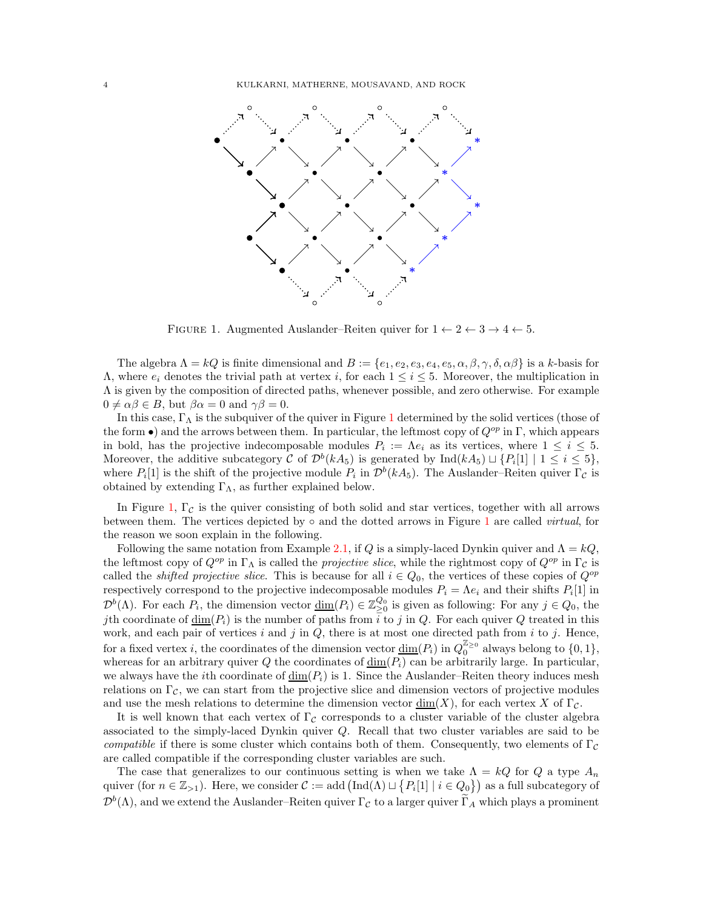FIGURE 1. Augmented Auslander–Reiten quiver for $1 \leftarrow 2 \leftarrow 3 \rightarrow 4 \leftarrow 5$.

The algebra $\Lambda = kQ$ is finite dimensional and $B := \{e_1, e_2, e_3, e_4, e_5, \alpha, \beta, \gamma, \delta, \alpha\beta\}$ is a $k$-basis for $\Lambda$, where $e_i$ denotes the trivial path at vertex $i$, for each $1 \leq i \leq 5$. Moreover, the multiplication in $\Lambda$ is given by the composition of directed paths, whenever possible, and zero otherwise. For example $0 \neq \alpha\beta \in B$, but $\beta\alpha = 0$ and $\gamma\beta = 0$.

In this case, $\Gamma_\Lambda$ is the subquiver of the quiver in Figure 1 determined by the solid vertices (those of the form $\bullet$) and the arrows between them. In particular, the leftmost copy of $Q^{op}$ in $\Gamma$, which appears in bold, has the projective indecomposable modules $P_i := \Lambda e_i$ as its vertices, where $1 \leq i \leq 5$. Moreover, the additive subcategory $\mathcal{C}$ of $\mathcal{D}^b(kA_5)$ is generated by $\mathrm{Ind}(kA_5) \sqcup \{P_i[1] \mid 1 \leq i \leq 5\}$, where $P_i[1]$ is the shift of the projective module $P_i$ in $\mathcal{D}^b(kA_5)$. The Auslander–Reiten quiver $\Gamma_\mathcal{C}$ is obtained by extending $\Gamma_\Lambda$, as further explained below.

In Figure 1, $\Gamma_\mathcal{C}$ is the quiver consisting of both solid and star vertices, together with all arrows between them. The vertices depicted by $\circ$ and the dotted arrows in Figure 1 are called *virtual*, for the reason we soon explain in the following.

Following the same notation from Example 2.1, if $Q$ is a simply-laced Dynkin quiver and $\Lambda = kQ$, the leftmost copy of $Q^{op}$ in $\Gamma_\Lambda$ is called the *projective slice*, while the rightmost copy of $Q^{op}$ in $\Gamma_\mathcal{C}$ is called the *shifted projective slice*. This is because for all $i \in Q_0$, the vertices of these copies of $Q^{op}$ respectively correspond to the projective indecomposable modules $P_i = \Lambda e_i$ and their shifts $P_i[1]$ in $\mathcal{D}^b(\Lambda)$. For each $P_i$, the dimension vector $\underline{\dim}(P_i) \in \mathbb{Z}_{\geq 0}^{Q_0}$ is given as following: For any $j \in Q_0$, the $j$th coordinate of $\underline{\dim}(P_i)$ is the number of paths from $i$ to $j$ in $Q$. For each quiver $Q$ treated in this work, and each pair of vertices $i$ and $j$ in $Q$, there is at most one directed path from $i$ to $j$. Hence, for a fixed vertex $i$, the coordinates of the dimension vector $\underline{\dim}(P_i)$ in $Q_0^{\mathbb{Z}_{\geq 0}}$ always belong to $\{0, 1\}$, whereas for an arbitrary quiver $Q$ the coordinates of $\underline{\dim}(P_i)$ can be arbitrarily large. In particular, we always have the $i$th coordinate of $\underline{\dim}(P_i)$ is 1. Since the Auslander–Reiten theory induces mesh relations on $\Gamma_\mathcal{C}$, we can start from the projective slice and dimension vectors of projective modules and use the mesh relations to determine the dimension vector $\underline{\dim}(X)$, for each vertex $X$ of $\Gamma_\mathcal{C}$.

It is well known that each vertex of $\Gamma_\mathcal{C}$ corresponds to a cluster variable of the cluster algebra associated to the simply-laced Dynkin quiver $Q$. Recall that two cluster variables are said to be *compatible* if there is some cluster which contains both of them. Consequently, two elements of $\Gamma_\mathcal{C}$ are called compatible if the corresponding cluster variables are such.

The case that generalizes to our continuous setting is when we take $\Lambda = kQ$ for $Q$ a type $A_n$ quiver (for $n \in \mathbb{Z}_{>1}$). Here, we consider $\mathcal{C} := \mathrm{add}\left(\mathrm{Ind}(\Lambda) \sqcup \{P_i[1] \mid i \in Q_0\}\right)$ as a full subcategory of $\mathcal{D}^b(\Lambda)$, and we extend the Auslander–Reiten quiver $\Gamma_\mathcal{C}$ to a larger quiver $\widetilde{\Gamma}_A$ which plays a prominent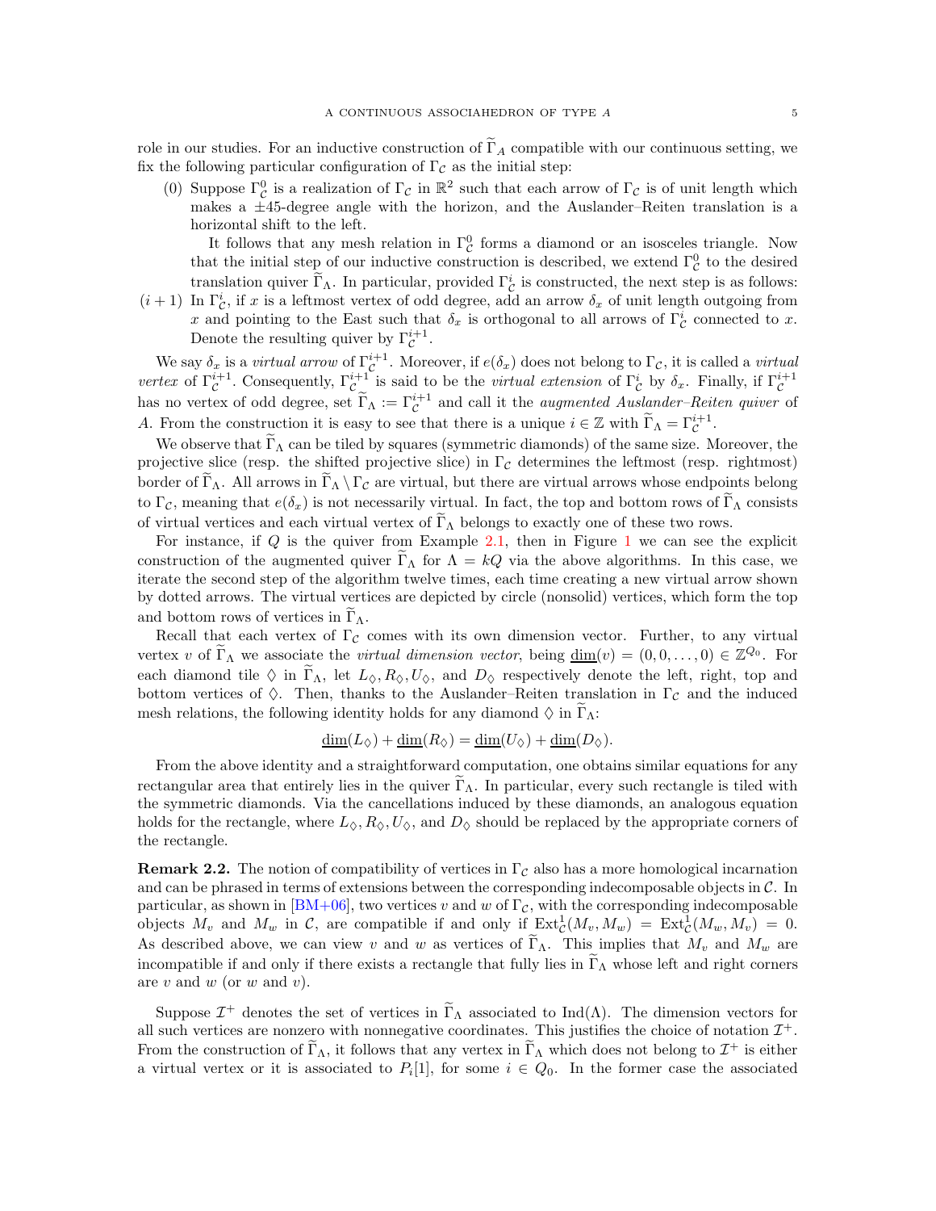role in our studies. For an inductive construction of $\widetilde{\Gamma}_A$ compatible with our continuous setting, we fix the following particular configuration of $\Gamma_{\mathcal{C}}$ as the initial step:

(0) Suppose $\Gamma^0_{\mathcal{C}}$ is a realization of $\Gamma_{\mathcal{C}}$ in $\mathbb{R}^2$ such that each arrow of $\Gamma_{\mathcal{C}}$ is of unit length which makes a $\pm 45$-degree angle with the horizon, and the Auslander–Reiten translation is a horizontal shift to the left.

    It follows that any mesh relation in $\Gamma^0_{\mathcal{C}}$ forms a diamond or an isosceles triangle. Now that the initial step of our inductive construction is described, we extend $\Gamma^0_{\mathcal{C}}$ to the desired translation quiver $\widetilde{\Gamma}_\Lambda$. In particular, provided $\Gamma^i_{\mathcal{C}}$ is constructed, the next step is as follows:

$(i+1)$ In $\Gamma^i_{\mathcal{C}}$, if $x$ is a leftmost vertex of odd degree, add an arrow $\delta_x$ of unit length outgoing from $x$ and pointing to the East such that $\delta_x$ is orthogonal to all arrows of $\Gamma^i_{\mathcal{C}}$ connected to $x$. Denote the resulting quiver by $\Gamma^{i+1}_{\mathcal{C}}$.

We say $\delta_x$ is a *virtual arrow* of $\Gamma^{i+1}_{\mathcal{C}}$. Moreover, if $e(\delta_x)$ does not belong to $\Gamma_{\mathcal{C}}$, it is called a *virtual vertex* of $\Gamma^{i+1}_{\mathcal{C}}$. Consequently, $\Gamma^{i+1}_{\mathcal{C}}$ is said to be the *virtual extension* of $\Gamma^i_{\mathcal{C}}$ by $\delta_x$. Finally, if $\Gamma^{i+1}_{\mathcal{C}}$ has no vertex of odd degree, set $\widetilde{\Gamma}_\Lambda := \Gamma^{i+1}_{\mathcal{C}}$ and call it the *augmented Auslander–Reiten quiver* of $A$. From the construction it is easy to see that there is a unique $i \in \mathbb{Z}$ with $\widetilde{\Gamma}_\Lambda = \Gamma^{i+1}_{\mathcal{C}}$.

We observe that $\widetilde{\Gamma}_\Lambda$ can be tiled by squares (symmetric diamonds) of the same size. Moreover, the projective slice (resp. the shifted projective slice) in $\Gamma_{\mathcal{C}}$ determines the leftmost (resp. rightmost) border of $\widetilde{\Gamma}_\Lambda$. All arrows in $\widetilde{\Gamma}_\Lambda \setminus \Gamma_{\mathcal{C}}$ are virtual, but there are virtual arrows whose endpoints belong to $\Gamma_{\mathcal{C}}$, meaning that $e(\delta_x)$ is not necessarily virtual. In fact, the top and bottom rows of $\widetilde{\Gamma}_\Lambda$ consists of virtual vertices and each virtual vertex of $\widetilde{\Gamma}_\Lambda$ belongs to exactly one of these two rows.

For instance, if $Q$ is the quiver from Example 2.1, then in Figure 1 we can see the explicit construction of the augmented quiver $\widetilde{\Gamma}_\Lambda$ for $\Lambda = kQ$ via the above algorithms. In this case, we iterate the second step of the algorithm twelve times, each time creating a new virtual arrow shown by dotted arrows. The virtual vertices are depicted by circle (nonsolid) vertices, which form the top and bottom rows of vertices in $\widetilde{\Gamma}_\Lambda$.

Recall that each vertex of $\Gamma_{\mathcal{C}}$ comes with its own dimension vector. Further, to any virtual vertex $v$ of $\widetilde{\Gamma}_\Lambda$ we associate the *virtual dimension vector*, being $\underline{\dim}(v) = (0, 0, \dots, 0) \in \mathbb{Z}^{Q_0}$. For each diamond tile $\Diamond$ in $\widetilde{\Gamma}_\Lambda$, let $L_\Diamond, R_\Diamond, U_\Diamond$, and $D_\Diamond$ respectively denote the left, right, top and bottom vertices of $\Diamond$. Then, thanks to the Auslander–Reiten translation in $\Gamma_{\mathcal{C}}$ and the induced mesh relations, the following identity holds for any diamond $\Diamond$ in $\widetilde{\Gamma}_\Lambda$:

$$\underline{\dim}(L_\Diamond) + \underline{\dim}(R_\Diamond) = \underline{\dim}(U_\Diamond) + \underline{\dim}(D_\Diamond).$$

From the above identity and a straightforward computation, one obtains similar equations for any rectangular area that entirely lies in the quiver $\widetilde{\Gamma}_\Lambda$. In particular, every such rectangle is tiled with the symmetric diamonds. Via the cancellations induced by these diamonds, an analogous equation holds for the rectangle, where $L_\Diamond, R_\Diamond, U_\Diamond$, and $D_\Diamond$ should be replaced by the appropriate corners of the rectangle.

**Remark 2.2.** The notion of compatibility of vertices in $\Gamma_{\mathcal{C}}$ also has a more homological incarnation and can be phrased in terms of extensions between the corresponding indecomposable objects in $\mathcal{C}$. In particular, as shown in [BM+06], two vertices $v$ and $w$ of $\Gamma_{\mathcal{C}}$, with the corresponding indecomposable objects $M_v$ and $M_w$ in $\mathcal{C}$, are compatible if and only if $\mathrm{Ext}^1_{\mathcal{C}}(M_v, M_w) = \mathrm{Ext}^1_{\mathcal{C}}(M_w, M_v) = 0$. As described above, we can view $v$ and $w$ as vertices of $\widetilde{\Gamma}_\Lambda$. This implies that $M_v$ and $M_w$ are incompatible if and only if there exists a rectangle that fully lies in $\widetilde{\Gamma}_\Lambda$ whose left and right corners are $v$ and $w$ (or $w$ and $v$).

Suppose $\mathcal{I}^+$ denotes the set of vertices in $\widetilde{\Gamma}_\Lambda$ associated to $\mathrm{Ind}(\Lambda)$. The dimension vectors for all such vertices are nonzero with nonnegative coordinates. This justifies the choice of notation $\mathcal{I}^+$. From the construction of $\widetilde{\Gamma}_\Lambda$, it follows that any vertex in $\widetilde{\Gamma}_\Lambda$ which does not belong to $\mathcal{I}^+$ is either a virtual vertex or it is associated to $P_i[1]$, for some $i \in Q_0$. In the former case the associated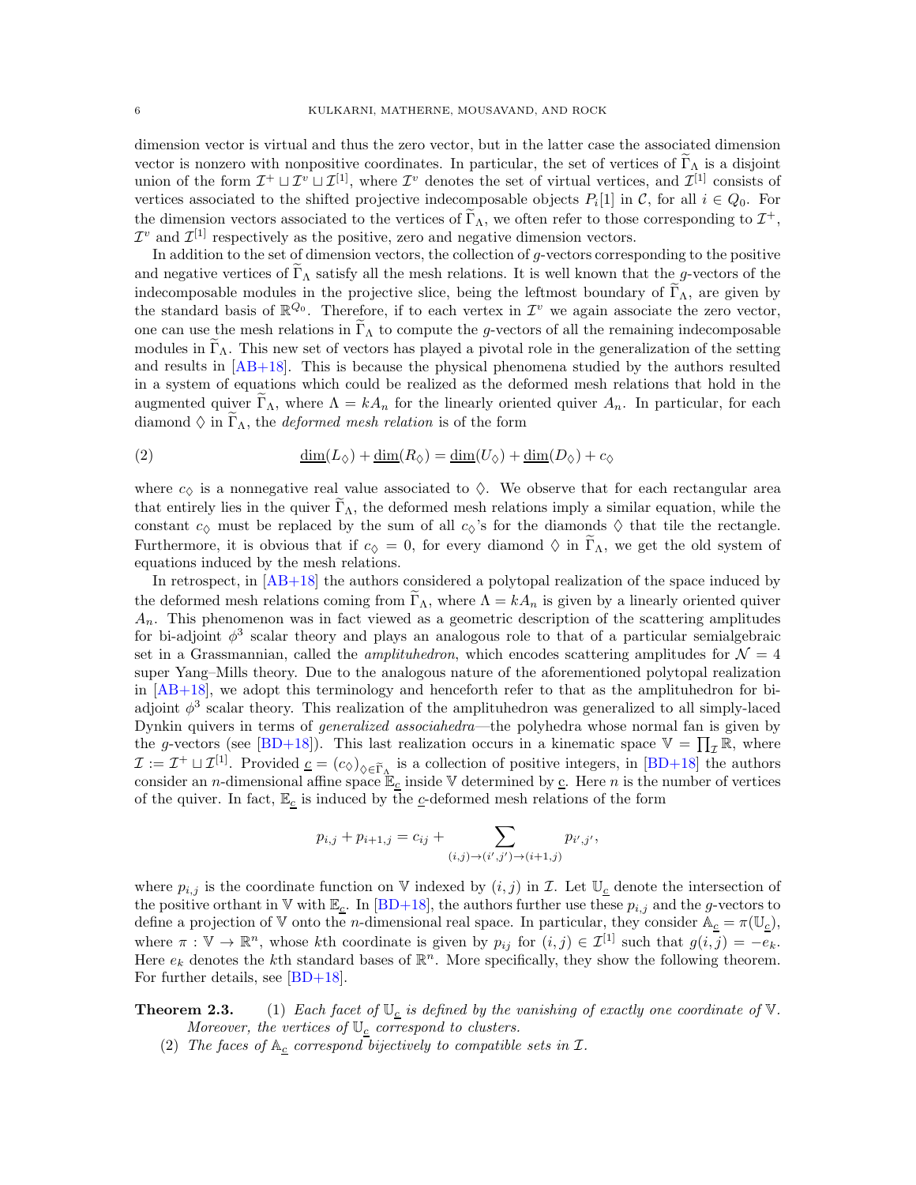dimension vector is virtual and thus the zero vector, but in the latter case the associated dimension vector is nonzero with nonpositive coordinates. In particular, the set of vertices of $\widetilde{\Gamma}_\Lambda$ is a disjoint union of the form $\mathcal{I}^+ \sqcup \mathcal{I}^v \sqcup \mathcal{I}^{[1]}$, where $\mathcal{I}^v$ denotes the set of virtual vertices, and $\mathcal{I}^{[1]}$ consists of vertices associated to the shifted projective indecomposable objects $P_i[1]$ in $\mathcal{C}$, for all $i \in Q_0$. For the dimension vectors associated to the vertices of $\widetilde{\Gamma}_\Lambda$, we often refer to those corresponding to $\mathcal{I}^+$, $\mathcal{I}^v$ and $\mathcal{I}^{[1]}$ respectively as the positive, zero and negative dimension vectors.

In addition to the set of dimension vectors, the collection of $g$-vectors corresponding to the positive and negative vertices of $\widetilde{\Gamma}_\Lambda$ satisfy all the mesh relations. It is well known that the $g$-vectors of the indecomposable modules in the projective slice, being the leftmost boundary of $\widetilde{\Gamma}_\Lambda$, are given by the standard basis of $\mathbb{R}^{Q_0}$. Therefore, if to each vertex in $\mathcal{I}^v$ we again associate the zero vector, one can use the mesh relations in $\widetilde{\Gamma}_\Lambda$ to compute the $g$-vectors of all the remaining indecomposable modules in $\widetilde{\Gamma}_\Lambda$. This new set of vectors has played a pivotal role in the generalization of the setting and results in [AB+18]. This is because the physical phenomena studied by the authors resulted in a system of equations which could be realized as the deformed mesh relations that hold in the augmented quiver $\widetilde{\Gamma}_\Lambda$, where $\Lambda = kA_n$ for the linearly oriented quiver $A_n$. In particular, for each diamond $\lozenge$ in $\widetilde{\Gamma}_\Lambda$, the *deformed mesh relation* is of the form

$$\underline{\dim}(L_\lozenge) + \underline{\dim}(R_\lozenge) = \underline{\dim}(U_\lozenge) + \underline{\dim}(D_\lozenge) + c_\lozenge \tag{2}$$

where $c_\lozenge$ is a nonnegative real value associated to $\lozenge$. We observe that for each rectangular area that entirely lies in the quiver $\widetilde{\Gamma}_\Lambda$, the deformed mesh relations imply a similar equation, while the constant $c_\lozenge$ must be replaced by the sum of all $c_\lozenge$'s for the diamonds $\lozenge$ that tile the rectangle. Furthermore, it is obvious that if $c_\lozenge = 0$, for every diamond $\lozenge$ in $\widetilde{\Gamma}_\Lambda$, we get the old system of equations induced by the mesh relations.

In retrospect, in [AB+18] the authors considered a polytopal realization of the space induced by the deformed mesh relations coming from $\widetilde{\Gamma}_\Lambda$, where $\Lambda = kA_n$ is given by a linearly oriented quiver $A_n$. This phenomenon was in fact viewed as a geometric description of the scattering amplitudes for bi-adjoint $\phi^3$ scalar theory and plays an analogous role to that of a particular semialgebraic set in a Grassmannian, called the *amplituhedron*, which encodes scattering amplitudes for $\mathcal{N} = 4$ super Yang–Mills theory. Due to the analogous nature of the aforementioned polytopal realization in [AB+18], we adopt this terminology and henceforth refer to that as the amplituhedron for bi-adjoint $\phi^3$ scalar theory. This realization of the amplituhedron was generalized to all simply-laced Dynkin quivers in terms of *generalized associahedra*—the polyhedra whose normal fan is given by the $g$-vectors (see [BD+18]). This last realization occurs in a kinematic space $\mathbb{V} = \prod_{\mathcal{I}} \mathbb{R}$, where $\mathcal{I} := \mathcal{I}^+ \sqcup \mathcal{I}^{[1]}$. Provided $\underline{c} = (c_\lozenge)_{\lozenge \in \widetilde{\Gamma}_\Lambda}$ is a collection of positive integers, in [BD+18] the authors consider an $n$-dimensional affine space $\mathbb{E}_{\underline{c}}$ inside $\mathbb{V}$ determined by $\underline{c}$. Here $n$ is the number of vertices of the quiver. In fact, $\mathbb{E}_{\underline{c}}$ is induced by the $\underline{c}$-deformed mesh relations of the form

$$p_{i,j} + p_{i+1,j} = c_{ij} + \sum_{(i,j)\to(i',j')\to(i+1,j)} p_{i',j'},$$

where $p_{i,j}$ is the coordinate function on $\mathbb{V}$ indexed by $(i,j)$ in $\mathcal{I}$. Let $\mathbb{U}_{\underline{c}}$ denote the intersection of the positive orthant in $\mathbb{V}$ with $\mathbb{E}_{\underline{c}}$. In [BD+18], the authors further use these $p_{i,j}$ and the $g$-vectors to define a projection of $\mathbb{V}$ onto the $n$-dimensional real space. In particular, they consider $\mathbb{A}_{\underline{c}} = \pi(\mathbb{U}_{\underline{c}})$, where $\pi : \mathbb{V} \to \mathbb{R}^n$, whose $k$th coordinate is given by $p_{ij}$ for $(i,j) \in \mathcal{I}^{[1]}$ such that $g(i,j) = -e_k$. Here $e_k$ denotes the $k$th standard bases of $\mathbb{R}^n$. More specifically, they show the following theorem. For further details, see [BD+18].

**Theorem 2.3.** (1) *Each facet of $\mathbb{U}_{\underline{c}}$ is defined by the vanishing of exactly one coordinate of $\mathbb{V}$. Moreover, the vertices of $\mathbb{U}_{\underline{c}}$ correspond to clusters.*

(2) *The faces of $\mathbb{A}_{\underline{c}}$ correspond bijectively to compatible sets in $\mathcal{I}$.*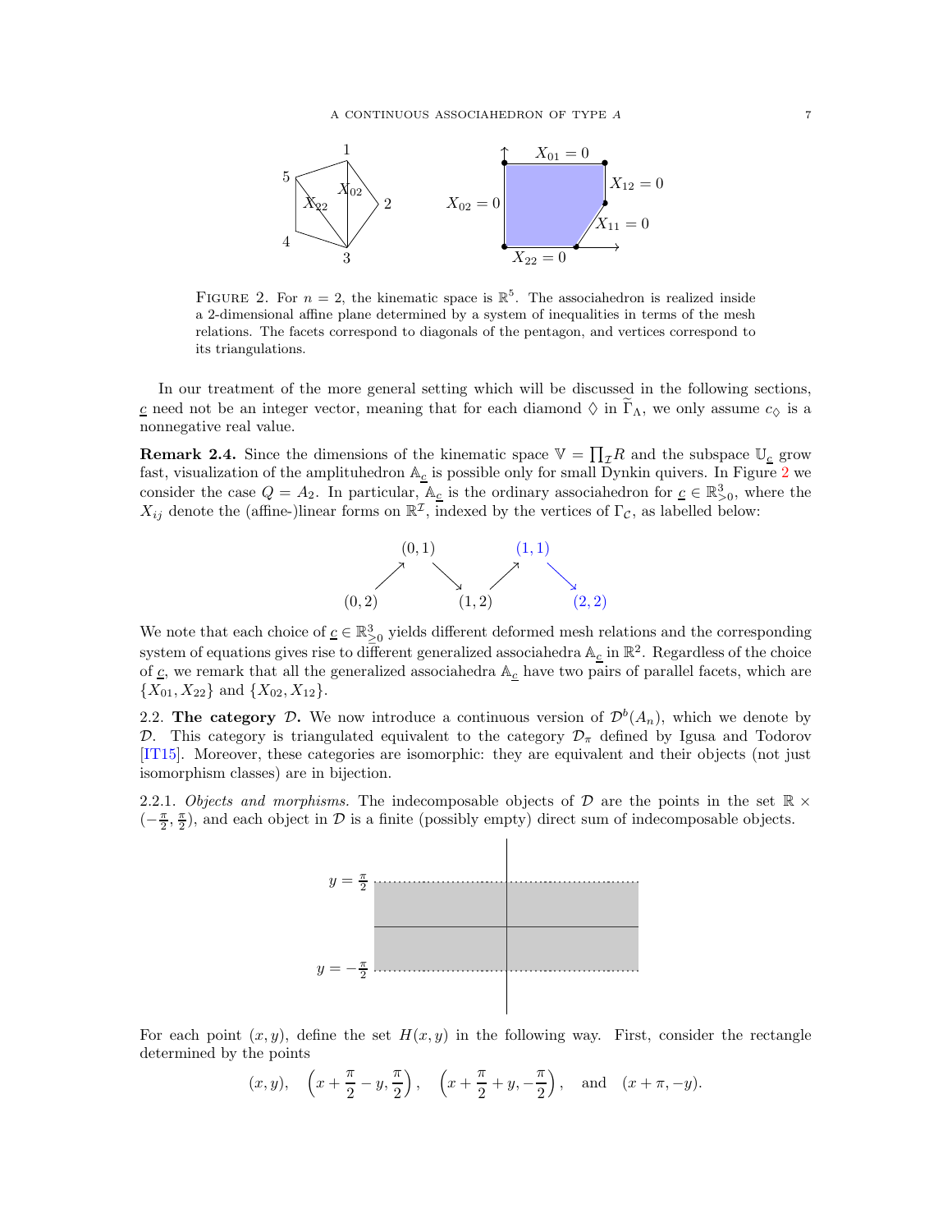FIGURE 2. For $n = 2$, the kinematic space is $\mathbb{R}^5$. The associahedron is realized inside a 2-dimensional affine plane determined by a system of inequalities in terms of the mesh relations. The facets correspond to diagonals of the pentagon, and vertices correspond to its triangulations.

In our treatment of the more general setting which will be discussed in the following sections, $\underline{c}$ need not be an integer vector, meaning that for each diamond $\lozenge$ in $\widetilde{\Gamma}_\Lambda$, we only assume $c_\lozenge$ is a nonnegative real value.

**Remark 2.4.** Since the dimensions of the kinematic space $\mathbb{V} = \prod_{\mathcal{I}} R$ and the subspace $\mathbb{U}_{\underline{c}}$ grow fast, visualization of the amplituhedron $\mathbb{A}_{\underline{c}}$ is possible only for small Dynkin quivers. In Figure 2 we consider the case $Q = A_2$. In particular, $\mathbb{A}_{\underline{c}}$ is the ordinary associahedron for $\underline{c} \in \mathbb{R}^3_{>0}$, where the $X_{ij}$ denote the (affine-)linear forms on $\mathbb{R}^{\mathcal{I}}$, indexed by the vertices of $\Gamma_{\mathcal{C}}$, as labelled below:

$$(0,2) \to (0,1) \to (1,2) \to (1,1) \to (2,2)$$

We note that each choice of $\underline{c} \in \mathbb{R}^3_{\geq 0}$ yields different deformed mesh relations and the corresponding system of equations gives rise to different generalized associahedra $\mathbb{A}_{\underline{c}}$ in $\mathbb{R}^2$. Regardless of the choice of $\underline{c}$, we remark that all the generalized associahedra $\mathbb{A}_{\underline{c}}$ have two pairs of parallel facets, which are $\{X_{01}, X_{22}\}$ and $\{X_{02}, X_{12}\}$.

## 2.2. The category $\mathcal{D}$.

We now introduce a continuous version of $\mathcal{D}^b(A_n)$, which we denote by $\mathcal{D}$. This category is triangulated equivalent to the category $\mathcal{D}_\pi$ defined by Igusa and Todorov [IT15]. Moreover, these categories are isomorphic: they are equivalent and their objects (not just isomorphism classes) are in bijection.

### 2.2.1. *Objects and morphisms.*

The indecomposable objects of $\mathcal{D}$ are the points in the set $\mathbb{R} \times (-\frac{\pi}{2}, \frac{\pi}{2})$, and each object in $\mathcal{D}$ is a finite (possibly empty) direct sum of indecomposable objects.

For each point $(x, y)$, define the set $H(x, y)$ in the following way. First, consider the rectangle determined by the points

$$(x, y), \quad \left(x + \frac{\pi}{2} - y, \frac{\pi}{2}\right), \quad \left(x + \frac{\pi}{2} + y, -\frac{\pi}{2}\right), \quad \text{and} \quad (x + \pi, -y).$$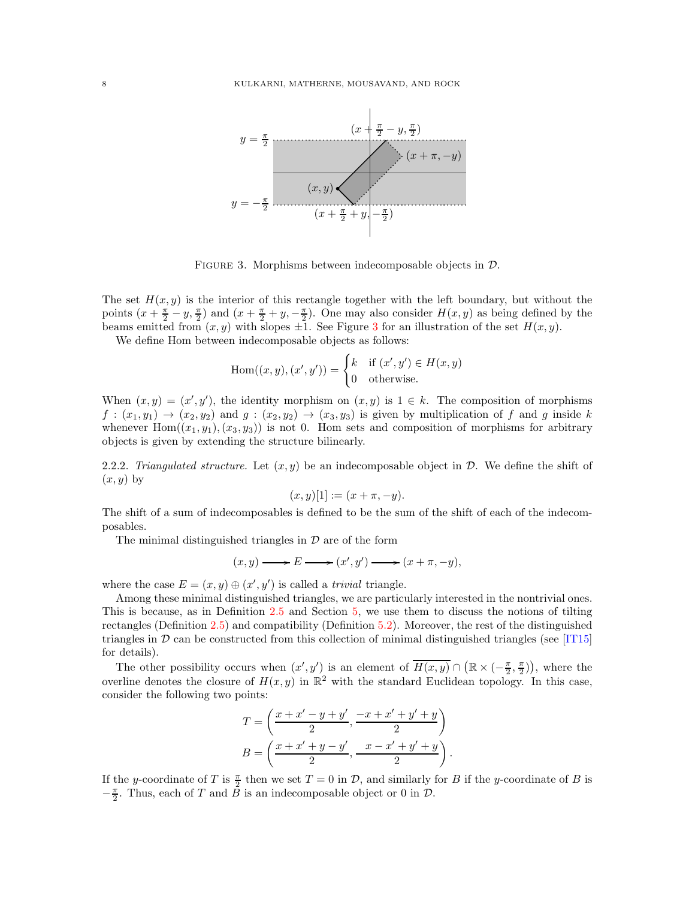FIGURE 3. Morphisms between indecomposable objects in $\mathcal{D}$.

The set $H(x,y)$ is the interior of this rectangle together with the left boundary, but without the points $(x+\frac{\pi}{2}-y,\frac{\pi}{2})$ and $(x+\frac{\pi}{2}+y,-\frac{\pi}{2})$. One may also consider $H(x,y)$ as being defined by the beams emitted from $(x,y)$ with slopes $\pm 1$. See Figure 3 for an illustration of the set $H(x,y)$.

We define Hom between indecomposable objects as follows:

$$\mathrm{Hom}((x,y),(x',y')) = \begin{cases} k & \text{if } (x',y') \in H(x,y) \\ 0 & \text{otherwise.} \end{cases}$$

When $(x,y) = (x',y')$, the identity morphism on $(x,y)$ is $1 \in k$. The composition of morphisms $f : (x_1,y_1) \to (x_2,y_2)$ and $g : (x_2,y_2) \to (x_3,y_3)$ is given by multiplication of $f$ and $g$ inside $k$ whenever $\mathrm{Hom}((x_1,y_1),(x_3,y_3))$ is not 0. Hom sets and composition of morphisms for arbitrary objects is given by extending the structure bilinearly.

2.2.2. *Triangulated structure.* Let $(x,y)$ be an indecomposable object in $\mathcal{D}$. We define the shift of $(x,y)$ by

$$(x,y)[1] := (x+\pi,-y).$$

The shift of a sum of indecomposables is defined to be the sum of the shift of each of the indecomposables.

The minimal distinguished triangles in $\mathcal{D}$ are of the form

$$(x,y) \longrightarrow E \longrightarrow (x',y') \longrightarrow (x+\pi,-y),$$

where the case $E = (x,y) \oplus (x',y')$ is called a *trivial* triangle.

Among these minimal distinguished triangles, we are particularly interested in the nontrivial ones. This is because, as in Definition 2.5 and Section 5, we use them to discuss the notions of tilting rectangles (Definition 2.5) and compatibility (Definition 5.2). Moreover, the rest of the distinguished triangles in $\mathcal{D}$ can be constructed from this collection of minimal distinguished triangles (see [IT15] for details).

The other possibility occurs when $(x',y')$ is an element of $\overline{H(x,y)} \cap \left(\mathbb{R} \times (-\frac{\pi}{2},\frac{\pi}{2})\right)$, where the overline denotes the closure of $H(x,y)$ in $\mathbb{R}^2$ with the standard Euclidean topology. In this case, consider the following two points:

$$T = \left(\frac{x+x'-y+y'}{2}, \frac{-x+x'+y'+y}{2}\right)$$
$$B = \left(\frac{x+x'+y-y'}{2}, \frac{x-x'+y'+y}{2}\right).$$

If the $y$-coordinate of $T$ is $\frac{\pi}{2}$ then we set $T = 0$ in $\mathcal{D}$, and similarly for $B$ if the $y$-coordinate of $B$ is $-\frac{\pi}{2}$. Thus, each of $T$ and $B$ is an indecomposable object or 0 in $\mathcal{D}$.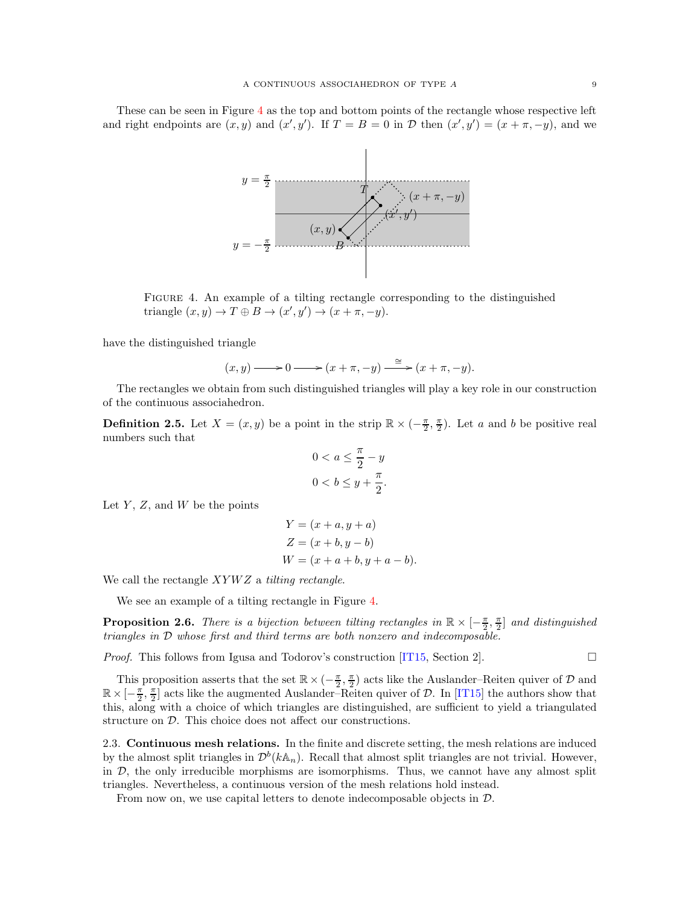These can be seen in Figure 4 as the top and bottom points of the rectangle whose respective left and right endpoints are $(x,y)$ and $(x',y')$. If $T = B = 0$ in $\mathcal{D}$ then $(x',y') = (x+\pi, -y)$, and we

FIGURE 4. An example of a tilting rectangle corresponding to the distinguished triangle $(x,y) \to T \oplus B \to (x',y') \to (x+\pi,-y)$.

have the distinguished triangle

$$(x,y) \longrightarrow 0 \longrightarrow (x+\pi,-y) \xrightarrow{\cong} (x+\pi,-y).$$

The rectangles we obtain from such distinguished triangles will play a key role in our construction of the continuous associahedron.

**Definition 2.5.** Let $X = (x,y)$ be a point in the strip $\mathbb{R} \times (-\frac{\pi}{2}, \frac{\pi}{2})$. Let $a$ and $b$ be positive real numbers such that

$$0 < a \leq \frac{\pi}{2} - y$$
$$0 < b \leq y + \frac{\pi}{2}.$$

Let $Y$, $Z$, and $W$ be the points

$$Y = (x+a, y+a)$$
$$Z = (x+b, y-b)$$
$$W = (x+a+b, y+a-b).$$

We call the rectangle $XYWZ$ a *tilting rectangle*.

We see an example of a tilting rectangle in Figure 4.

**Proposition 2.6.** *There is a bijection between tilting rectangles in $\mathbb{R} \times [-\frac{\pi}{2}, \frac{\pi}{2}]$ and distinguished triangles in $\mathcal{D}$ whose first and third terms are both nonzero and indecomposable.*

*Proof.* This follows from Igusa and Todorov's construction [IT15, Section 2]. □

This proposition asserts that the set $\mathbb{R} \times (-\frac{\pi}{2}, \frac{\pi}{2})$ acts like the Auslander–Reiten quiver of $\mathcal{D}$ and $\mathbb{R} \times [-\frac{\pi}{2}, \frac{\pi}{2}]$ acts like the augmented Auslander–Reiten quiver of $\mathcal{D}$. In [IT15] the authors show that this, along with a choice of which triangles are distinguished, are sufficient to yield a triangulated structure on $\mathcal{D}$. This choice does not affect our constructions.

2.3. **Continuous mesh relations.** In the finite and discrete setting, the mesh relations are induced by the almost split triangles in $\mathcal{D}^b(k\mathbb{A}_n)$. Recall that almost split triangles are not trivial. However, in $\mathcal{D}$, the only irreducible morphisms are isomorphisms. Thus, we cannot have any almost split triangles. Nevertheless, a continuous version of the mesh relations hold instead.

From now on, we use capital letters to denote indecomposable objects in $\mathcal{D}$.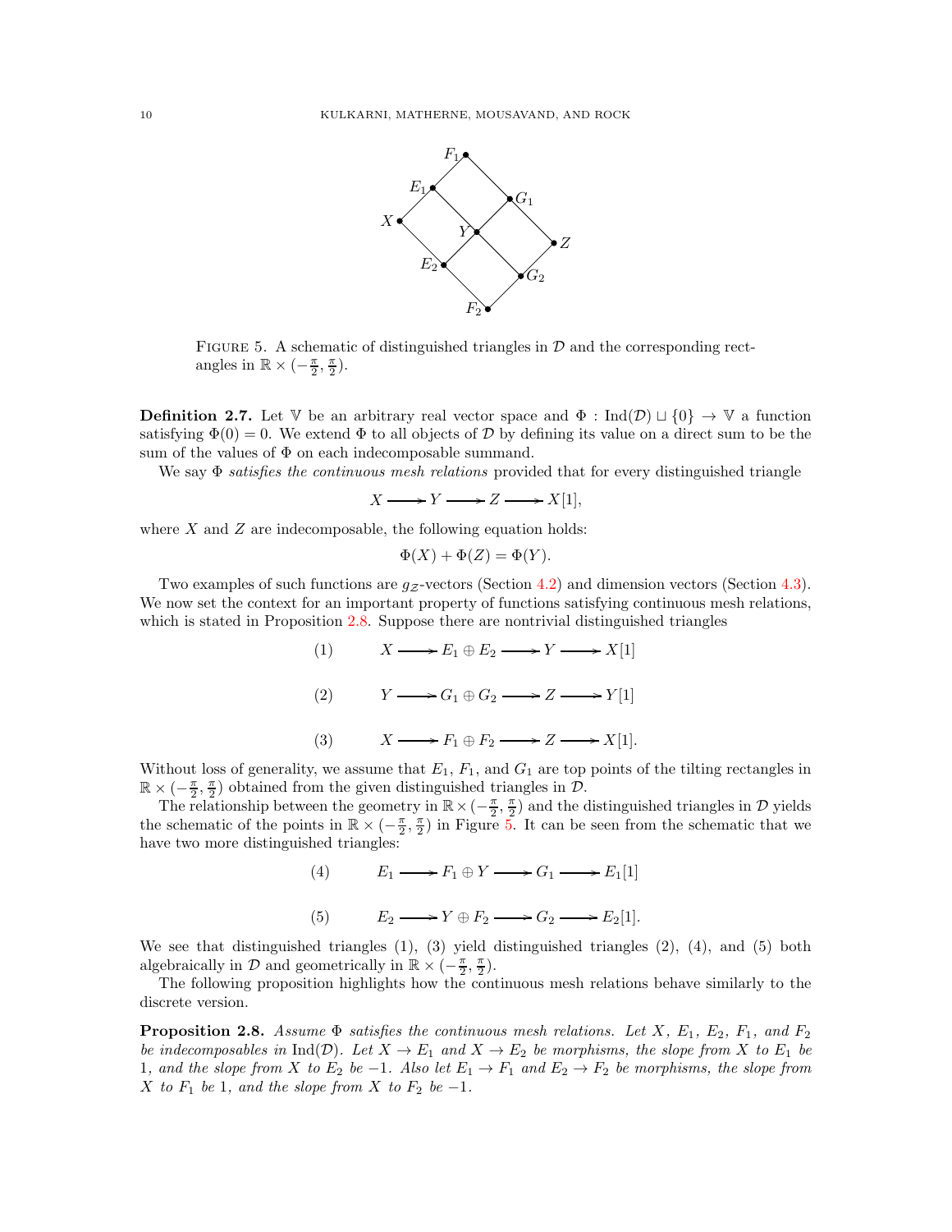FIGURE 5. A schematic of distinguished triangles in $\mathcal{D}$ and the corresponding rectangles in $\mathbb{R} \times (-\frac{\pi}{2}, \frac{\pi}{2})$.

**Definition 2.7.** Let $\mathbb{V}$ be an arbitrary real vector space and $\Phi : \mathrm{Ind}(\mathcal{D}) \sqcup \{0\} \to \mathbb{V}$ a function satisfying $\Phi(0) = 0$. We extend $\Phi$ to all objects of $\mathcal{D}$ by defining its value on a direct sum to be the sum of the values of $\Phi$ on each indecomposable summand.

We say $\Phi$ *satisfies the continuous mesh relations* provided that for every distinguished triangle

$$X \longrightarrow Y \longrightarrow Z \longrightarrow X[1],$$

where $X$ and $Z$ are indecomposable, the following equation holds:

$$\Phi(X) + \Phi(Z) = \Phi(Y).$$

Two examples of such functions are $g_{\mathcal{Z}}$-vectors (Section 4.2) and dimension vectors (Section 4.3). We now set the context for an important property of functions satisfying continuous mesh relations, which is stated in Proposition 2.8. Suppose there are nontrivial distinguished triangles

$$(1) \qquad X \longrightarrow E_1 \oplus E_2 \longrightarrow Y \longrightarrow X[1]$$

$$(2) \qquad Y \longrightarrow G_1 \oplus G_2 \longrightarrow Z \longrightarrow Y[1]$$

$$(3) \qquad X \longrightarrow F_1 \oplus F_2 \longrightarrow Z \longrightarrow X[1].$$

Without loss of generality, we assume that $E_1$, $F_1$, and $G_1$ are top points of the tilting rectangles in $\mathbb{R} \times (-\frac{\pi}{2}, \frac{\pi}{2})$ obtained from the given distinguished triangles in $\mathcal{D}$.

The relationship between the geometry in $\mathbb{R} \times (-\frac{\pi}{2}, \frac{\pi}{2})$ and the distinguished triangles in $\mathcal{D}$ yields the schematic of the points in $\mathbb{R} \times (-\frac{\pi}{2}, \frac{\pi}{2})$ in Figure 5. It can be seen from the schematic that we have two more distinguished triangles:

$$(4) \qquad E_1 \longrightarrow F_1 \oplus Y \longrightarrow G_1 \longrightarrow E_1[1]$$

$$(5) \qquad E_2 \longrightarrow Y \oplus F_2 \longrightarrow G_2 \longrightarrow E_2[1].$$

We see that distinguished triangles (1), (3) yield distinguished triangles (2), (4), and (5) both algebraically in $\mathcal{D}$ and geometrically in $\mathbb{R} \times (-\frac{\pi}{2}, \frac{\pi}{2})$.

The following proposition highlights how the continuous mesh relations behave similarly to the discrete version.

**Proposition 2.8.** *Assume $\Phi$ satisfies the continuous mesh relations. Let $X$, $E_1$, $E_2$, $F_1$, and $F_2$ be indecomposables in $\mathrm{Ind}(\mathcal{D})$. Let $X \to E_1$ and $X \to E_2$ be morphisms, the slope from $X$ to $E_1$ be 1, and the slope from $X$ to $E_2$ be $-1$. Also let $E_1 \to F_1$ and $E_2 \to F_2$ be morphisms, the slope from $X$ to $F_1$ be 1, and the slope from $X$ to $F_2$ be $-1$.*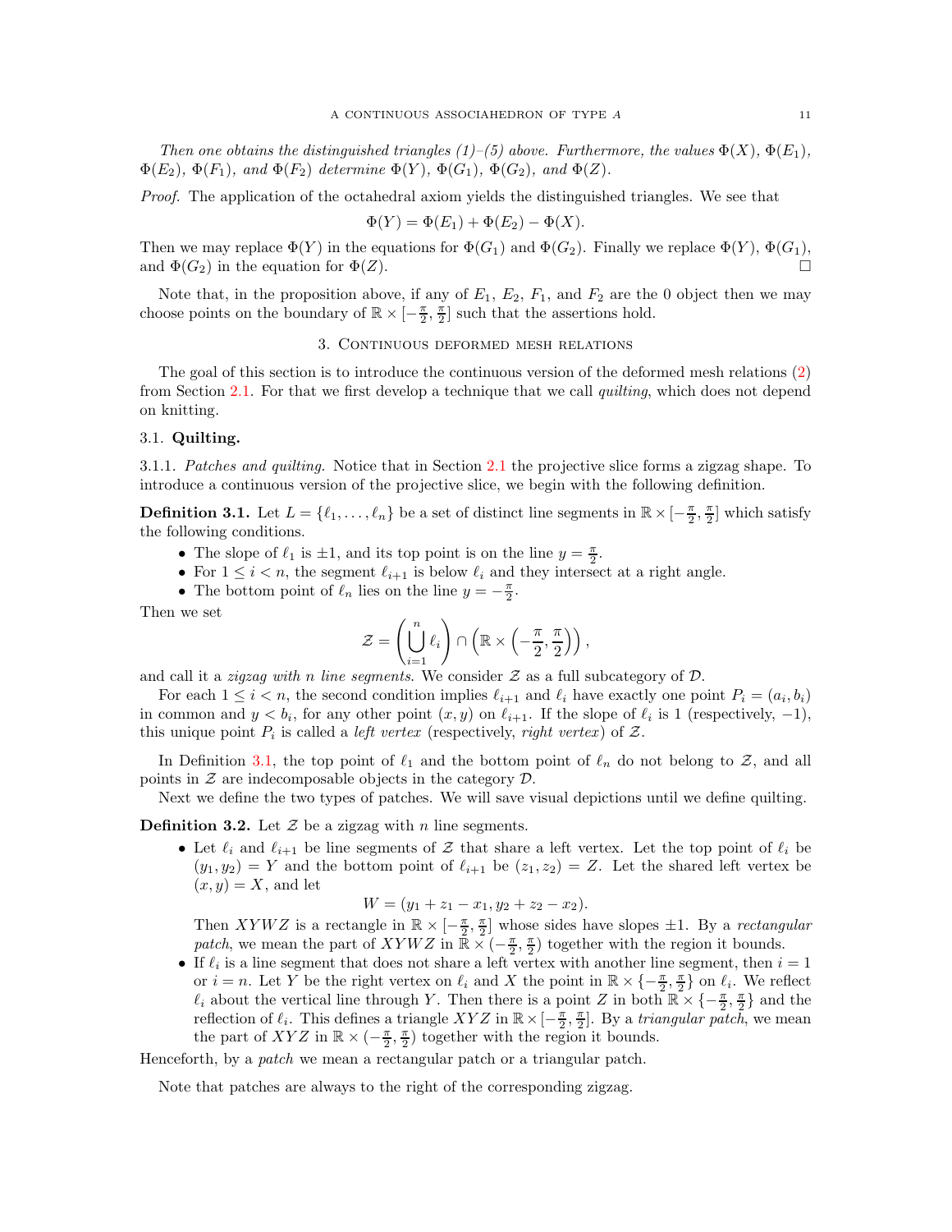*Then one obtains the distinguished triangles (1)–(5) above. Furthermore, the values $\Phi(X)$, $\Phi(E_1)$, $\Phi(E_2)$, $\Phi(F_1)$, and $\Phi(F_2)$ determine $\Phi(Y)$, $\Phi(G_1)$, $\Phi(G_2)$, and $\Phi(Z)$.*

*Proof.* The application of the octahedral axiom yields the distinguished triangles. We see that

$$\Phi(Y) = \Phi(E_1) + \Phi(E_2) - \Phi(X).$$

Then we may replace $\Phi(Y)$ in the equations for $\Phi(G_1)$ and $\Phi(G_2)$. Finally we replace $\Phi(Y)$, $\Phi(G_1)$, and $\Phi(G_2)$ in the equation for $\Phi(Z)$. □

Note that, in the proposition above, if any of $E_1$, $E_2$, $F_1$, and $F_2$ are the 0 object then we may choose points on the boundary of $\mathbb{R} \times [-\frac{\pi}{2}, \frac{\pi}{2}]$ such that the assertions hold.

## 3. Continuous deformed mesh relations

The goal of this section is to introduce the continuous version of the deformed mesh relations (2) from Section 2.1. For that we first develop a technique that we call *quilting*, which does not depend on knitting.

### 3.1. Quilting.

3.1.1. *Patches and quilting.* Notice that in Section 2.1 the projective slice forms a zigzag shape. To introduce a continuous version of the projective slice, we begin with the following definition.

**Definition 3.1.** Let $L = \{\ell_1, \ldots, \ell_n\}$ be a set of distinct line segments in $\mathbb{R} \times [-\frac{\pi}{2}, \frac{\pi}{2}]$ which satisfy the following conditions.

- The slope of $\ell_1$ is $\pm 1$, and its top point is on the line $y = \frac{\pi}{2}$.
- For $1 \leq i < n$, the segment $\ell_{i+1}$ is below $\ell_i$ and they intersect at a right angle.
- The bottom point of $\ell_n$ lies on the line $y = -\frac{\pi}{2}$.

Then we set

$$\mathcal{Z} = \left( \bigcup_{i=1}^{n} \ell_i \right) \cap \left( \mathbb{R} \times \left( -\frac{\pi}{2}, \frac{\pi}{2} \right) \right),$$

and call it a *zigzag with $n$ line segments*. We consider $\mathcal{Z}$ as a full subcategory of $\mathcal{D}$.

For each $1 \leq i < n$, the second condition implies $\ell_{i+1}$ and $\ell_i$ have exactly one point $P_i = (a_i, b_i)$ in common and $y < b_i$, for any other point $(x, y)$ on $\ell_{i+1}$. If the slope of $\ell_i$ is 1 (respectively, $-1$), this unique point $P_i$ is called a *left vertex* (respectively, *right vertex*) of $\mathcal{Z}$.

In Definition 3.1, the top point of $\ell_1$ and the bottom point of $\ell_n$ do not belong to $\mathcal{Z}$, and all points in $\mathcal{Z}$ are indecomposable objects in the category $\mathcal{D}$.

Next we define the two types of patches. We will save visual depictions until we define quilting.

**Definition 3.2.** Let $\mathcal{Z}$ be a zigzag with $n$ line segments.

- Let $\ell_i$ and $\ell_{i+1}$ be line segments of $\mathcal{Z}$ that share a left vertex. Let the top point of $\ell_i$ be $(y_1, y_2) = Y$ and the bottom point of $\ell_{i+1}$ be $(z_1, z_2) = Z$. Let the shared left vertex be $(x, y) = X$, and let
$$W = (y_1 + z_1 - x_1, y_2 + z_2 - x_2).$$
Then $XYWZ$ is a rectangle in $\mathbb{R} \times [-\frac{\pi}{2}, \frac{\pi}{2}]$ whose sides have slopes $\pm 1$. By a *rectangular patch*, we mean the part of $XYWZ$ in $\mathbb{R} \times (-\frac{\pi}{2}, \frac{\pi}{2})$ together with the region it bounds.
- If $\ell_i$ is a line segment that does not share a left vertex with another line segment, then $i = 1$ or $i = n$. Let $Y$ be the right vertex on $\ell_i$ and $X$ the point in $\mathbb{R} \times \{-\frac{\pi}{2}, \frac{\pi}{2}\}$ on $\ell_i$. We reflect $\ell_i$ about the vertical line through $Y$. Then there is a point $Z$ in both $\mathbb{R} \times \{-\frac{\pi}{2}, \frac{\pi}{2}\}$ and the reflection of $\ell_i$. This defines a triangle $XYZ$ in $\mathbb{R} \times [-\frac{\pi}{2}, \frac{\pi}{2}]$. By a *triangular patch*, we mean the part of $XYZ$ in $\mathbb{R} \times (-\frac{\pi}{2}, \frac{\pi}{2})$ together with the region it bounds.

Henceforth, by a *patch* we mean a rectangular patch or a triangular patch.

Note that patches are always to the right of the corresponding zigzag.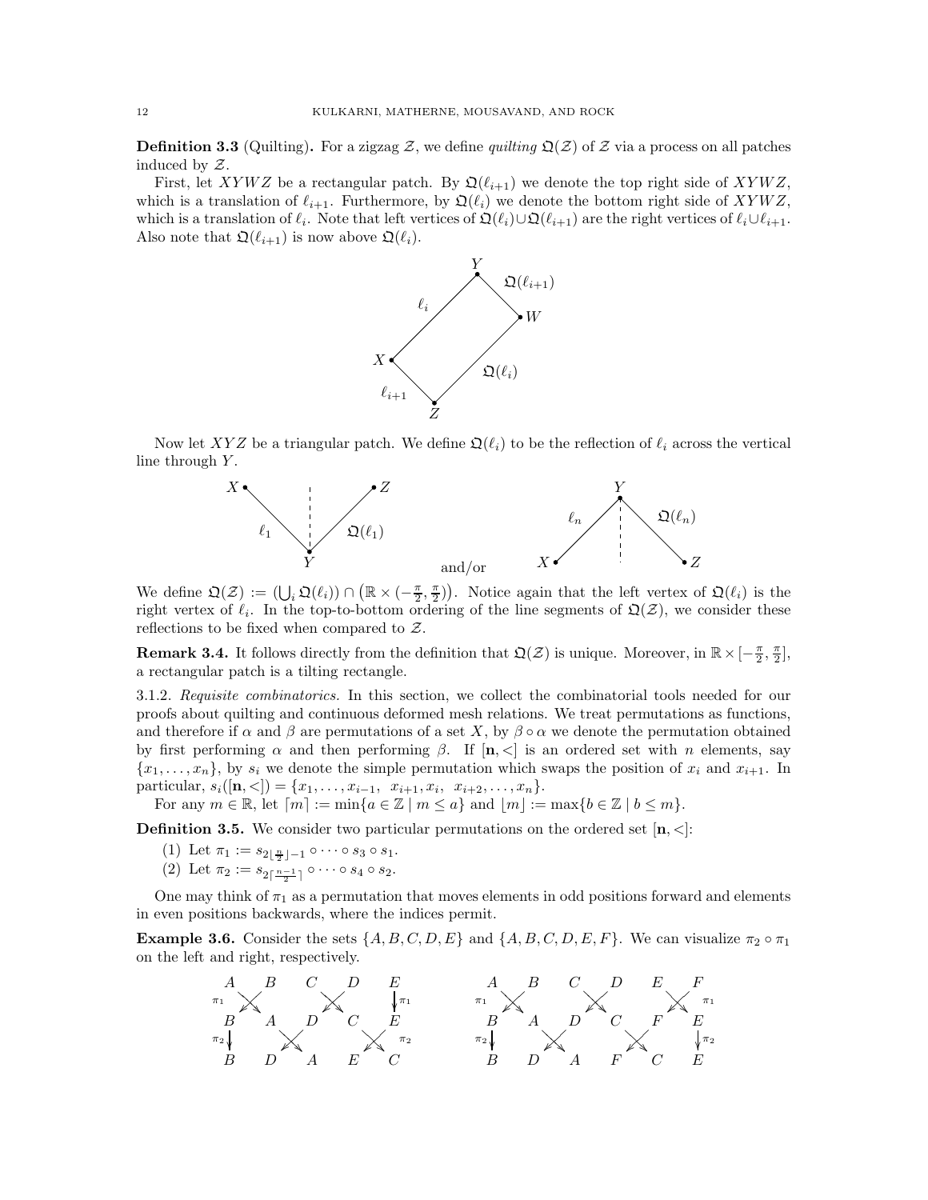**Definition 3.3** (Quilting)**.** For a zigzag $\mathcal{Z}$, we define *quilting* $\mathfrak{Q}(\mathcal{Z})$ of $\mathcal{Z}$ via a process on all patches induced by $\mathcal{Z}$.

First, let $XYWZ$ be a rectangular patch. By $\mathfrak{Q}(\ell_{i+1})$ we denote the top right side of $XYWZ$, which is a translation of $\ell_{i+1}$. Furthermore, by $\mathfrak{Q}(\ell_i)$ we denote the bottom right side of $XYWZ$, which is a translation of $\ell_i$. Note that left vertices of $\mathfrak{Q}(\ell_i) \cup \mathfrak{Q}(\ell_{i+1})$ are the right vertices of $\ell_i \cup \ell_{i+1}$. Also note that $\mathfrak{Q}(\ell_{i+1})$ is now above $\mathfrak{Q}(\ell_i)$.

Now let $XYZ$ be a triangular patch. We define $\mathfrak{Q}(\ell_i)$ to be the reflection of $\ell_i$ across the vertical line through $Y$.

and/or

We define $\mathfrak{Q}(\mathcal{Z}) := \left(\bigcup_i \mathfrak{Q}(\ell_i)\right) \cap \left(\mathbb{R} \times (-\frac{\pi}{2}, \frac{\pi}{2})\right)$. Notice again that the left vertex of $\mathfrak{Q}(\ell_i)$ is the right vertex of $\ell_i$. In the top-to-bottom ordering of the line segments of $\mathfrak{Q}(\mathcal{Z})$, we consider these reflections to be fixed when compared to $\mathcal{Z}$.

**Remark 3.4.** It follows directly from the definition that $\mathfrak{Q}(\mathcal{Z})$ is unique. Moreover, in $\mathbb{R} \times [-\frac{\pi}{2}, \frac{\pi}{2}]$, a rectangular patch is a tilting rectangle.

3.1.2. *Requisite combinatorics.* In this section, we collect the combinatorial tools needed for our proofs about quilting and continuous deformed mesh relations. We treat permutations as functions, and therefore if $\alpha$ and $\beta$ are permutations of a set $X$, by $\beta \circ \alpha$ we denote the permutation obtained by first performing $\alpha$ and then performing $\beta$. If $[\mathbf{n}, <]$ is an ordered set with $n$ elements, say $\{x_1, \ldots, x_n\}$, by $s_i$ we denote the simple permutation which swaps the position of $x_i$ and $x_{i+1}$. In particular, $s_i([\mathbf{n}, <]) = \{x_1, \ldots, x_{i-1},\ \ x_{i+1}, x_i,\ \ x_{i+2}, \ldots, x_n\}$.

For any $m \in \mathbb{R}$, let $\lceil m \rceil := \min\{a \in \mathbb{Z} \mid m \leq a\}$ and $\lfloor m \rfloor := \max\{b \in \mathbb{Z} \mid b \leq m\}$.

**Definition 3.5.** We consider two particular permutations on the ordered set $[\mathbf{n}, <]$:

(1) Let $\pi_1 := s_{2\lfloor \frac{n}{2} \rfloor - 1} \circ \cdots \circ s_3 \circ s_1$.

(2) Let $\pi_2 := s_{2\lceil \frac{n-1}{2} \rceil} \circ \cdots \circ s_4 \circ s_2$.

One may think of $\pi_1$ as a permutation that moves elements in odd positions forward and elements in even positions backwards, where the indices permit.

**Example 3.6.** Consider the sets $\{A, B, C, D, E\}$ and $\{A, B, C, D, E, F\}$. We can visualize $\pi_2 \circ \pi_1$ on the left and right, respectively.

| | | | | |
|---|---|---|---|---|
| A | B | C | D | E |
| B | A | D | C | E |
| B | D | A | E | C |

| | | | | | |
|---|---|---|---|---|---|
| A | B | C | D | E | F |
| B | A | D | C | F | E |
| B | D | A | F | C | E |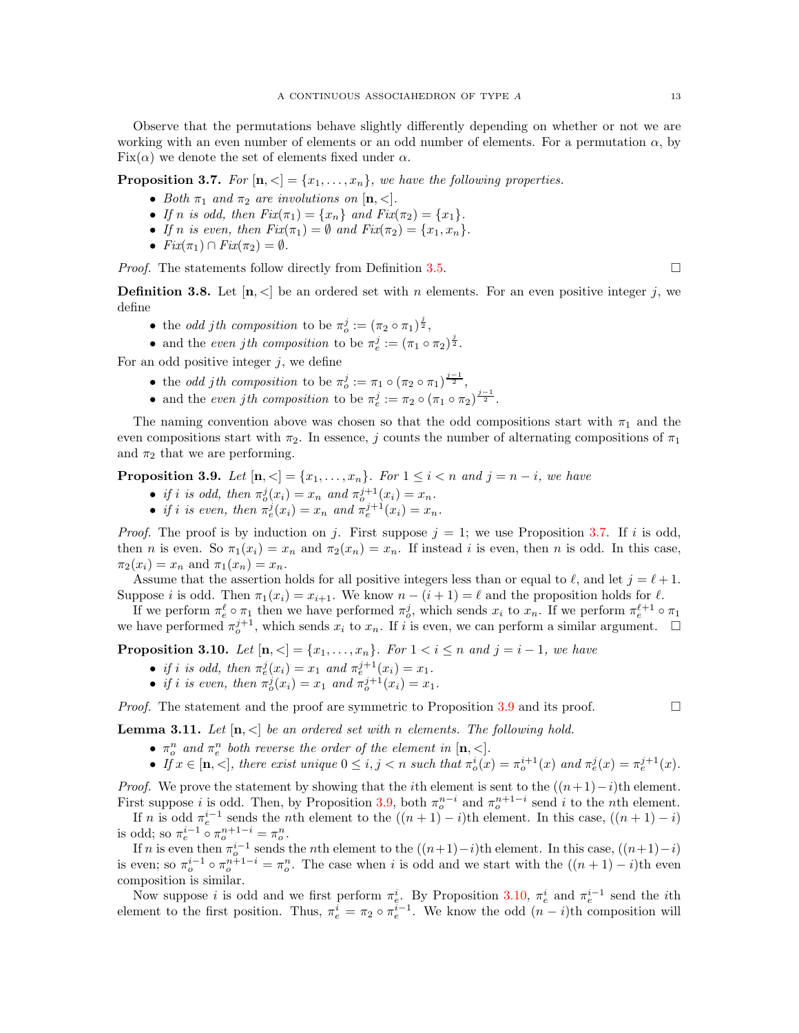Observe that the permutations behave slightly differently depending on whether or not we are working with an even number of elements or an odd number of elements. For a permutation $\alpha$, by $\mathrm{Fix}(\alpha)$ we denote the set of elements fixed under $\alpha$.

**Proposition 3.7.** *For $[\mathbf{n}, <] = \{x_1, \dots, x_n\}$, we have the following properties.*

- *Both $\pi_1$ and $\pi_2$ are involutions on $[\mathbf{n}, <]$.*
- *If $n$ is odd, then $Fix(\pi_1) = \{x_n\}$ and $Fix(\pi_2) = \{x_1\}$.*
- *If $n$ is even, then $Fix(\pi_1) = \emptyset$ and $Fix(\pi_2) = \{x_1, x_n\}$.*
- *$Fix(\pi_1) \cap Fix(\pi_2) = \emptyset$.*

*Proof.* The statements follow directly from Definition 3.5. □

**Definition 3.8.** Let $[\mathbf{n}, <]$ be an ordered set with $n$ elements. For an even positive integer $j$, we define

- the *odd jth composition* to be $\pi_o^j := (\pi_2 \circ \pi_1)^{\frac{j}{2}}$,
- and the *even jth composition* to be $\pi_e^j := (\pi_1 \circ \pi_2)^{\frac{j}{2}}$.

For an odd positive integer $j$, we define

- the *odd jth composition* to be $\pi_o^j := \pi_1 \circ (\pi_2 \circ \pi_1)^{\frac{j-1}{2}}$,
- and the *even jth composition* to be $\pi_e^j := \pi_2 \circ (\pi_1 \circ \pi_2)^{\frac{j-1}{2}}$.

The naming convention above was chosen so that the odd compositions start with $\pi_1$ and the even compositions start with $\pi_2$. In essence, $j$ counts the number of alternating compositions of $\pi_1$ and $\pi_2$ that we are performing.

**Proposition 3.9.** *Let $[\mathbf{n}, <] = \{x_1, \dots, x_n\}$. For $1 \le i < n$ and $j = n - i$, we have*

- *if $i$ is odd, then $\pi_o^j(x_i) = x_n$ and $\pi_o^{j+1}(x_i) = x_n$.*
- *if $i$ is even, then $\pi_e^j(x_i) = x_n$ and $\pi_e^{j+1}(x_i) = x_n$.*

*Proof.* The proof is by induction on $j$. First suppose $j = 1$; we use Proposition 3.7. If $i$ is odd, then $n$ is even. So $\pi_1(x_i) = x_n$ and $\pi_2(x_n) = x_n$. If instead $i$ is even, then $n$ is odd. In this case, $\pi_2(x_i) = x_n$ and $\pi_1(x_n) = x_n$.

Assume that the assertion holds for all positive integers less than or equal to $\ell$, and let $j = \ell + 1$. Suppose $i$ is odd. Then $\pi_1(x_i) = x_{i+1}$. We know $n - (i + 1) = \ell$ and the proposition holds for $\ell$.

If we perform $\pi_e^\ell \circ \pi_1$ then we have performed $\pi_o^j$, which sends $x_i$ to $x_n$. If we perform $\pi_e^{\ell+1} \circ \pi_1$ we have performed $\pi_o^{j+1}$, which sends $x_i$ to $x_n$. If $i$ is even, we can perform a similar argument. □

**Proposition 3.10.** *Let $[\mathbf{n}, <] = \{x_1, \dots, x_n\}$. For $1 < i \le n$ and $j = i - 1$, we have*

- *if $i$ is odd, then $\pi_e^j(x_i) = x_1$ and $\pi_e^{j+1}(x_i) = x_1$.*
- *if $i$ is even, then $\pi_o^j(x_i) = x_1$ and $\pi_o^{j+1}(x_i) = x_1$.*

*Proof.* The statement and the proof are symmetric to Proposition 3.9 and its proof. □

**Lemma 3.11.** *Let $[\mathbf{n}, <]$ be an ordered set with $n$ elements. The following hold.*

- *$\pi_o^n$ and $\pi_e^n$ both reverse the order of the element in $[\mathbf{n}, <]$.*
- *If $x \in [\mathbf{n}, <]$, there exist unique $0 \le i, j < n$ such that $\pi_o^i(x) = \pi_o^{i+1}(x)$ and $\pi_e^j(x) = \pi_e^{j+1}(x)$.*

*Proof.* We prove the statement by showing that the $i$th element is sent to the $((n+1)-i)$th element. First suppose $i$ is odd. Then, by Proposition 3.9, both $\pi_o^{n-i}$ and $\pi_o^{n+1-i}$ send $i$ to the $n$th element.

If $n$ is odd $\pi_e^{i-1}$ sends the $n$th element to the $((n+1)-i)$th element. In this case, $((n+1)-i)$ is odd; so $\pi_e^{i-1} \circ \pi_o^{n+1-i} = \pi_o^n$.

If $n$ is even then $\pi_o^{i-1}$ sends the $n$th element to the $((n+1)-i)$th element. In this case, $((n+1)-i)$ is even; so $\pi_o^{i-1} \circ \pi_o^{n+1-i} = \pi_o^n$. The case when $i$ is odd and we start with the $((n+1)-i)$th even composition is similar.

Now suppose $i$ is odd and we first perform $\pi_e^i$. By Proposition 3.10, $\pi_e^i$ and $\pi_e^{i-1}$ send the $i$th element to the first position. Thus, $\pi_e^i = \pi_2 \circ \pi_e^{i-1}$. We know the odd $(n-i)$th composition will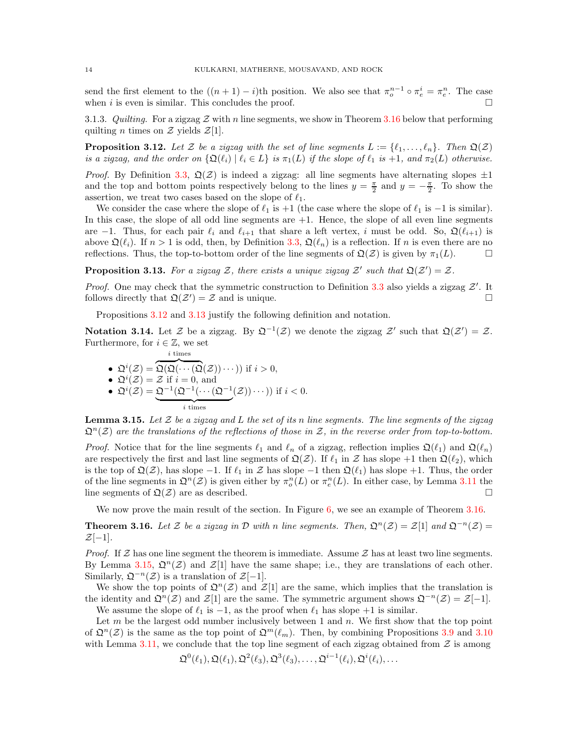send the first element to the $((n+1)-i)$th position. We also see that $\pi_o^{n-1} \circ \pi_e^i = \pi_e^n$. The case when $i$ is even is similar. This concludes the proof. $\square$

3.1.3. *Quilting.* For a zigzag $\mathcal{Z}$ with $n$ line segments, we show in Theorem 3.16 below that performing quilting $n$ times on $\mathcal{Z}$ yields $\mathcal{Z}[1]$.

**Proposition 3.12.** *Let $\mathcal{Z}$ be a zigzag with the set of line segments $L := \{\ell_1, \ldots, \ell_n\}$. Then $\mathfrak{Q}(\mathcal{Z})$ is a zigzag, and the order on $\{\mathfrak{Q}(\ell_i) \mid \ell_i \in L\}$ is $\pi_1(L)$ if the slope of $\ell_1$ is $+1$, and $\pi_2(L)$ otherwise.*

*Proof.* By Definition 3.3, $\mathfrak{Q}(\mathcal{Z})$ is indeed a zigzag: all line segments have alternating slopes $\pm 1$ and the top and bottom points respectively belong to the lines $y = \frac{\pi}{2}$ and $y = -\frac{\pi}{2}$. To show the assertion, we treat two cases based on the slope of $\ell_1$.

We consider the case where the slope of $\ell_1$ is $+1$ (the case where the slope of $\ell_1$ is $-1$ is similar). In this case, the slope of all odd line segments are $+1$. Hence, the slope of all even line segments are $-1$. Thus, for each pair $\ell_i$ and $\ell_{i+1}$ that share a left vertex, $i$ must be odd. So, $\mathfrak{Q}(\ell_{i+1})$ is above $\mathfrak{Q}(\ell_i)$. If $n > 1$ is odd, then, by Definition 3.3, $\mathfrak{Q}(\ell_n)$ is a reflection. If $n$ is even there are no reflections. Thus, the top-to-bottom order of the line segments of $\mathfrak{Q}(\mathcal{Z})$ is given by $\pi_1(L)$. $\square$

**Proposition 3.13.** *For a zigzag $\mathcal{Z}$, there exists a unique zigzag $\mathcal{Z}'$ such that $\mathfrak{Q}(\mathcal{Z}') = \mathcal{Z}$.*

*Proof.* One may check that the symmetric construction to Definition 3.3 also yields a zigzag $\mathcal{Z}'$. It follows directly that $\mathfrak{Q}(\mathcal{Z}') = \mathcal{Z}$ and is unique. $\square$

Propositions 3.12 and 3.13 justify the following definition and notation.

**Notation 3.14.** Let $\mathcal{Z}$ be a zigzag. By $\mathfrak{Q}^{-1}(\mathcal{Z})$ we denote the zigzag $\mathcal{Z}'$ such that $\mathfrak{Q}(\mathcal{Z}') = \mathcal{Z}$. Furthermore, for $i \in \mathbb{Z}$, we set

- $\mathfrak{Q}^i(\mathcal{Z}) = \overbrace{\mathfrak{Q}(\mathfrak{Q}(\cdots(\mathfrak{Q}}^{i \text{ times}}(\mathcal{Z}))\cdots))$ if $i > 0$,
- $\mathfrak{Q}^i(\mathcal{Z}) = \mathcal{Z}$ if $i = 0$, and
- $\mathfrak{Q}^i(\mathcal{Z}) = \underbrace{\mathfrak{Q}^{-1}(\mathfrak{Q}^{-1}(\cdots(\mathfrak{Q}^{-1}}_{i \text{ times}}(\mathcal{Z}))\cdots))$ if $i < 0$.

**Lemma 3.15.** *Let $\mathcal{Z}$ be a zigzag and $L$ the set of its $n$ line segments. The line segments of the zigzag $\mathfrak{Q}^n(\mathcal{Z})$ are the translations of the reflections of those in $\mathcal{Z}$, in the reverse order from top-to-bottom.*

*Proof.* Notice that for the line segments $\ell_1$ and $\ell_n$ of a zigzag, reflection implies $\mathfrak{Q}(\ell_1)$ and $\mathfrak{Q}(\ell_n)$ are respectively the first and last line segments of $\mathfrak{Q}(\mathcal{Z})$. If $\ell_1$ in $\mathcal{Z}$ has slope $+1$ then $\mathfrak{Q}(\ell_2)$, which is the top of $\mathfrak{Q}(\mathcal{Z})$, has slope $-1$. If $\ell_1$ in $\mathcal{Z}$ has slope $-1$ then $\mathfrak{Q}(\ell_1)$ has slope $+1$. Thus, the order of the line segments in $\mathfrak{Q}^n(\mathcal{Z})$ is given either by $\pi_o^n(L)$ or $\pi_e^n(L)$. In either case, by Lemma 3.11 the line segments of $\mathfrak{Q}(\mathcal{Z})$ are as described. $\square$

We now prove the main result of the section. In Figure 6, we see an example of Theorem 3.16.

**Theorem 3.16.** *Let $\mathcal{Z}$ be a zigzag in $\mathcal{D}$ with $n$ line segments. Then, $\mathfrak{Q}^n(\mathcal{Z}) = \mathcal{Z}[1]$ and $\mathfrak{Q}^{-n}(\mathcal{Z}) = \mathcal{Z}[-1]$.*

*Proof.* If $\mathcal{Z}$ has one line segment the theorem is immediate. Assume $\mathcal{Z}$ has at least two line segments. By Lemma 3.15, $\mathfrak{Q}^n(\mathcal{Z})$ and $\mathcal{Z}[1]$ have the same shape; i.e., they are translations of each other. Similarly, $\mathfrak{Q}^{-n}(\mathcal{Z})$ is a translation of $\mathcal{Z}[-1]$.

We show the top points of $\mathfrak{Q}^n(\mathcal{Z})$ and $\mathcal{Z}[1]$ are the same, which implies that the translation is the identity and $\mathfrak{Q}^n(\mathcal{Z})$ and $\mathcal{Z}[1]$ are the same. The symmetric argument shows $\mathfrak{Q}^{-n}(\mathcal{Z}) = \mathcal{Z}[-1]$.

We assume the slope of $\ell_1$ is $-1$, as the proof when $\ell_1$ has slope $+1$ is similar.

Let $m$ be the largest odd number inclusively between 1 and $n$. We first show that the top point of $\mathfrak{Q}^n(\mathcal{Z})$ is the same as the top point of $\mathfrak{Q}^m(\ell_m)$. Then, by combining Propositions 3.9 and 3.10 with Lemma 3.11, we conclude that the top line segment of each zigzag obtained from $\mathcal{Z}$ is among

$$\mathfrak{Q}^0(\ell_1), \mathfrak{Q}(\ell_1), \mathfrak{Q}^2(\ell_3), \mathfrak{Q}^3(\ell_3), \ldots, \mathfrak{Q}^{i-1}(\ell_i), \mathfrak{Q}^i(\ell_i), \ldots$$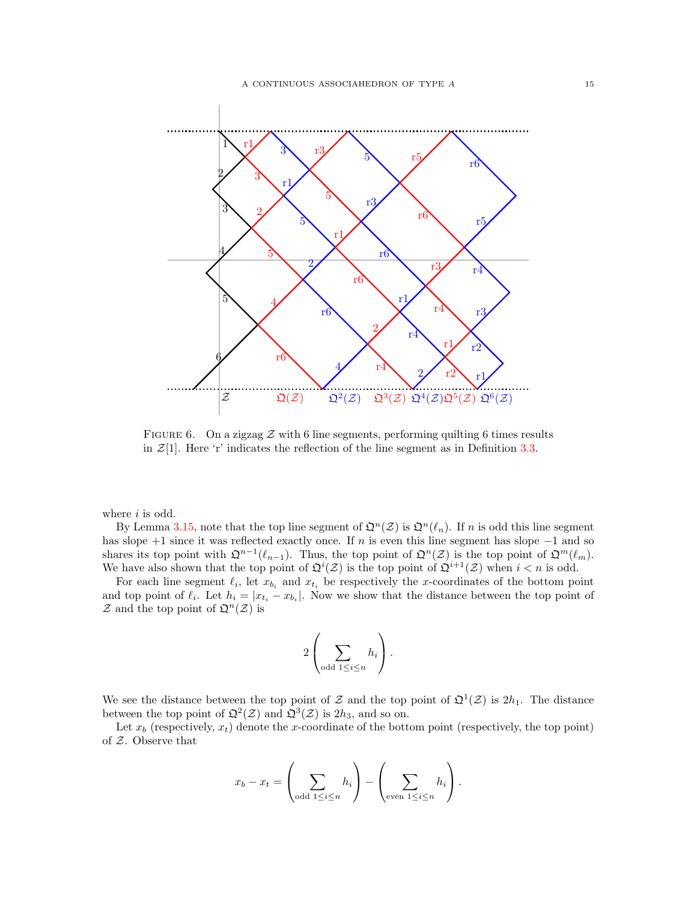FIGURE 6. On a zigzag $\mathcal{Z}$ with 6 line segments, performing quilting 6 times results in $\mathcal{Z}[1]$. Here 'r' indicates the reflection of the line segment as in Definition 3.3.

where $i$ is odd.

By Lemma 3.15, note that the top line segment of $\mathfrak{Q}^n(\mathcal{Z})$ is $\mathfrak{Q}^n(\ell_n)$. If $n$ is odd this line segment has slope $+1$ since it was reflected exactly once. If $n$ is even this line segment has slope $-1$ and so shares its top point with $\mathfrak{Q}^{n-1}(\ell_{n-1})$. Thus, the top point of $\mathfrak{Q}^n(\mathcal{Z})$ is the top point of $\mathfrak{Q}^m(\ell_m)$. We have also shown that the top point of $\mathfrak{Q}^i(\mathcal{Z})$ is the top point of $\mathfrak{Q}^{i+1}(\mathcal{Z})$ when $i < n$ is odd.

For each line segment $\ell_i$, let $x_{b_i}$ and $x_{t_i}$ be respectively the $x$-coordinates of the bottom point and top point of $\ell_i$. Let $h_i = |x_{t_i} - x_{b_i}|$. Now we show that the distance between the top point of $\mathcal{Z}$ and the top point of $\mathfrak{Q}^n(\mathcal{Z})$ is

$$2\left(\sum_{\text{odd } 1\leq i\leq n} h_i\right).$$

We see the distance between the top point of $\mathcal{Z}$ and the top point of $\mathfrak{Q}^1(\mathcal{Z})$ is $2h_1$. The distance between the top point of $\mathfrak{Q}^2(\mathcal{Z})$ and $\mathfrak{Q}^3(\mathcal{Z})$ is $2h_3$, and so on.

Let $x_b$ (respectively, $x_t$) denote the $x$-coordinate of the bottom point (respectively, the top point) of $\mathcal{Z}$. Observe that

$$x_b - x_t = \left(\sum_{\text{odd } 1\leq i\leq n} h_i\right) - \left(\sum_{\text{even } 1\leq i\leq n} h_i\right).$$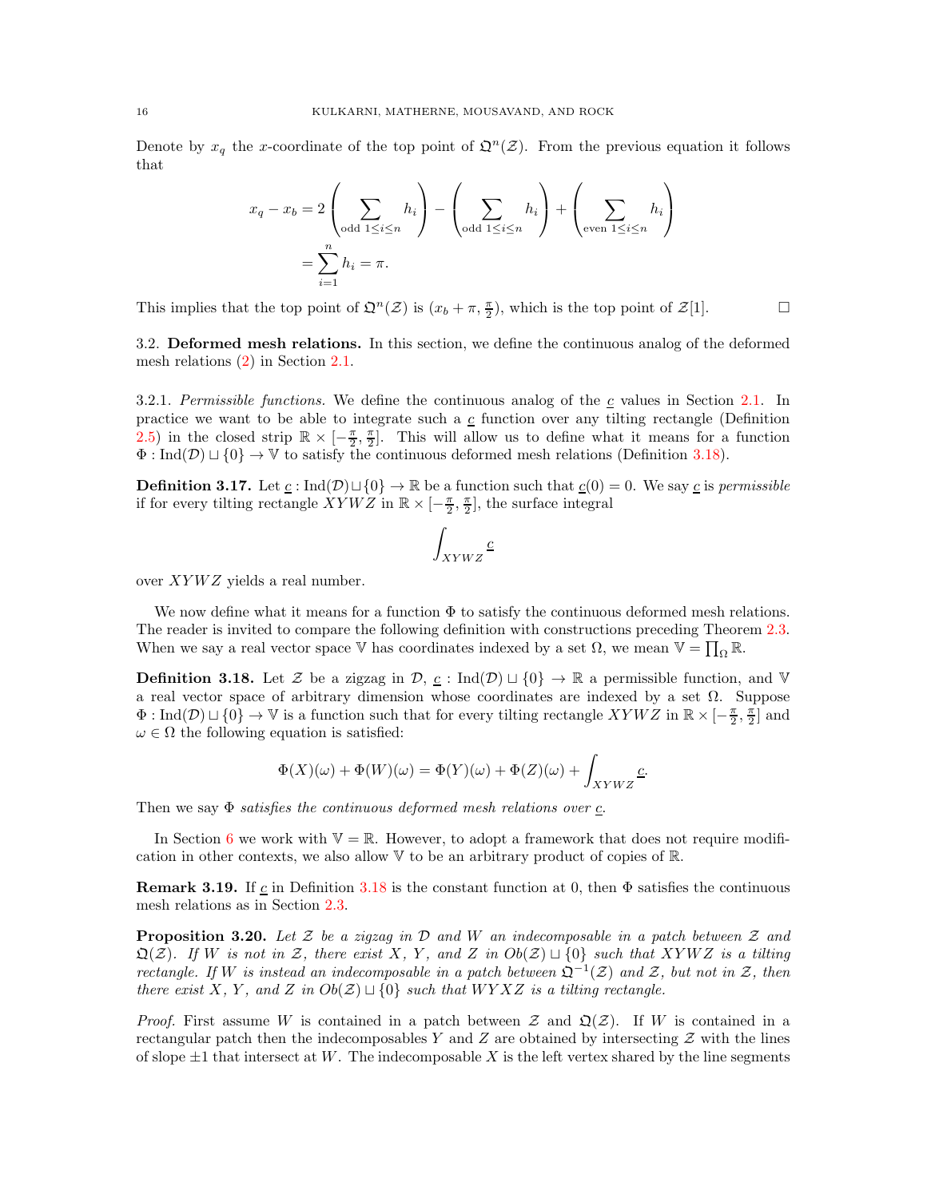Denote by $x_q$ the $x$-coordinate of the top point of $\mathfrak{Q}^n(\mathcal{Z})$. From the previous equation it follows that

$$\begin{aligned}
x_q - x_b &= 2\left(\sum_{\text{odd } 1\le i\le n} h_i\right) - \left(\sum_{\text{odd } 1\le i\le n} h_i\right) + \left(\sum_{\text{even } 1\le i\le n} h_i\right) \\
&= \sum_{i=1}^{n} h_i = \pi.
\end{aligned}$$

This implies that the top point of $\mathfrak{Q}^n(\mathcal{Z})$ is $(x_b + \pi, \frac{\pi}{2})$, which is the top point of $\mathcal{Z}[1]$. $\square$

### 3.2. Deformed mesh relations.

In this section, we define the continuous analog of the deformed mesh relations (2) in Section 2.1.

#### 3.2.1. *Permissible functions.*

We define the continuous analog of the $\underline{c}$ values in Section 2.1. In practice we want to be able to integrate such a $\underline{c}$ function over any tilting rectangle (Definition 2.5) in the closed strip $\mathbb{R}\times[-\frac{\pi}{2},\frac{\pi}{2}]$. This will allow us to define what it means for a function $\Phi : \mathrm{Ind}(\mathcal{D}) \sqcup \{0\} \to \mathbb{V}$ to satisfy the continuous deformed mesh relations (Definition 3.18).

**Definition 3.17.** Let $\underline{c} : \mathrm{Ind}(\mathcal{D}) \sqcup \{0\} \to \mathbb{R}$ be a function such that $\underline{c}(0) = 0$. We say $\underline{c}$ is *permissible* if for every tilting rectangle $XYWZ$ in $\mathbb{R}\times[-\frac{\pi}{2},\frac{\pi}{2}]$, the surface integral

$$\int_{XYWZ} \underline{c}$$

over $XYWZ$ yields a real number.

We now define what it means for a function $\Phi$ to satisfy the continuous deformed mesh relations. The reader is invited to compare the following definition with constructions preceding Theorem 2.3. When we say a real vector space $\mathbb{V}$ has coordinates indexed by a set $\Omega$, we mean $\mathbb{V} = \prod_{\Omega} \mathbb{R}$.

**Definition 3.18.** Let $\mathcal{Z}$ be a zigzag in $\mathcal{D}$, $\underline{c} : \mathrm{Ind}(\mathcal{D}) \sqcup \{0\} \to \mathbb{R}$ a permissible function, and $\mathbb{V}$ a real vector space of arbitrary dimension whose coordinates are indexed by a set $\Omega$. Suppose $\Phi : \mathrm{Ind}(\mathcal{D}) \sqcup \{0\} \to \mathbb{V}$ is a function such that for every tilting rectangle $XYWZ$ in $\mathbb{R}\times[-\frac{\pi}{2},\frac{\pi}{2}]$ and $\omega \in \Omega$ the following equation is satisfied:

$$\Phi(X)(\omega) + \Phi(W)(\omega) = \Phi(Y)(\omega) + \Phi(Z)(\omega) + \int_{XYWZ} \underline{c}.$$

Then we say $\Phi$ *satisfies the continuous deformed mesh relations over* $\underline{c}$.

In Section 6 we work with $\mathbb{V} = \mathbb{R}$. However, to adopt a framework that does not require modification in other contexts, we also allow $\mathbb{V}$ to be an arbitrary product of copies of $\mathbb{R}$.

**Remark 3.19.** If $\underline{c}$ in Definition 3.18 is the constant function at 0, then $\Phi$ satisfies the continuous mesh relations as in Section 2.3.

**Proposition 3.20.** *Let $\mathcal{Z}$ be a zigzag in $\mathcal{D}$ and $W$ an indecomposable in a patch between $\mathcal{Z}$ and $\mathfrak{Q}(\mathcal{Z})$. If $W$ is not in $\mathcal{Z}$, there exist $X$, $Y$, and $Z$ in $\mathrm{Ob}(\mathcal{Z}) \sqcup \{0\}$ such that $XYWZ$ is a tilting rectangle. If $W$ is instead an indecomposable in a patch between $\mathfrak{Q}^{-1}(\mathcal{Z})$ and $\mathcal{Z}$, but not in $\mathcal{Z}$, then there exist $X$, $Y$, and $Z$ in $\mathrm{Ob}(\mathcal{Z}) \sqcup \{0\}$ such that $WYXZ$ is a tilting rectangle.*

*Proof.* First assume $W$ is contained in a patch between $\mathcal{Z}$ and $\mathfrak{Q}(\mathcal{Z})$. If $W$ is contained in a rectangular patch then the indecomposables $Y$ and $Z$ are obtained by intersecting $\mathcal{Z}$ with the lines of slope $\pm 1$ that intersect at $W$. The indecomposable $X$ is the left vertex shared by the line segments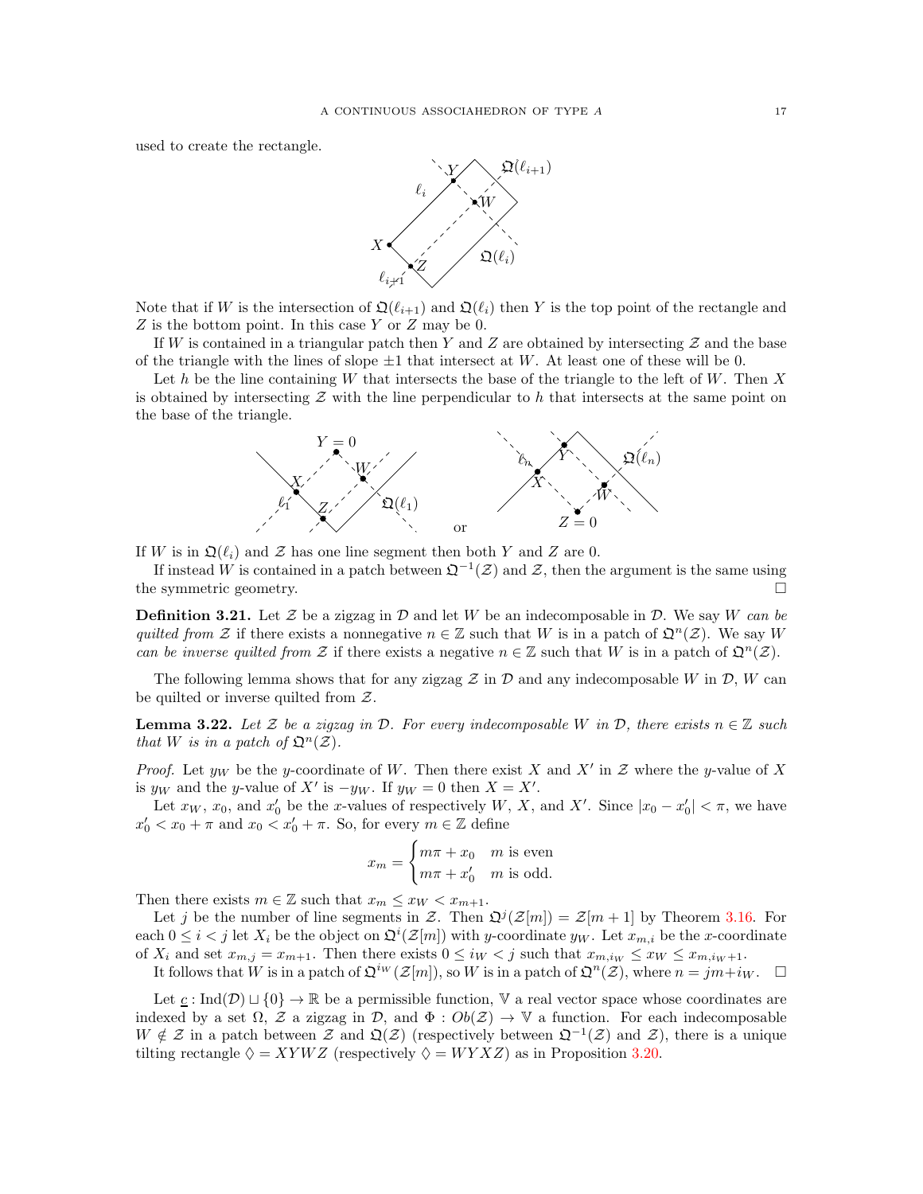used to create the rectangle.

Note that if $W$ is the intersection of $\mathfrak{Q}(\ell_{i+1})$ and $\mathfrak{Q}(\ell_i)$ then $Y$ is the top point of the rectangle and $Z$ is the bottom point. In this case $Y$ or $Z$ may be 0.

If $W$ is contained in a triangular patch then $Y$ and $Z$ are obtained by intersecting $\mathcal{Z}$ and the base of the triangle with the lines of slope $\pm 1$ that intersect at $W$. At least one of these will be 0.

Let $h$ be the line containing $W$ that intersects the base of the triangle to the left of $W$. Then $X$ is obtained by intersecting $\mathcal{Z}$ with the line perpendicular to $h$ that intersects at the same point on the base of the triangle.

If $W$ is in $\mathfrak{Q}(\ell_i)$ and $\mathcal{Z}$ has one line segment then both $Y$ and $Z$ are 0.

If instead $W$ is contained in a patch between $\mathfrak{Q}^{-1}(\mathcal{Z})$ and $\mathcal{Z}$, then the argument is the same using the symmetric geometry. □

**Definition 3.21.** Let $\mathcal{Z}$ be a zigzag in $\mathcal{D}$ and let $W$ be an indecomposable in $\mathcal{D}$. We say *$W$ can be quilted from $\mathcal{Z}$* if there exists a nonnegative $n \in \mathbb{Z}$ such that $W$ is in a patch of $\mathfrak{Q}^n(\mathcal{Z})$. We say *$W$ can be inverse quilted from $\mathcal{Z}$* if there exists a negative $n \in \mathbb{Z}$ such that $W$ is in a patch of $\mathfrak{Q}^n(\mathcal{Z})$.

The following lemma shows that for any zigzag $\mathcal{Z}$ in $\mathcal{D}$ and any indecomposable $W$ in $\mathcal{D}$, $W$ can be quilted or inverse quilted from $\mathcal{Z}$.

**Lemma 3.22.** *Let $\mathcal{Z}$ be a zigzag in $\mathcal{D}$. For every indecomposable $W$ in $\mathcal{D}$, there exists $n \in \mathbb{Z}$ such that $W$ is in a patch of $\mathfrak{Q}^n(\mathcal{Z})$.*

*Proof.* Let $y_W$ be the $y$-coordinate of $W$. Then there exist $X$ and $X'$ in $\mathcal{Z}$ where the $y$-value of $X$ is $y_W$ and the $y$-value of $X'$ is $-y_W$. If $y_W = 0$ then $X = X'$.

Let $x_W$, $x_0$, and $x'_0$ be the $x$-values of respectively $W$, $X$, and $X'$. Since $|x_0 - x'_0| < \pi$, we have $x'_0 < x_0 + \pi$ and $x_0 < x'_0 + \pi$. So, for every $m \in \mathbb{Z}$ define

$$x_m = \begin{cases} m\pi + x_0 & m \text{ is even} \\ m\pi + x'_0 & m \text{ is odd.} \end{cases}$$

Then there exists $m \in \mathbb{Z}$ such that $x_m \le x_W < x_{m+1}$.

Let $j$ be the number of line segments in $\mathcal{Z}$. Then $\mathfrak{Q}^j(\mathcal{Z}[m]) = \mathcal{Z}[m+1]$ by Theorem 3.16. For each $0 \le i < j$ let $X_i$ be the object on $\mathfrak{Q}^i(\mathcal{Z}[m])$ with $y$-coordinate $y_W$. Let $x_{m,i}$ be the $x$-coordinate of $X_i$ and set $x_{m,j} = x_{m+1}$. Then there exists $0 \le i_W < j$ such that $x_{m,i_W} \le x_W \le x_{m,i_W+1}$.

It follows that $W$ is in a patch of $\mathfrak{Q}^{i_W}(\mathcal{Z}[m])$, so $W$ is in a patch of $\mathfrak{Q}^n(\mathcal{Z})$, where $n = jm + i_W$. □

Let $\underline{c} : \mathrm{Ind}(\mathcal{D}) \sqcup \{0\} \to \mathbb{R}$ be a permissible function, $\mathbb{V}$ a real vector space whose coordinates are indexed by a set $\Omega$, $\mathcal{Z}$ a zigzag in $\mathcal{D}$, and $\Phi : Ob(\mathcal{Z}) \to \mathbb{V}$ a function. For each indecomposable $W \notin \mathcal{Z}$ in a patch between $\mathcal{Z}$ and $\mathfrak{Q}(\mathcal{Z})$ (respectively between $\mathfrak{Q}^{-1}(\mathcal{Z})$ and $\mathcal{Z}$), there is a unique tilting rectangle $\lozenge = XYWZ$ (respectively $\lozenge = WYXZ$) as in Proposition 3.20.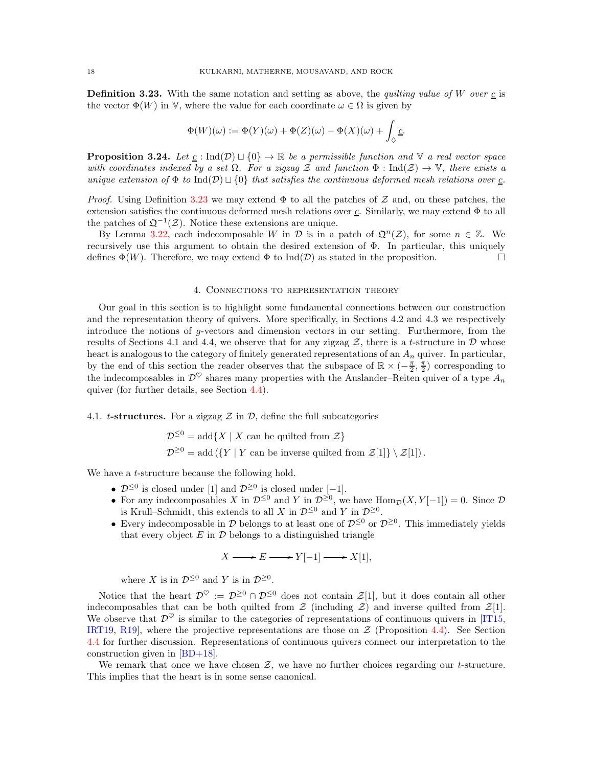**Definition 3.23.** With the same notation and setting as above, the *quilting value of $W$ over $\underline{c}$* is the vector $\Phi(W)$ in $\mathbb{V}$, where the value for each coordinate $\omega \in \Omega$ is given by

$$\Phi(W)(\omega) := \Phi(Y)(\omega) + \Phi(Z)(\omega) - \Phi(X)(\omega) + \int_{\Diamond} \underline{c}.$$

**Proposition 3.24.** *Let $\underline{c} : \mathrm{Ind}(\mathcal{D}) \sqcup \{0\} \to \mathbb{R}$ be a permissible function and $\mathbb{V}$ a real vector space with coordinates indexed by a set $\Omega$. For a zigzag $\mathcal{Z}$ and function $\Phi : \mathrm{Ind}(\mathcal{Z}) \to \mathbb{V}$, there exists a unique extension of $\Phi$ to $\mathrm{Ind}(\mathcal{D}) \sqcup \{0\}$ that satisfies the continuous deformed mesh relations over $\underline{c}$.*

*Proof.* Using Definition 3.23 we may extend $\Phi$ to all the patches of $\mathcal{Z}$ and, on these patches, the extension satisfies the continuous deformed mesh relations over $\underline{c}$. Similarly, we may extend $\Phi$ to all the patches of $\mathfrak{Q}^{-1}(\mathcal{Z})$. Notice these extensions are unique.

By Lemma 3.22, each indecomposable $W$ in $\mathcal{D}$ is in a patch of $\mathfrak{Q}^n(\mathcal{Z})$, for some $n \in \mathbb{Z}$. We recursively use this argument to obtain the desired extension of $\Phi$. In particular, this uniquely defines $\Phi(W)$. Therefore, we may extend $\Phi$ to $\mathrm{Ind}(\mathcal{D})$ as stated in the proposition. $\square$

## 4. Connections to representation theory

Our goal in this section is to highlight some fundamental connections between our construction and the representation theory of quivers. More specifically, in Sections 4.2 and 4.3 we respectively introduce the notions of $g$-vectors and dimension vectors in our setting. Furthermore, from the results of Sections 4.1 and 4.4, we observe that for any zigzag $\mathcal{Z}$, there is a $t$-structure in $\mathcal{D}$ whose heart is analogous to the category of finitely generated representations of an $A_n$ quiver. In particular, by the end of this section the reader observes that the subspace of $\mathbb{R} \times (-\frac{\pi}{2}, \frac{\pi}{2})$ corresponding to the indecomposables in $\mathcal{D}^\heartsuit$ shares many properties with the Auslander–Reiten quiver of a type $A_n$ quiver (for further details, see Section 4.4).

### 4.1. $t$-structures.

For a zigzag $\mathcal{Z}$ in $\mathcal{D}$, define the full subcategories

$$\mathcal{D}^{\leq 0} = \mathrm{add}\{X \mid X \text{ can be quilted from } \mathcal{Z}\}$$
$$\mathcal{D}^{\geq 0} = \mathrm{add}\left(\{Y \mid Y \text{ can be inverse quilted from } \mathcal{Z}[1]\} \setminus \mathcal{Z}[1]\right).$$

We have a $t$-structure because the following hold.

- $\mathcal{D}^{\leq 0}$ is closed under $[1]$ and $\mathcal{D}^{\geq 0}$ is closed under $[-1]$.
- For any indecomposables $X$ in $\mathcal{D}^{\leq 0}$ and $Y$ in $\mathcal{D}^{\geq 0}$, we have $\mathrm{Hom}_{\mathcal{D}}(X, Y[-1]) = 0$. Since $\mathcal{D}$ is Krull–Schmidt, this extends to all $X$ in $\mathcal{D}^{\leq 0}$ and $Y$ in $\mathcal{D}^{\geq 0}$.
- Every indecomposable in $\mathcal{D}$ belongs to at least one of $\mathcal{D}^{\leq 0}$ or $\mathcal{D}^{\geq 0}$. This immediately yields that every object $E$ in $\mathcal{D}$ belongs to a distinguished triangle

$$X \longrightarrow E \longrightarrow Y[-1] \longrightarrow X[1],$$

  where $X$ is in $\mathcal{D}^{\leq 0}$ and $Y$ is in $\mathcal{D}^{\geq 0}$.

Notice that the heart $\mathcal{D}^\heartsuit := \mathcal{D}^{\geq 0} \cap \mathcal{D}^{\leq 0}$ does not contain $\mathcal{Z}[1]$, but it does contain all other indecomposables that can be both quilted from $\mathcal{Z}$ (including $\mathcal{Z}$) and inverse quilted from $\mathcal{Z}[1]$. We observe that $\mathcal{D}^\heartsuit$ is similar to the categories of representations of continuous quivers in [IT15, IRT19, R19], where the projective representations are those on $\mathcal{Z}$ (Proposition 4.4). See Section 4.4 for further discussion. Representations of continuous quivers connect our interpretation to the construction given in [BD+18].

We remark that once we have chosen $\mathcal{Z}$, we have no further choices regarding our $t$-structure. This implies that the heart is in some sense canonical.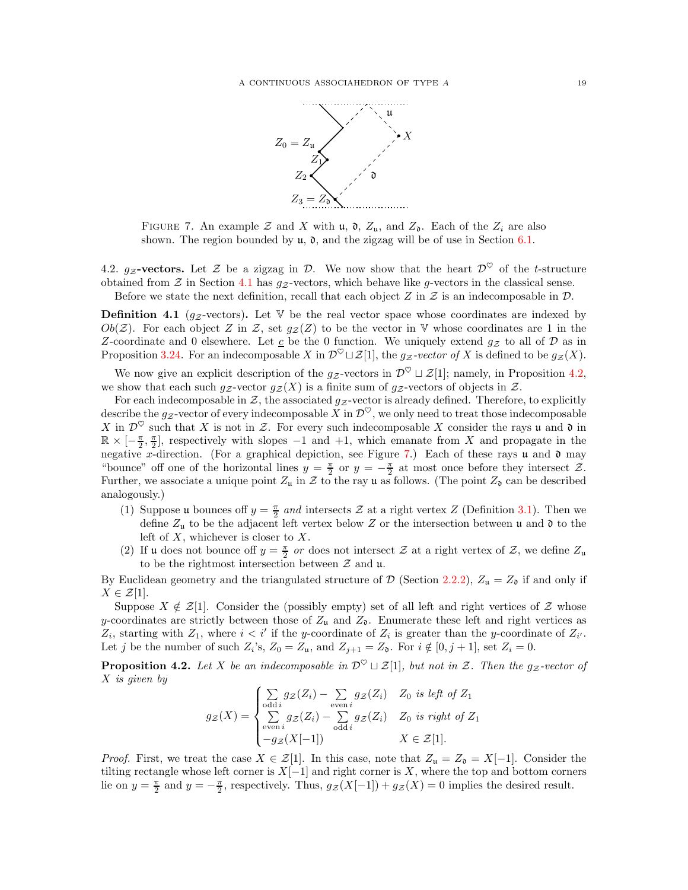FIGURE 7. An example $\mathcal{Z}$ and $X$ with $\mathfrak{u}$, $\mathfrak{d}$, $Z_{\mathfrak{u}}$, and $Z_{\mathfrak{d}}$. Each of the $Z_i$ are also shown. The region bounded by $\mathfrak{u}$, $\mathfrak{d}$, and the zigzag will be of use in Section 6.1.

4.2. $g_{\mathcal{Z}}$**-vectors.** Let $\mathcal{Z}$ be a zigzag in $\mathcal{D}$. We now show that the heart $\mathcal{D}^{\heartsuit}$ of the $t$-structure obtained from $\mathcal{Z}$ in Section 4.1 has $g_{\mathcal{Z}}$-vectors, which behave like $g$-vectors in the classical sense.

Before we state the next definition, recall that each object $Z$ in $\mathcal{Z}$ is an indecomposable in $\mathcal{D}$.

**Definition 4.1** ($g_{\mathcal{Z}}$-vectors)**.** Let $\mathbb{V}$ be the real vector space whose coordinates are indexed by $Ob(\mathcal{Z})$. For each object $Z$ in $\mathcal{Z}$, set $g_{\mathcal{Z}}(Z)$ to be the vector in $\mathbb{V}$ whose coordinates are 1 in the $Z$-coordinate and 0 elsewhere. Let $\underline{c}$ be the 0 function. We uniquely extend $g_{\mathcal{Z}}$ to all of $\mathcal{D}$ as in Proposition 3.24. For an indecomposable $X$ in $\mathcal{D}^{\heartsuit} \sqcup \mathcal{Z}[1]$, the *$g_{\mathcal{Z}}$-vector of* $X$ is defined to be $g_{\mathcal{Z}}(X)$.

We now give an explicit description of the $g_{\mathcal{Z}}$-vectors in $\mathcal{D}^{\heartsuit} \sqcup \mathcal{Z}[1]$; namely, in Proposition 4.2, we show that each such $g_{\mathcal{Z}}$-vector $g_{\mathcal{Z}}(X)$ is a finite sum of $g_{\mathcal{Z}}$-vectors of objects in $\mathcal{Z}$.

For each indecomposable in $\mathcal{Z}$, the associated $g_{\mathcal{Z}}$-vector is already defined. Therefore, to explicitly describe the $g_{\mathcal{Z}}$-vector of every indecomposable $X$ in $\mathcal{D}^{\heartsuit}$, we only need to treat those indecomposable $X$ in $\mathcal{D}^{\heartsuit}$ such that $X$ is not in $\mathcal{Z}$. For every such indecomposable $X$ consider the rays $\mathfrak{u}$ and $\mathfrak{d}$ in $\mathbb{R} \times [-\frac{\pi}{2}, \frac{\pi}{2}]$, respectively with slopes $-1$ and $+1$, which emanate from $X$ and propagate in the negative $x$-direction. (For a graphical depiction, see Figure 7.) Each of these rays $\mathfrak{u}$ and $\mathfrak{d}$ may "bounce" off one of the horizontal lines $y = \frac{\pi}{2}$ or $y = -\frac{\pi}{2}$ at most once before they intersect $\mathcal{Z}$. Further, we associate a unique point $Z_{\mathfrak{u}}$ in $\mathcal{Z}$ to the ray $\mathfrak{u}$ as follows. (The point $Z_{\mathfrak{d}}$ can be described analogously.)

1. Suppose $\mathfrak{u}$ bounces off $y = \frac{\pi}{2}$ *and* intersects $\mathcal{Z}$ at a right vertex $Z$ (Definition 3.1). Then we define $Z_{\mathfrak{u}}$ to be the adjacent left vertex below $Z$ or the intersection between $\mathfrak{u}$ and $\mathfrak{d}$ to the left of $X$, whichever is closer to $X$.
2. If $\mathfrak{u}$ does not bounce off $y = \frac{\pi}{2}$ *or* does not intersect $\mathcal{Z}$ at a right vertex of $\mathcal{Z}$, we define $Z_{\mathfrak{u}}$ to be the rightmost intersection between $\mathcal{Z}$ and $\mathfrak{u}$.

By Euclidean geometry and the triangulated structure of $\mathcal{D}$ (Section 2.2.2), $Z_{\mathfrak{u}} = Z_{\mathfrak{d}}$ if and only if $X \in \mathcal{Z}[1]$.

Suppose $X \notin \mathcal{Z}[1]$. Consider the (possibly empty) set of all left and right vertices of $\mathcal{Z}$ whose $y$-coordinates are strictly between those of $Z_{\mathfrak{u}}$ and $Z_{\mathfrak{d}}$. Enumerate these left and right vertices as $Z_i$, starting with $Z_1$, where $i < i'$ if the $y$-coordinate of $Z_i$ is greater than the $y$-coordinate of $Z_{i'}$. Let $j$ be the number of such $Z_i$'s, $Z_0 = Z_{\mathfrak{u}}$, and $Z_{j+1} = Z_{\mathfrak{d}}$. For $i \notin [0, j+1]$, set $Z_i = 0$.

**Proposition 4.2.** *Let $X$ be an indecomposable in $\mathcal{D}^{\heartsuit} \sqcup \mathcal{Z}[1]$, but not in $\mathcal{Z}$. Then the $g_{\mathcal{Z}}$-vector of $X$ is given by*

$$g_{\mathcal{Z}}(X) = \begin{cases} \sum\limits_{\text{odd } i} g_{\mathcal{Z}}(Z_i) - \sum\limits_{\text{even } i} g_{\mathcal{Z}}(Z_i) & Z_0 \text{ is left of } Z_1 \\ \sum\limits_{\text{even } i} g_{\mathcal{Z}}(Z_i) - \sum\limits_{\text{odd } i} g_{\mathcal{Z}}(Z_i) & Z_0 \text{ is right of } Z_1 \\ -g_{\mathcal{Z}}(X[-1]) & X \in \mathcal{Z}[1]. \end{cases}$$

*Proof.* First, we treat the case $X \in \mathcal{Z}[1]$. In this case, note that $Z_{\mathfrak{u}} = Z_{\mathfrak{d}} = X[-1]$. Consider the tilting rectangle whose left corner is $X[-1]$ and right corner is $X$, where the top and bottom corners lie on $y = \frac{\pi}{2}$ and $y = -\frac{\pi}{2}$, respectively. Thus, $g_{\mathcal{Z}}(X[-1]) + g_{\mathcal{Z}}(X) = 0$ implies the desired result.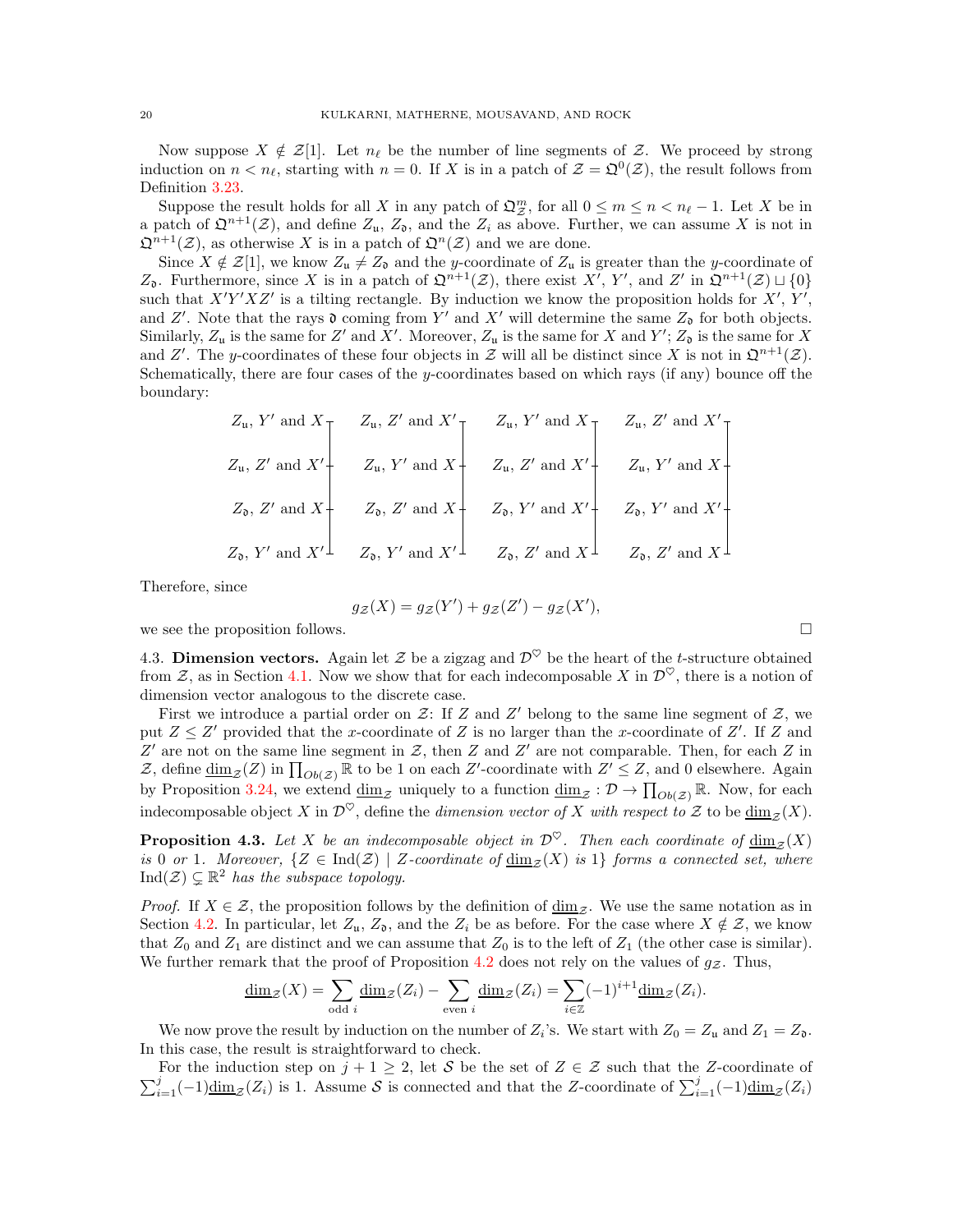Now suppose $X \notin \mathcal{Z}[1]$. Let $n_\ell$ be the number of line segments of $\mathcal{Z}$. We proceed by strong induction on $n < n_\ell$, starting with $n = 0$. If $X$ is in a patch of $\mathcal{Z} = \mathfrak{O}^0(\mathcal{Z})$, the result follows from Definition 3.23.

Suppose the result holds for all $X$ in any patch of $\mathfrak{O}^m_{\mathcal{Z}}$, for all $0 \leq m \leq n < n_\ell - 1$. Let $X$ be in a patch of $\mathfrak{O}^{n+1}(\mathcal{Z})$, and define $Z_{\mathfrak{u}}$, $Z_{\mathfrak{d}}$, and the $Z_i$ as above. Further, we can assume $X$ is not in $\mathfrak{O}^{n+1}(\mathcal{Z})$, as otherwise $X$ is in a patch of $\mathfrak{O}^n(\mathcal{Z})$ and we are done.

Since $X \notin \mathcal{Z}[1]$, we know $Z_{\mathfrak{u}} \neq Z_{\mathfrak{d}}$ and the $y$-coordinate of $Z_{\mathfrak{u}}$ is greater than the $y$-coordinate of $Z_{\mathfrak{d}}$. Furthermore, since $X$ is in a patch of $\mathfrak{O}^{n+1}(\mathcal{Z})$, there exist $X'$, $Y'$, and $Z'$ in $\mathfrak{O}^{n+1}(\mathcal{Z}) \sqcup \{0\}$ such that $X'Y'XZ'$ is a tilting rectangle. By induction we know the proposition holds for $X'$, $Y'$, and $Z'$. Note that the rays $\mathfrak{d}$ coming from $Y'$ and $X'$ will determine the same $Z_{\mathfrak{d}}$ for both objects. Similarly, $Z_{\mathfrak{u}}$ is the same for $Z'$ and $X'$. Moreover, $Z_{\mathfrak{u}}$ is the same for $X$ and $Y'$; $Z_{\mathfrak{d}}$ is the same for $X$ and $Z'$. The $y$-coordinates of these four objects in $\mathcal{Z}$ will all be distinct since $X$ is not in $\mathfrak{O}^{n+1}(\mathcal{Z})$. Schematically, there are four cases of the $y$-coordinates based on which rays (if any) bounce off the boundary:

| | | | |
|---|---|---|---|
| $Z_{\mathfrak{u}}$, $Y'$ and $X$ | $Z_{\mathfrak{u}}$, $Z'$ and $X'$ | $Z_{\mathfrak{u}}$, $Y'$ and $X$ | $Z_{\mathfrak{u}}$, $Z'$ and $X'$ |
| $Z_{\mathfrak{u}}$, $Z'$ and $X'$ | $Z_{\mathfrak{u}}$, $Y'$ and $X$ | $Z_{\mathfrak{u}}$, $Z'$ and $X'$ | $Z_{\mathfrak{u}}$, $Y'$ and $X$ |
| $Z_{\mathfrak{d}}$, $Z'$ and $X$ | $Z_{\mathfrak{d}}$, $Z'$ and $X$ | $Z_{\mathfrak{d}}$, $Y'$ and $X'$ | $Z_{\mathfrak{d}}$, $Y'$ and $X'$ |
| $Z_{\mathfrak{d}}$, $Y'$ and $X'$ | $Z_{\mathfrak{d}}$, $Y'$ and $X'$ | $Z_{\mathfrak{d}}$, $Z'$ and $X$ | $Z_{\mathfrak{d}}$, $Z'$ and $X$ |

Therefore, since

$$g_{\mathcal{Z}}(X) = g_{\mathcal{Z}}(Y') + g_{\mathcal{Z}}(Z') - g_{\mathcal{Z}}(X'),$$

we see the proposition follows. $\square$

## 4.3. Dimension vectors.

Again let $\mathcal{Z}$ be a zigzag and $\mathcal{D}^{\heartsuit}$ be the heart of the $t$-structure obtained from $\mathcal{Z}$, as in Section 4.1. Now we show that for each indecomposable $X$ in $\mathcal{D}^{\heartsuit}$, there is a notion of dimension vector analogous to the discrete case.

First we introduce a partial order on $\mathcal{Z}$: If $Z$ and $Z'$ belong to the same line segment of $\mathcal{Z}$, we put $Z \leq Z'$ provided that the $x$-coordinate of $Z$ is no larger than the $x$-coordinate of $Z'$. If $Z$ and $Z'$ are not on the same line segment in $\mathcal{Z}$, then $Z$ and $Z'$ are not comparable. Then, for each $Z$ in $\mathcal{Z}$, define $\underline{\dim}_{\mathcal{Z}}(Z)$ in $\prod_{Ob(\mathcal{Z})} \mathbb{R}$ to be 1 on each $Z'$-coordinate with $Z' \leq Z$, and 0 elsewhere. Again by Proposition 3.24, we extend $\underline{\dim}_{\mathcal{Z}}$ uniquely to a function $\underline{\dim}_{\mathcal{Z}} : \mathcal{D} \to \prod_{Ob(\mathcal{Z})} \mathbb{R}$. Now, for each indecomposable object $X$ in $\mathcal{D}^{\heartsuit}$, define the *dimension vector of $X$ with respect to $\mathcal{Z}$* to be $\underline{\dim}_{\mathcal{Z}}(X)$.

**Proposition 4.3.** *Let $X$ be an indecomposable object in $\mathcal{D}^{\heartsuit}$. Then each coordinate of $\underline{\dim}_{\mathcal{Z}}(X)$ is 0 or 1. Moreover, $\{Z \in \operatorname{Ind}(\mathcal{Z}) \mid Z\text{-coordinate of } \underline{\dim}_{\mathcal{Z}}(X) \text{ is } 1\}$ forms a connected set, where $\operatorname{Ind}(\mathcal{Z}) \subsetneq \mathbb{R}^2$ has the subspace topology.*

*Proof.* If $X \in \mathcal{Z}$, the proposition follows by the definition of $\underline{\dim}_{\mathcal{Z}}$. We use the same notation as in Section 4.2. In particular, let $Z_{\mathfrak{u}}$, $Z_{\mathfrak{d}}$, and the $Z_i$ be as before. For the case where $X \notin \mathcal{Z}$, we know that $Z_0$ and $Z_1$ are distinct and we can assume that $Z_0$ is to the left of $Z_1$ (the other case is similar). We further remark that the proof of Proposition 4.2 does not rely on the values of $g_{\mathcal{Z}}$. Thus,

$$\underline{\dim}_{\mathcal{Z}}(X) = \sum_{\text{odd } i} \underline{\dim}_{\mathcal{Z}}(Z_i) - \sum_{\text{even } i} \underline{\dim}_{\mathcal{Z}}(Z_i) = \sum_{i \in \mathbb{Z}} (-1)^{i+1} \underline{\dim}_{\mathcal{Z}}(Z_i).$$

We now prove the result by induction on the number of $Z_i$'s. We start with $Z_0 = Z_{\mathfrak{u}}$ and $Z_1 = Z_{\mathfrak{d}}$. In this case, the result is straightforward to check.

For the induction step on $j + 1 \geq 2$, let $\mathcal{S}$ be the set of $Z \in \mathcal{Z}$ such that the $Z$-coordinate of $\sum_{i=1}^{j} (-1)\underline{\dim}_{\mathcal{Z}}(Z_i)$ is 1. Assume $\mathcal{S}$ is connected and that the $Z$-coordinate of $\sum_{i=1}^{j} (-1)\underline{\dim}_{\mathcal{Z}}(Z_i)$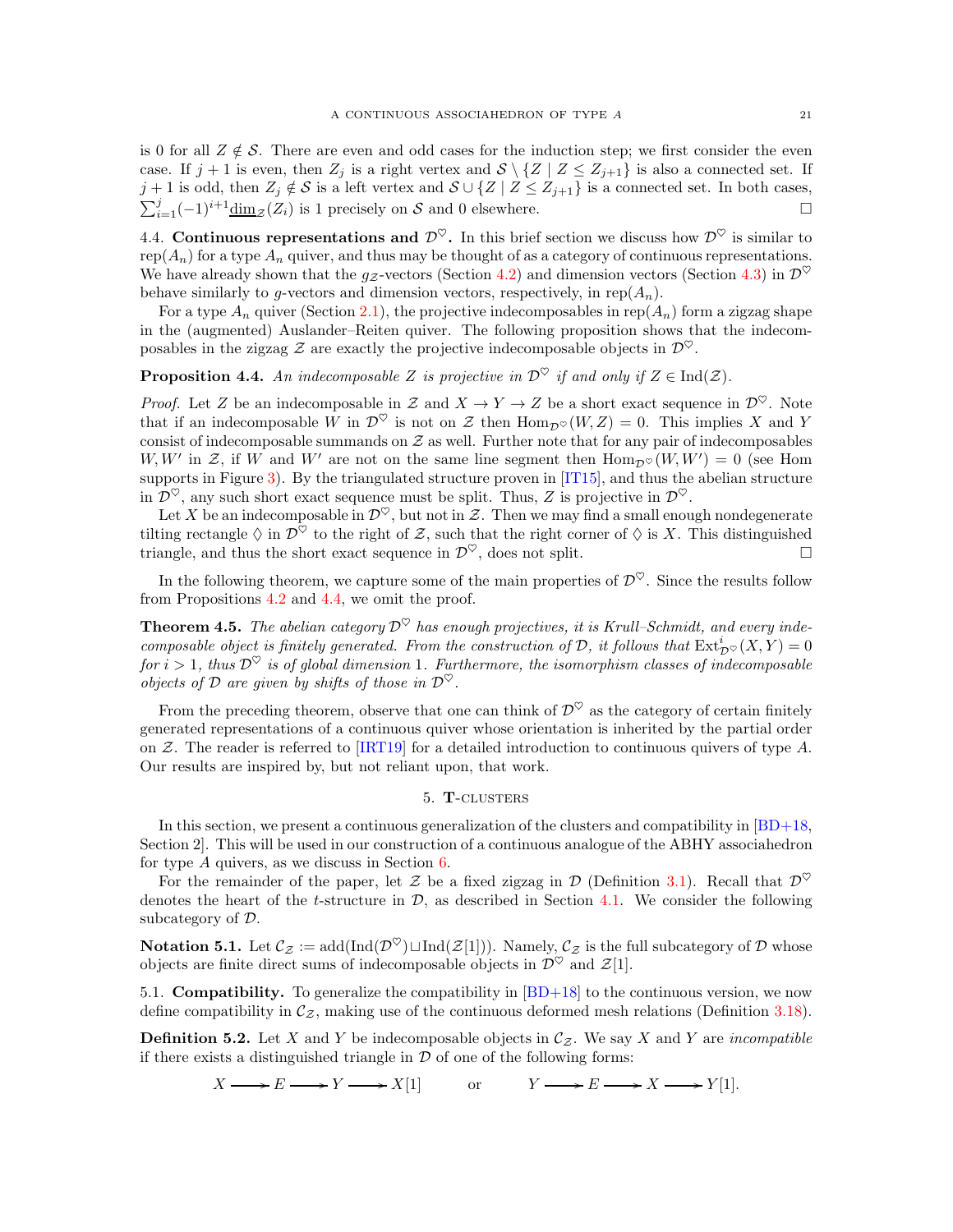is 0 for all $Z \notin \mathcal{S}$. There are even and odd cases for the induction step; we first consider the even case. If $j+1$ is even, then $Z_j$ is a right vertex and $\mathcal{S} \setminus \{Z \mid Z \leq Z_{j+1}\}$ is also a connected set. If $j+1$ is odd, then $Z_j \notin \mathcal{S}$ is a left vertex and $\mathcal{S} \cup \{Z \mid Z \leq Z_{j+1}\}$ is a connected set. In both cases, $\sum_{i=1}^{j}(-1)^{i+1}\underline{\dim}_{\mathcal{Z}}(Z_i)$ is 1 precisely on $\mathcal{S}$ and 0 elsewhere. □

4.4. **Continuous representations and $\mathcal{D}^\heartsuit$.** In this brief section we discuss how $\mathcal{D}^\heartsuit$ is similar to $\text{rep}(A_n)$ for a type $A_n$ quiver, and thus may be thought of as a category of continuous representations. We have already shown that the $g_{\mathcal{Z}}$-vectors (Section 4.2) and dimension vectors (Section 4.3) in $\mathcal{D}^\heartsuit$ behave similarly to $g$-vectors and dimension vectors, respectively, in $\text{rep}(A_n)$.

For a type $A_n$ quiver (Section 2.1), the projective indecomposables in $\text{rep}(A_n)$ form a zigzag shape in the (augmented) Auslander–Reiten quiver. The following proposition shows that the indecomposables in the zigzag $\mathcal{Z}$ are exactly the projective indecomposable objects in $\mathcal{D}^\heartsuit$.

**Proposition 4.4.** *An indecomposable $Z$ is projective in $\mathcal{D}^\heartsuit$ if and only if $Z \in \text{Ind}(\mathcal{Z})$.*

*Proof.* Let $Z$ be an indecomposable in $\mathcal{Z}$ and $X \to Y \to Z$ be a short exact sequence in $\mathcal{D}^\heartsuit$. Note that if an indecomposable $W$ in $\mathcal{D}^\heartsuit$ is not on $\mathcal{Z}$ then $\text{Hom}_{\mathcal{D}^\heartsuit}(W, Z) = 0$. This implies $X$ and $Y$ consist of indecomposable summands on $\mathcal{Z}$ as well. Further note that for any pair of indecomposables $W, W'$ in $\mathcal{Z}$, if $W$ and $W'$ are not on the same line segment then $\text{Hom}_{\mathcal{D}^\heartsuit}(W, W') = 0$ (see Hom supports in Figure 3). By the triangulated structure proven in [IT15], and thus the abelian structure in $\mathcal{D}^\heartsuit$, any such short exact sequence must be split. Thus, $Z$ is projective in $\mathcal{D}^\heartsuit$.

Let $X$ be an indecomposable in $\mathcal{D}^\heartsuit$, but not in $\mathcal{Z}$. Then we may find a small enough nondegenerate tilting rectangle $\lozenge$ in $\mathcal{D}^\heartsuit$ to the right of $\mathcal{Z}$, such that the right corner of $\lozenge$ is $X$. This distinguished triangle, and thus the short exact sequence in $\mathcal{D}^\heartsuit$, does not split. □

In the following theorem, we capture some of the main properties of $\mathcal{D}^\heartsuit$. Since the results follow from Propositions 4.2 and 4.4, we omit the proof.

**Theorem 4.5.** *The abelian category $\mathcal{D}^\heartsuit$ has enough projectives, it is Krull–Schmidt, and every indecomposable object is finitely generated. From the construction of $\mathcal{D}$, it follows that $\text{Ext}^i_{\mathcal{D}^\heartsuit}(X, Y) = 0$ for $i > 1$, thus $\mathcal{D}^\heartsuit$ is of global dimension 1. Furthermore, the isomorphism classes of indecomposable objects of $\mathcal{D}$ are given by shifts of those in $\mathcal{D}^\heartsuit$.*

From the preceding theorem, observe that one can think of $\mathcal{D}^\heartsuit$ as the category of certain finitely generated representations of a continuous quiver whose orientation is inherited by the partial order on $\mathcal{Z}$. The reader is referred to [IRT19] for a detailed introduction to continuous quivers of type $A$. Our results are inspired by, but not reliant upon, that work.

## 5. T-clusters

In this section, we present a continuous generalization of the clusters and compatibility in [BD+18, Section 2]. This will be used in our construction of a continuous analogue of the ABHY associahedron for type $A$ quivers, as we discuss in Section 6.

For the remainder of the paper, let $\mathcal{Z}$ be a fixed zigzag in $\mathcal{D}$ (Definition 3.1). Recall that $\mathcal{D}^\heartsuit$ denotes the heart of the $t$-structure in $\mathcal{D}$, as described in Section 4.1. We consider the following subcategory of $\mathcal{D}$.

**Notation 5.1.** Let $\mathcal{C}_{\mathcal{Z}} := \text{add}(\text{Ind}(\mathcal{D}^\heartsuit) \sqcup \text{Ind}(\mathcal{Z}[1]))$. Namely, $\mathcal{C}_{\mathcal{Z}}$ is the full subcategory of $\mathcal{D}$ whose objects are finite direct sums of indecomposable objects in $\mathcal{D}^\heartsuit$ and $\mathcal{Z}[1]$.

5.1. **Compatibility.** To generalize the compatibility in [BD+18] to the continuous version, we now define compatibility in $\mathcal{C}_{\mathcal{Z}}$, making use of the continuous deformed mesh relations (Definition 3.18).

**Definition 5.2.** Let $X$ and $Y$ be indecomposable objects in $\mathcal{C}_{\mathcal{Z}}$. We say $X$ and $Y$ are *incompatible* if there exists a distinguished triangle in $\mathcal{D}$ of one of the following forms:

$$X \longrightarrow E \longrightarrow Y \longrightarrow X[1] \qquad \text{or} \qquad Y \longrightarrow E \longrightarrow X \longrightarrow Y[1].$$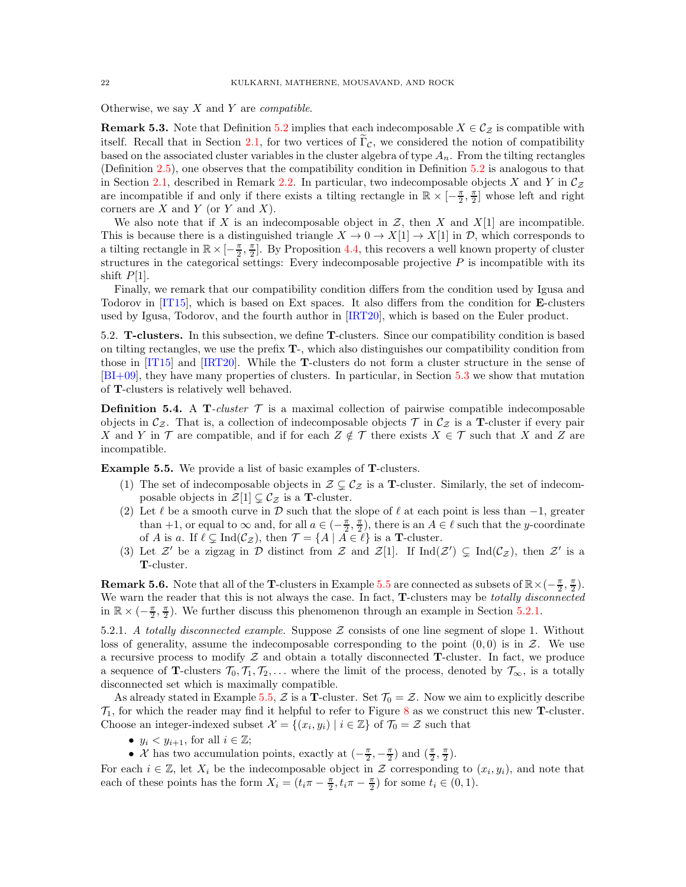Otherwise, we say $X$ and $Y$ are *compatible*.

**Remark 5.3.** Note that Definition 5.2 implies that each indecomposable $X \in \mathcal{C}_{\mathcal{Z}}$ is compatible with itself. Recall that in Section 2.1, for two vertices of $\widetilde{\Gamma}_{\mathcal{C}}$, we considered the notion of compatibility based on the associated cluster variables in the cluster algebra of type $A_n$. From the tilting rectangles (Definition 2.5), one observes that the compatibility condition in Definition 5.2 is analogous to that in Section 2.1, described in Remark 2.2. In particular, two indecomposable objects $X$ and $Y$ in $\mathcal{C}_{\mathcal{Z}}$ are incompatible if and only if there exists a tilting rectangle in $\mathbb{R} \times [-\frac{\pi}{2}, \frac{\pi}{2}]$ whose left and right corners are $X$ and $Y$ (or $Y$ and $X$).

We also note that if $X$ is an indecomposable object in $\mathcal{Z}$, then $X$ and $X[1]$ are incompatible. This is because there is a distinguished triangle $X \to 0 \to X[1] \to X[1]$ in $\mathcal{D}$, which corresponds to a tilting rectangle in $\mathbb{R} \times [-\frac{\pi}{2}, \frac{\pi}{2}]$. By Proposition 4.4, this recovers a well known property of cluster structures in the categorical settings: Every indecomposable projective $P$ is incompatible with its shift $P[1]$.

Finally, we remark that our compatibility condition differs from the condition used by Igusa and Todorov in [IT15], which is based on Ext spaces. It also differs from the condition for **E**-clusters used by Igusa, Todorov, and the fourth author in [IRT20], which is based on the Euler product.

## 5.2. T-clusters.

In this subsection, we define **T**-clusters. Since our compatibility condition is based on tilting rectangles, we use the prefix **T**-, which also distinguishes our compatibility condition from those in [IT15] and [IRT20]. While the **T**-clusters do not form a cluster structure in the sense of [BI+09], they have many properties of clusters. In particular, in Section 5.3 we show that mutation of **T**-clusters is relatively well behaved.

**Definition 5.4.** A **T**-*cluster* $\mathcal{T}$ is a maximal collection of pairwise compatible indecomposable objects in $\mathcal{C}_{\mathcal{Z}}$. That is, a collection of indecomposable objects $\mathcal{T}$ in $\mathcal{C}_{\mathcal{Z}}$ is a **T**-cluster if every pair $X$ and $Y$ in $\mathcal{T}$ are compatible, and if for each $Z \notin \mathcal{T}$ there exists $X \in \mathcal{T}$ such that $X$ and $Z$ are incompatible.

**Example 5.5.** We provide a list of basic examples of **T**-clusters.

1. The set of indecomposable objects in $\mathcal{Z} \subsetneq \mathcal{C}_{\mathcal{Z}}$ is a **T**-cluster. Similarly, the set of indecomposable objects in $\mathcal{Z}[1] \subsetneq \mathcal{C}_{\mathcal{Z}}$ is a **T**-cluster.
2. Let $\ell$ be a smooth curve in $\mathcal{D}$ such that the slope of $\ell$ at each point is less than $-1$, greater than $+1$, or equal to $\infty$ and, for all $a \in (-\frac{\pi}{2}, \frac{\pi}{2})$, there is an $A \in \ell$ such that the $y$-coordinate of $A$ is $a$. If $\ell \subsetneq \operatorname{Ind}(\mathcal{C}_{\mathcal{Z}})$, then $\mathcal{T} = \{A \mid A \in \ell\}$ is a **T**-cluster.
3. Let $\mathcal{Z}'$ be a zigzag in $\mathcal{D}$ distinct from $\mathcal{Z}$ and $\mathcal{Z}[1]$. If $\operatorname{Ind}(\mathcal{Z}') \subsetneq \operatorname{Ind}(\mathcal{C}_{\mathcal{Z}})$, then $\mathcal{Z}'$ is a **T**-cluster.

**Remark 5.6.** Note that all of the **T**-clusters in Example 5.5 are connected as subsets of $\mathbb{R} \times (-\frac{\pi}{2}, \frac{\pi}{2})$. We warn the reader that this is not always the case. In fact, **T**-clusters may be *totally disconnected* in $\mathbb{R} \times (-\frac{\pi}{2}, \frac{\pi}{2})$. We further discuss this phenomenon through an example in Section 5.2.1.

### 5.2.1. *A totally disconnected example.*

Suppose $\mathcal{Z}$ consists of one line segment of slope 1. Without loss of generality, assume the indecomposable corresponding to the point $(0, 0)$ is in $\mathcal{Z}$. We use a recursive process to modify $\mathcal{Z}$ and obtain a totally disconnected **T**-cluster. In fact, we produce a sequence of **T**-clusters $\mathcal{T}_0, \mathcal{T}_1, \mathcal{T}_2, \ldots$ where the limit of the process, denoted by $\mathcal{T}_\infty$, is a totally disconnected set which is maximally compatible.

As already stated in Example 5.5, $\mathcal{Z}$ is a **T**-cluster. Set $\mathcal{T}_0 = \mathcal{Z}$. Now we aim to explicitly describe $\mathcal{T}_1$, for which the reader may find it helpful to refer to Figure 8 as we construct this new **T**-cluster. Choose an integer-indexed subset $\mathcal{X} = \{(x_i, y_i) \mid i \in \mathbb{Z}\}$ of $\mathcal{T}_0 = \mathcal{Z}$ such that

- $y_i < y_{i+1}$, for all $i \in \mathbb{Z}$;
- $\mathcal{X}$ has two accumulation points, exactly at $(-\frac{\pi}{2}, -\frac{\pi}{2})$ and $(\frac{\pi}{2}, \frac{\pi}{2})$.

For each $i \in \mathbb{Z}$, let $X_i$ be the indecomposable object in $\mathcal{Z}$ corresponding to $(x_i, y_i)$, and note that each of these points has the form $X_i = (t_i\pi - \frac{\pi}{2}, t_i\pi - \frac{\pi}{2})$ for some $t_i \in (0, 1)$.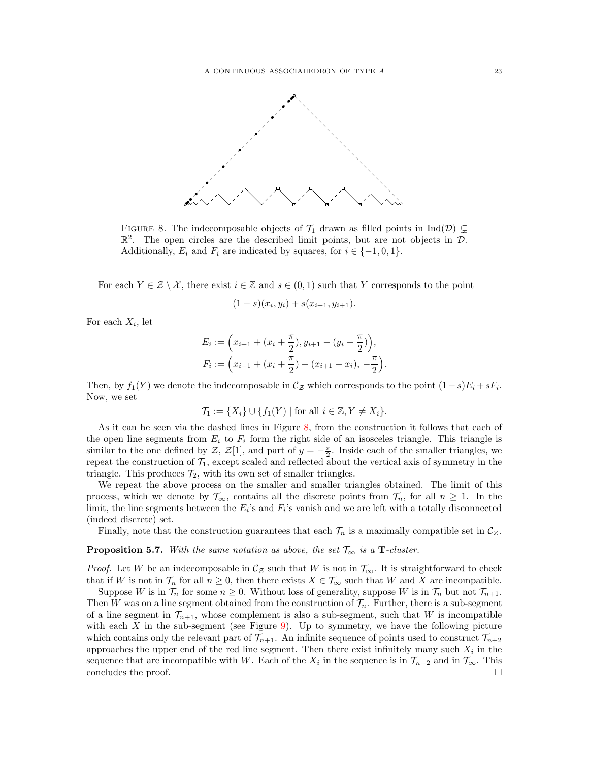FIGURE 8. The indecomposable objects of $\mathcal{T}_1$ drawn as filled points in $\mathrm{Ind}(\mathcal{D}) \subsetneq \mathbb{R}^2$. The open circles are the described limit points, but are not objects in $\mathcal{D}$. Additionally, $E_i$ and $F_i$ are indicated by squares, for $i \in \{-1, 0, 1\}$.

For each $Y \in \mathcal{Z} \setminus \mathcal{X}$, there exist $i \in \mathbb{Z}$ and $s \in (0,1)$ such that $Y$ corresponds to the point

$$(1-s)(x_i, y_i) + s(x_{i+1}, y_{i+1}).$$

For each $X_i$, let

$$E_i := \Big(x_{i+1} + (x_i + \frac{\pi}{2}), y_{i+1} - (y_i + \frac{\pi}{2})\Big),$$
$$F_i := \Big(x_{i+1} + (x_i + \frac{\pi}{2}) + (x_{i+1} - x_i), -\frac{\pi}{2}\Big).$$

Then, by $f_1(Y)$ we denote the indecomposable in $\mathcal{C}_{\mathcal{Z}}$ which corresponds to the point $(1-s)E_i + sF_i$. Now, we set

$$\mathcal{T}_1 := \{X_i\} \cup \{f_1(Y) \mid \text{for all } i \in \mathbb{Z}, Y \neq X_i\}.$$

As it can be seen via the dashed lines in Figure 8, from the construction it follows that each of the open line segments from $E_i$ to $F_i$ form the right side of an isosceles triangle. This triangle is similar to the one defined by $\mathcal{Z}$, $\mathcal{Z}[1]$, and part of $y = -\frac{\pi}{2}$. Inside each of the smaller triangles, we repeat the construction of $\mathcal{T}_1$, except scaled and reflected about the vertical axis of symmetry in the triangle. This produces $\mathcal{T}_2$, with its own set of smaller triangles.

We repeat the above process on the smaller and smaller triangles obtained. The limit of this process, which we denote by $\mathcal{T}_\infty$, contains all the discrete points from $\mathcal{T}_n$, for all $n \geq 1$. In the limit, the line segments between the $E_i$'s and $F_i$'s vanish and we are left with a totally disconnected (indeed discrete) set.

Finally, note that the construction guarantees that each $\mathcal{T}_n$ is a maximally compatible set in $\mathcal{C}_{\mathcal{Z}}$.

**Proposition 5.7.** *With the same notation as above, the set $\mathcal{T}_\infty$ is a $\mathbf{T}$-cluster.*

*Proof.* Let $W$ be an indecomposable in $\mathcal{C}_{\mathcal{Z}}$ such that $W$ is not in $\mathcal{T}_\infty$. It is straightforward to check that if $W$ is not in $\mathcal{T}_n$ for all $n \geq 0$, then there exists $X \in \mathcal{T}_\infty$ such that $W$ and $X$ are incompatible.

Suppose $W$ is in $\mathcal{T}_n$ for some $n \geq 0$. Without loss of generality, suppose $W$ is in $\mathcal{T}_n$ but not $\mathcal{T}_{n+1}$. Then $W$ was on a line segment obtained from the construction of $\mathcal{T}_n$. Further, there is a sub-segment of a line segment in $\mathcal{T}_{n+1}$, whose complement is also a sub-segment, such that $W$ is incompatible with each $X$ in the sub-segment (see Figure 9). Up to symmetry, we have the following picture which contains only the relevant part of $\mathcal{T}_{n+1}$. An infinite sequence of points used to construct $\mathcal{T}_{n+2}$ approaches the upper end of the red line segment. Then there exist infinitely many such $X_i$ in the sequence that are incompatible with $W$. Each of the $X_i$ in the sequence is in $\mathcal{T}_{n+2}$ and in $\mathcal{T}_\infty$. This concludes the proof. □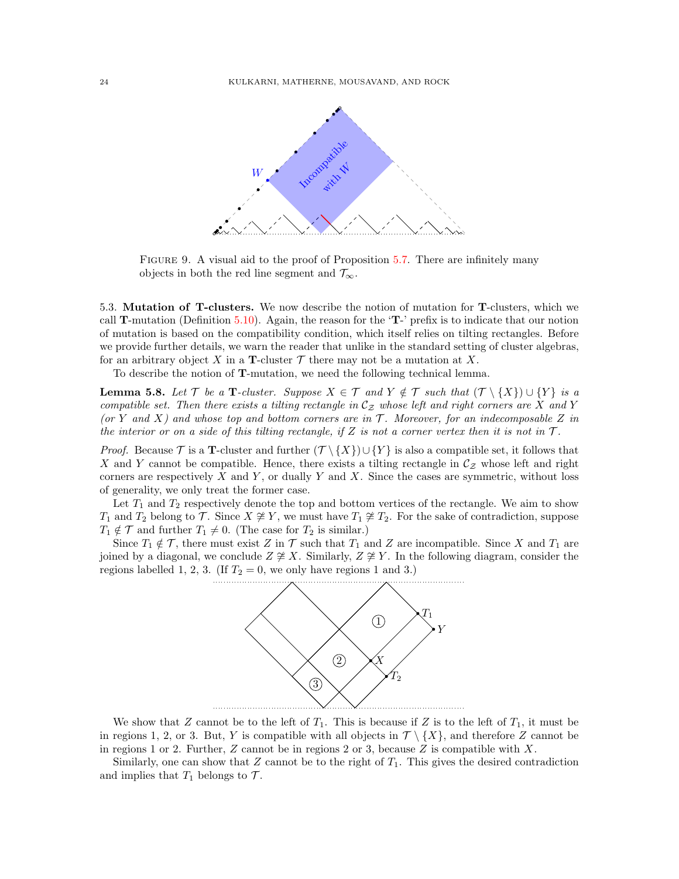FIGURE 9. A visual aid to the proof of Proposition 5.7. There are infinitely many objects in both the red line segment and $\mathcal{T}_\infty$.

5.3. **Mutation of T-clusters.** We now describe the notion of mutation for **T**-clusters, which we call **T**-mutation (Definition 5.10). Again, the reason for the '**T**-' prefix is to indicate that our notion of mutation is based on the compatibility condition, which itself relies on tilting rectangles. Before we provide further details, we warn the reader that unlike in the standard setting of cluster algebras, for an arbitrary object $X$ in a **T**-cluster $\mathcal{T}$ there may not be a mutation at $X$.

To describe the notion of **T**-mutation, we need the following technical lemma.

**Lemma 5.8.** *Let $\mathcal{T}$ be a **T**-cluster. Suppose $X \in \mathcal{T}$ and $Y \notin \mathcal{T}$ such that $(\mathcal{T} \setminus \{X\}) \cup \{Y\}$ is a compatible set. Then there exists a tilting rectangle in $\mathcal{C}_{\mathcal{Z}}$ whose left and right corners are $X$ and $Y$ (or $Y$ and $X$) and whose top and bottom corners are in $\mathcal{T}$. Moreover, for an indecomposable $Z$ in the interior or on a side of this tilting rectangle, if $Z$ is not a corner vertex then it is not in $\mathcal{T}$.*

*Proof.* Because $\mathcal{T}$ is a **T**-cluster and further $(\mathcal{T} \setminus \{X\}) \cup \{Y\}$ is also a compatible set, it follows that $X$ and $Y$ cannot be compatible. Hence, there exists a tilting rectangle in $\mathcal{C}_{\mathcal{Z}}$ whose left and right corners are respectively $X$ and $Y$, or dually $Y$ and $X$. Since the cases are symmetric, without loss of generality, we only treat the former case.

Let $T_1$ and $T_2$ respectively denote the top and bottom vertices of the rectangle. We aim to show $T_1$ and $T_2$ belong to $\mathcal{T}$. Since $X \ncong Y$, we must have $T_1 \ncong T_2$. For the sake of contradiction, suppose $T_1 \notin \mathcal{T}$ and further $T_1 \neq 0$. (The case for $T_2$ is similar.)

Since $T_1 \notin \mathcal{T}$, there must exist $Z$ in $\mathcal{T}$ such that $T_1$ and $Z$ are incompatible. Since $X$ and $T_1$ are joined by a diagonal, we conclude $Z \ncong X$. Similarly, $Z \ncong Y$. In the following diagram, consider the regions labelled 1, 2, 3. (If $T_2 = 0$, we only have regions 1 and 3.)

We show that $Z$ cannot be to the left of $T_1$. This is because if $Z$ is to the left of $T_1$, it must be in regions 1, 2, or 3. But, $Y$ is compatible with all objects in $\mathcal{T} \setminus \{X\}$, and therefore $Z$ cannot be in regions 1 or 2. Further, $Z$ cannot be in regions 2 or 3, because $Z$ is compatible with $X$.

Similarly, one can show that $Z$ cannot be to the right of $T_1$. This gives the desired contradiction and implies that $T_1$ belongs to $\mathcal{T}$.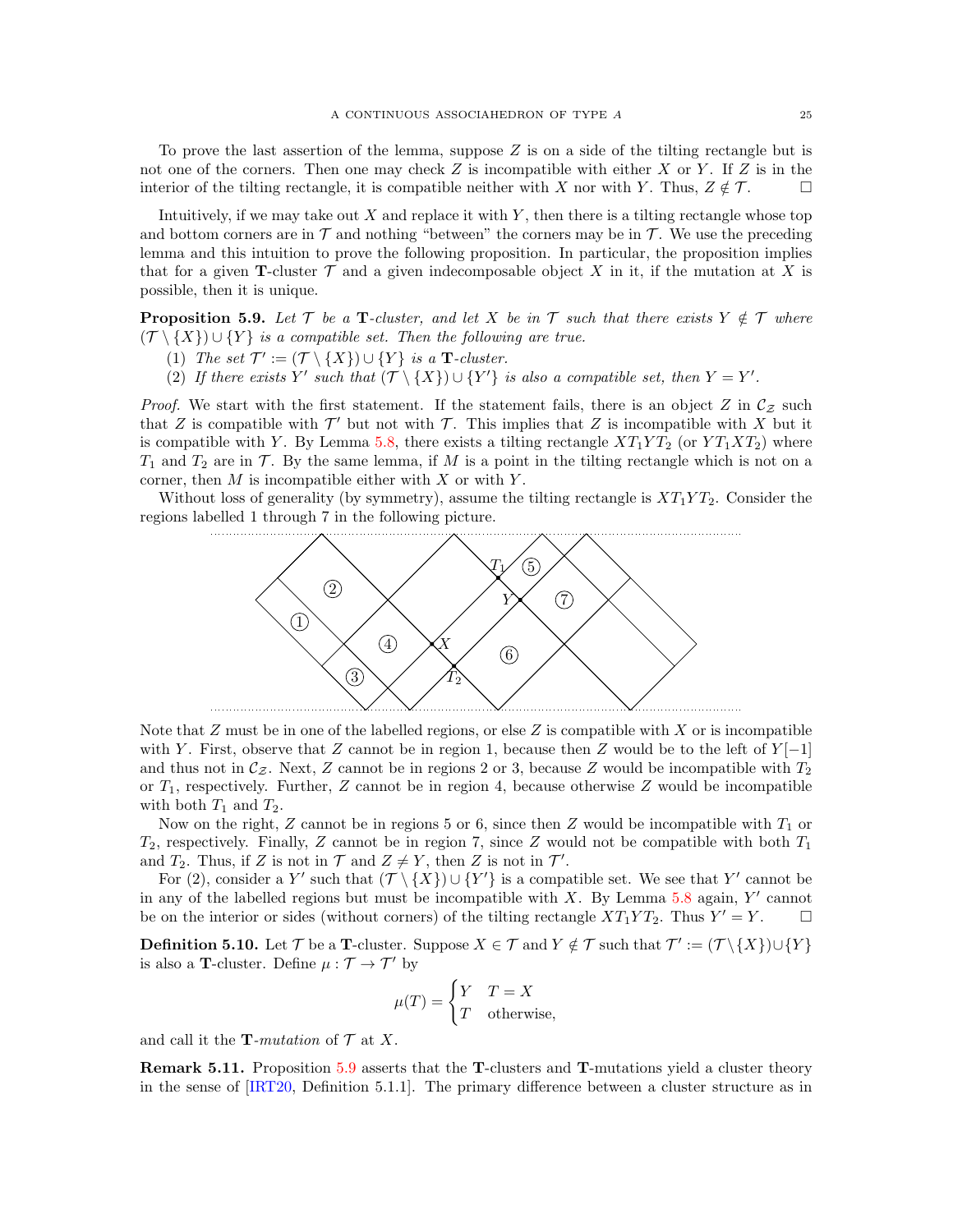To prove the last assertion of the lemma, suppose $Z$ is on a side of the tilting rectangle but is not one of the corners. Then one may check $Z$ is incompatible with either $X$ or $Y$. If $Z$ is in the interior of the tilting rectangle, it is compatible neither with $X$ nor with $Y$. Thus, $Z \notin \mathcal{T}$. □

Intuitively, if we may take out $X$ and replace it with $Y$, then there is a tilting rectangle whose top and bottom corners are in $\mathcal{T}$ and nothing "between" the corners may be in $\mathcal{T}$. We use the preceding lemma and this intuition to prove the following proposition. In particular, the proposition implies that for a given **T**-cluster $\mathcal{T}$ and a given indecomposable object $X$ in it, if the mutation at $X$ is possible, then it is unique.

**Proposition 5.9.** *Let $\mathcal{T}$ be a* **T***-cluster, and let $X$ be in $\mathcal{T}$ such that there exists $Y \notin \mathcal{T}$ where $(\mathcal{T} \setminus \{X\}) \cup \{Y\}$ is a compatible set. Then the following are true.*

1. *The set $\mathcal{T}' := (\mathcal{T} \setminus \{X\}) \cup \{Y\}$ is a* **T***-cluster.*
2. *If there exists $Y'$ such that $(\mathcal{T} \setminus \{X\}) \cup \{Y'\}$ is also a compatible set, then $Y = Y'$.*

*Proof.* We start with the first statement. If the statement fails, there is an object $Z$ in $\mathcal{C}_{\mathcal{Z}}$ such that $Z$ is compatible with $\mathcal{T}'$ but not with $\mathcal{T}$. This implies that $Z$ is incompatible with $X$ but it is compatible with $Y$. By Lemma 5.8, there exists a tilting rectangle $XT_1YT_2$ (or $YT_1XT_2$) where $T_1$ and $T_2$ are in $\mathcal{T}$. By the same lemma, if $M$ is a point in the tilting rectangle which is not on a corner, then $M$ is incompatible either with $X$ or with $Y$.

Without loss of generality (by symmetry), assume the tilting rectangle is $XT_1YT_2$. Consider the regions labelled 1 through 7 in the following picture.

Note that $Z$ must be in one of the labelled regions, or else $Z$ is compatible with $X$ or is incompatible with $Y$. First, observe that $Z$ cannot be in region 1, because then $Z$ would be to the left of $Y[-1]$ and thus not in $\mathcal{C}_{\mathcal{Z}}$. Next, $Z$ cannot be in regions 2 or 3, because $Z$ would be incompatible with $T_2$ or $T_1$, respectively. Further, $Z$ cannot be in region 4, because otherwise $Z$ would be incompatible with both $T_1$ and $T_2$.

Now on the right, $Z$ cannot be in regions 5 or 6, since then $Z$ would be incompatible with $T_1$ or $T_2$, respectively. Finally, $Z$ cannot be in region 7, since $Z$ would not be compatible with both $T_1$ and $T_2$. Thus, if $Z$ is not in $\mathcal{T}$ and $Z \neq Y$, then $Z$ is not in $\mathcal{T}'$.

For (2), consider a $Y'$ such that $(\mathcal{T} \setminus \{X\}) \cup \{Y'\}$ is a compatible set. We see that $Y'$ cannot be in any of the labelled regions but must be incompatible with $X$. By Lemma 5.8 again, $Y'$ cannot be on the interior or sides (without corners) of the tilting rectangle $XT_1YT_2$. Thus $Y' = Y$. □

**Definition 5.10.** Let $\mathcal{T}$ be a **T**-cluster. Suppose $X \in \mathcal{T}$ and $Y \notin \mathcal{T}$ such that $\mathcal{T}' := (\mathcal{T} \setminus \{X\}) \cup \{Y\}$ is also a **T**-cluster. Define $\mu : \mathcal{T} \to \mathcal{T}'$ by

$$\mu(T) = \begin{cases} Y & T = X \\ T & \text{otherwise,} \end{cases}$$

and call it the **T**-*mutation* of $\mathcal{T}$ at $X$.

**Remark 5.11.** Proposition 5.9 asserts that the **T**-clusters and **T**-mutations yield a cluster theory in the sense of [IRT20, Definition 5.1.1]. The primary difference between a cluster structure as in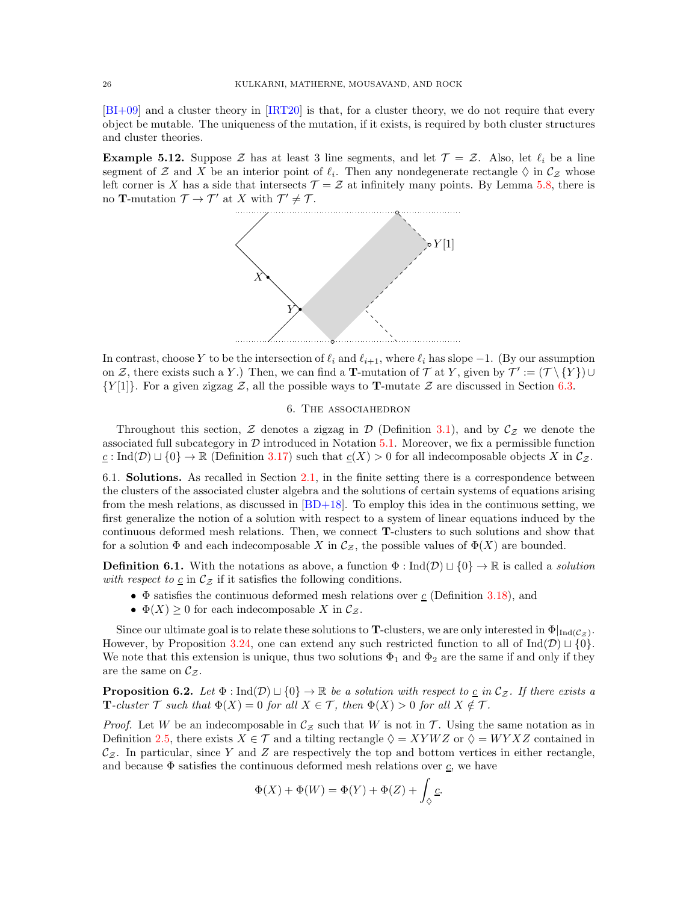[BI+09] and a cluster theory in [IRT20] is that, for a cluster theory, we do not require that every object be mutable. The uniqueness of the mutation, if it exists, is required by both cluster structures and cluster theories.

**Example 5.12.** Suppose $\mathcal{Z}$ has at least 3 line segments, and let $\mathcal{T} = \mathcal{Z}$. Also, let $\ell_i$ be a line segment of $\mathcal{Z}$ and $X$ be an interior point of $\ell_i$. Then any nondegenerate rectangle $\lozenge$ in $\mathcal{C}_{\mathcal{Z}}$ whose left corner is $X$ has a side that intersects $\mathcal{T} = \mathcal{Z}$ at infinitely many points. By Lemma 5.8, there is no $\mathbf{T}$-mutation $\mathcal{T} \to \mathcal{T}'$ at $X$ with $\mathcal{T}' \neq \mathcal{T}$.

In contrast, choose $Y$ to be the intersection of $\ell_i$ and $\ell_{i+1}$, where $\ell_i$ has slope $-1$. (By our assumption on $\mathcal{Z}$, there exists such a $Y$.) Then, we can find a $\mathbf{T}$-mutation of $\mathcal{T}$ at $Y$, given by $\mathcal{T}' := (\mathcal{T} \setminus \{Y\}) \cup \{Y[1]\}$. For a given zigzag $\mathcal{Z}$, all the possible ways to $\mathbf{T}$-mutate $\mathcal{Z}$ are discussed in Section 6.3.

## 6. The associahedron

Throughout this section, $\mathcal{Z}$ denotes a zigzag in $\mathcal{D}$ (Definition 3.1), and by $\mathcal{C}_{\mathcal{Z}}$ we denote the associated full subcategory in $\mathcal{D}$ introduced in Notation 5.1. Moreover, we fix a permissible function $\underline{c} : \operatorname{Ind}(\mathcal{D}) \sqcup \{0\} \to \mathbb{R}$ (Definition 3.17) such that $\underline{c}(X) > 0$ for all indecomposable objects $X$ in $\mathcal{C}_{\mathcal{Z}}$.

6.1. **Solutions.** As recalled in Section 2.1, in the finite setting there is a correspondence between the clusters of the associated cluster algebra and the solutions of certain systems of equations arising from the mesh relations, as discussed in [BD+18]. To employ this idea in the continuous setting, we first generalize the notion of a solution with respect to a system of linear equations induced by the continuous deformed mesh relations. Then, we connect $\mathbf{T}$-clusters to such solutions and show that for a solution $\Phi$ and each indecomposable $X$ in $\mathcal{C}_{\mathcal{Z}}$, the possible values of $\Phi(X)$ are bounded.

**Definition 6.1.** With the notations as above, a function $\Phi : \operatorname{Ind}(\mathcal{D}) \sqcup \{0\} \to \mathbb{R}$ is called a *solution with respect to* $\underline{c}$ in $\mathcal{C}_{\mathcal{Z}}$ if it satisfies the following conditions.

- $\Phi$ satisfies the continuous deformed mesh relations over $\underline{c}$ (Definition 3.18), and
- $\Phi(X) \geq 0$ for each indecomposable $X$ in $\mathcal{C}_{\mathcal{Z}}$.

Since our ultimate goal is to relate these solutions to $\mathbf{T}$-clusters, we are only interested in $\Phi|_{\operatorname{Ind}(\mathcal{C}_{\mathcal{Z}})}$. However, by Proposition 3.24, one can extend any such restricted function to all of $\operatorname{Ind}(\mathcal{D}) \sqcup \{0\}$. We note that this extension is unique, thus two solutions $\Phi_1$ and $\Phi_2$ are the same if and only if they are the same on $\mathcal{C}_{\mathcal{Z}}$.

**Proposition 6.2.** *Let $\Phi : \operatorname{Ind}(\mathcal{D}) \sqcup \{0\} \to \mathbb{R}$ be a solution with respect to $\underline{c}$ in $\mathcal{C}_{\mathcal{Z}}$. If there exists a $\mathbf{T}$-cluster $\mathcal{T}$ such that $\Phi(X) = 0$ for all $X \in \mathcal{T}$, then $\Phi(X) > 0$ for all $X \notin \mathcal{T}$.*

*Proof.* Let $W$ be an indecomposable in $\mathcal{C}_{\mathcal{Z}}$ such that $W$ is not in $\mathcal{T}$. Using the same notation as in Definition 2.5, there exists $X \in \mathcal{T}$ and a tilting rectangle $\lozenge = XYWZ$ or $\lozenge = WYXZ$ contained in $\mathcal{C}_{\mathcal{Z}}$. In particular, since $Y$ and $Z$ are respectively the top and bottom vertices in either rectangle, and because $\Phi$ satisfies the continuous deformed mesh relations over $\underline{c}$, we have

$$\Phi(X) + \Phi(W) = \Phi(Y) + \Phi(Z) + \int_{\lozenge} \underline{c}.$$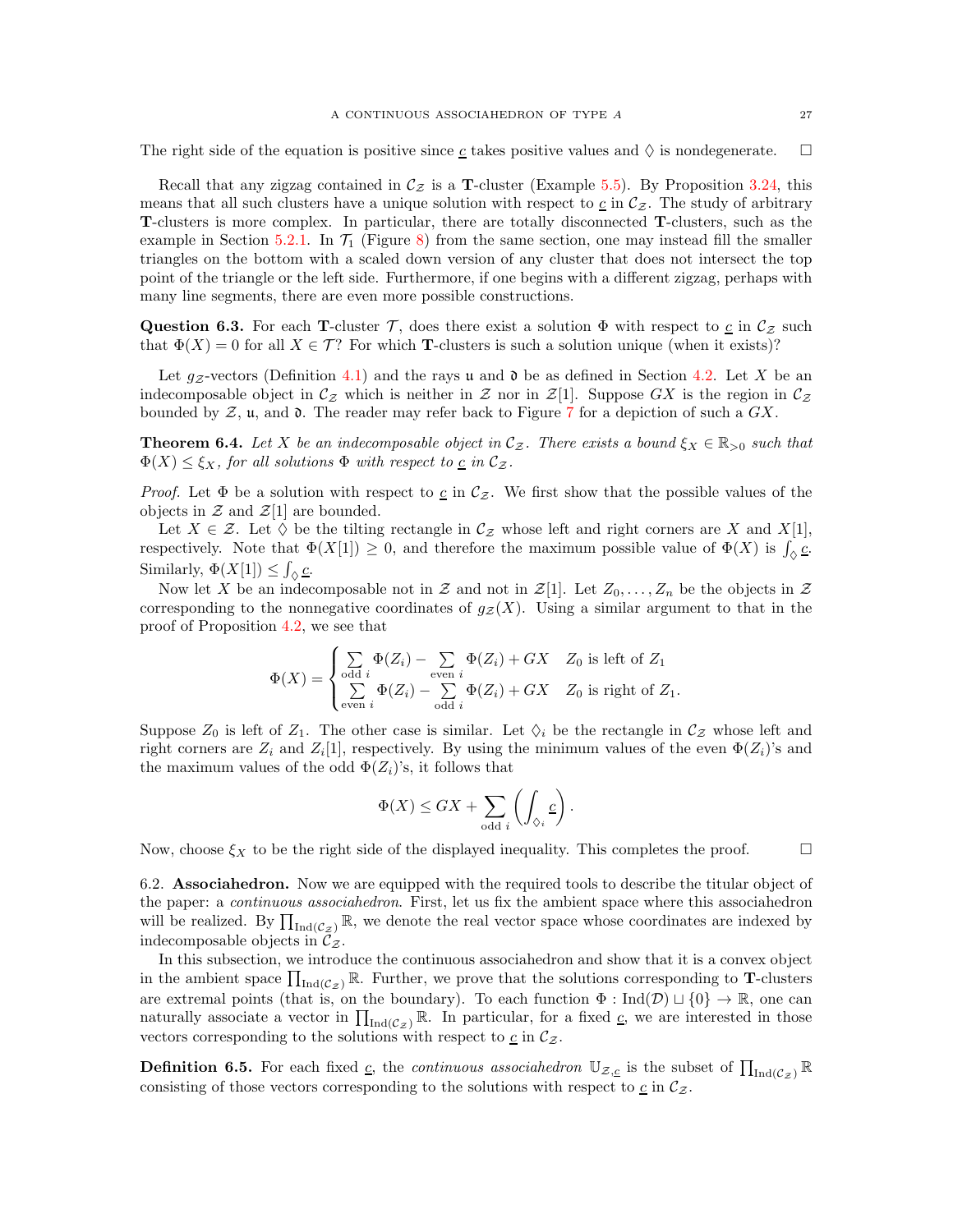The right side of the equation is positive since $\underline{c}$ takes positive values and $\lozenge$ is nondegenerate. $\square$

Recall that any zigzag contained in $\mathcal{C}_{\mathcal{Z}}$ is a **T**-cluster (Example 5.5). By Proposition 3.24, this means that all such clusters have a unique solution with respect to $\underline{c}$ in $\mathcal{C}_{\mathcal{Z}}$. The study of arbitrary **T**-clusters is more complex. In particular, there are totally disconnected **T**-clusters, such as the example in Section 5.2.1. In $\mathcal{T}_1$ (Figure 8) from the same section, one may instead fill the smaller triangles on the bottom with a scaled down version of any cluster that does not intersect the top point of the triangle or the left side. Furthermore, if one begins with a different zigzag, perhaps with many line segments, there are even more possible constructions.

**Question 6.3.** For each **T**-cluster $\mathcal{T}$, does there exist a solution $\Phi$ with respect to $\underline{c}$ in $\mathcal{C}_{\mathcal{Z}}$ such that $\Phi(X) = 0$ for all $X \in \mathcal{T}$? For which **T**-clusters is such a solution unique (when it exists)?

Let $g_{\mathcal{Z}}$-vectors (Definition 4.1) and the rays $\mathfrak{u}$ and $\mathfrak{d}$ be as defined in Section 4.2. Let $X$ be an indecomposable object in $\mathcal{C}_{\mathcal{Z}}$ which is neither in $\mathcal{Z}$ nor in $\mathcal{Z}[1]$. Suppose $GX$ is the region in $\mathcal{C}_{\mathcal{Z}}$ bounded by $\mathcal{Z}$, $\mathfrak{u}$, and $\mathfrak{d}$. The reader may refer back to Figure 7 for a depiction of such a $GX$.

**Theorem 6.4.** *Let $X$ be an indecomposable object in $\mathcal{C}_{\mathcal{Z}}$. There exists a bound $\xi_X \in \mathbb{R}_{>0}$ such that $\Phi(X) \leq \xi_X$, for all solutions $\Phi$ with respect to $\underline{c}$ in $\mathcal{C}_{\mathcal{Z}}$.*

*Proof.* Let $\Phi$ be a solution with respect to $\underline{c}$ in $\mathcal{C}_{\mathcal{Z}}$. We first show that the possible values of the objects in $\mathcal{Z}$ and $\mathcal{Z}[1]$ are bounded.

Let $X \in \mathcal{Z}$. Let $\lozenge$ be the tilting rectangle in $\mathcal{C}_{\mathcal{Z}}$ whose left and right corners are $X$ and $X[1]$, respectively. Note that $\Phi(X[1]) \geq 0$, and therefore the maximum possible value of $\Phi(X)$ is $\int_{\lozenge} \underline{c}$. Similarly, $\Phi(X[1]) \leq \int_{\lozenge} \underline{c}$.

Now let $X$ be an indecomposable not in $\mathcal{Z}$ and not in $\mathcal{Z}[1]$. Let $Z_0, \ldots, Z_n$ be the objects in $\mathcal{Z}$ corresponding to the nonnegative coordinates of $g_{\mathcal{Z}}(X)$. Using a similar argument to that in the proof of Proposition 4.2, we see that

$$\Phi(X) = \begin{cases} \sum\limits_{\text{odd } i} \Phi(Z_i) - \sum\limits_{\text{even } i} \Phi(Z_i) + GX & Z_0 \text{ is left of } Z_1 \\ \sum\limits_{\text{even } i} \Phi(Z_i) - \sum\limits_{\text{odd } i} \Phi(Z_i) + GX & Z_0 \text{ is right of } Z_1. \end{cases}$$

Suppose $Z_0$ is left of $Z_1$. The other case is similar. Let $\lozenge_i$ be the rectangle in $\mathcal{C}_{\mathcal{Z}}$ whose left and right corners are $Z_i$ and $Z_i[1]$, respectively. By using the minimum values of the even $\Phi(Z_i)$'s and the maximum values of the odd $\Phi(Z_i)$'s, it follows that

$$\Phi(X) \leq GX + \sum_{\text{odd } i} \left( \int_{\lozenge_i} \underline{c} \right).$$

Now, choose $\xi_X$ to be the right side of the displayed inequality. This completes the proof. $\square$

6.2. **Associahedron.** Now we are equipped with the required tools to describe the titular object of the paper: a *continuous associahedron*. First, let us fix the ambient space where this associahedron will be realized. By $\prod_{\mathrm{Ind}(\mathcal{C}_{\mathcal{Z}})} \mathbb{R}$, we denote the real vector space whose coordinates are indexed by indecomposable objects in $\mathcal{C}_{\mathcal{Z}}$.

In this subsection, we introduce the continuous associahedron and show that it is a convex object in the ambient space $\prod_{\mathrm{Ind}(\mathcal{C}_{\mathcal{Z}})} \mathbb{R}$. Further, we prove that the solutions corresponding to **T**-clusters are extremal points (that is, on the boundary). To each function $\Phi : \mathrm{Ind}(\mathcal{D}) \sqcup \{0\} \to \mathbb{R}$, one can naturally associate a vector in $\prod_{\mathrm{Ind}(\mathcal{C}_{\mathcal{Z}})} \mathbb{R}$. In particular, for a fixed $\underline{c}$, we are interested in those vectors corresponding to the solutions with respect to $\underline{c}$ in $\mathcal{C}_{\mathcal{Z}}$.

**Definition 6.5.** For each fixed $\underline{c}$, the *continuous associahedron* $\mathbb{U}_{\mathcal{Z},\underline{c}}$ is the subset of $\prod_{\mathrm{Ind}(\mathcal{C}_{\mathcal{Z}})} \mathbb{R}$ consisting of those vectors corresponding to the solutions with respect to $\underline{c}$ in $\mathcal{C}_{\mathcal{Z}}$.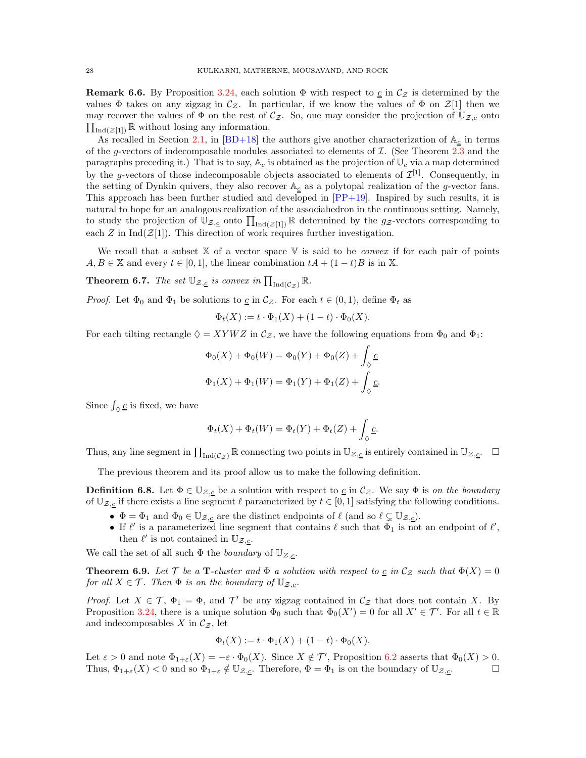**Remark 6.6.** By Proposition 3.24, each solution $\Phi$ with respect to $\underline{c}$ in $\mathcal{C}_{\mathcal{Z}}$ is determined by the values $\Phi$ takes on any zigzag in $\mathcal{C}_{\mathcal{Z}}$. In particular, if we know the values of $\Phi$ on $\mathcal{Z}[1]$ then we may recover the values of $\Phi$ on the rest of $\mathcal{C}_{\mathcal{Z}}$. So, one may consider the projection of $\mathbb{U}_{\mathcal{Z},\underline{c}}$ onto $\prod_{\mathrm{Ind}(\mathcal{Z}[1])} \mathbb{R}$ without losing any information.

As recalled in Section 2.1, in [BD+18] the authors give another characterization of $\mathbb{A}_{\underline{c}}$ in terms of the $g$-vectors of indecomposable modules associated to elements of $\mathcal{I}$. (See Theorem 2.3 and the paragraphs preceding it.) That is to say, $\mathbb{A}_{\underline{c}}$ is obtained as the projection of $\mathbb{U}_{\underline{c}}$ via a map determined by the $g$-vectors of those indecomposable objects associated to elements of $\mathcal{I}^{[1]}$. Consequently, in the setting of Dynkin quivers, they also recover $\mathbb{A}_{\underline{c}}$ as a polytopal realization of the $g$-vector fans. This approach has been further studied and developed in [PP+19]. Inspired by such results, it is natural to hope for an analogous realization of the associahedron in the continuous setting. Namely, to study the projection of $\mathbb{U}_{\mathcal{Z},\underline{c}}$ onto $\prod_{\mathrm{Ind}(\mathcal{Z}[1])} \mathbb{R}$ determined by the $g_{\mathcal{Z}}$-vectors corresponding to each $Z$ in $\mathrm{Ind}(\mathcal{Z}[1])$. This direction of work requires further investigation.

We recall that a subset $\mathbb{X}$ of a vector space $\mathbb{V}$ is said to be *convex* if for each pair of points $A, B \in \mathbb{X}$ and every $t \in [0,1]$, the linear combination $tA + (1-t)B$ is in $\mathbb{X}$.

**Theorem 6.7.** *The set $\mathbb{U}_{\mathcal{Z},\underline{c}}$ is convex in $\prod_{\mathrm{Ind}(\mathcal{C}_{\mathcal{Z}})} \mathbb{R}$.*

*Proof.* Let $\Phi_0$ and $\Phi_1$ be solutions to $\underline{c}$ in $\mathcal{C}_{\mathcal{Z}}$. For each $t \in (0,1)$, define $\Phi_t$ as

$$\Phi_t(X) := t \cdot \Phi_1(X) + (1-t) \cdot \Phi_0(X).$$

For each tilting rectangle $\lozenge = XYWZ$ in $\mathcal{C}_{\mathcal{Z}}$, we have the following equations from $\Phi_0$ and $\Phi_1$:

$$\Phi_0(X) + \Phi_0(W) = \Phi_0(Y) + \Phi_0(Z) + \int_{\lozenge} \underline{c}$$

$$\Phi_1(X) + \Phi_1(W) = \Phi_1(Y) + \Phi_1(Z) + \int_{\lozenge} \underline{c}.$$

Since $\int_{\lozenge} \underline{c}$ is fixed, we have

$$\Phi_t(X) + \Phi_t(W) = \Phi_t(Y) + \Phi_t(Z) + \int_{\lozenge} \underline{c}.$$

Thus, any line segment in $\prod_{\mathrm{Ind}(\mathcal{C}_{\mathcal{Z}})} \mathbb{R}$ connecting two points in $\mathbb{U}_{\mathcal{Z},\underline{c}}$ is entirely contained in $\mathbb{U}_{\mathcal{Z},\underline{c}}$. $\square$

The previous theorem and its proof allow us to make the following definition.

**Definition 6.8.** Let $\Phi \in \mathbb{U}_{\mathcal{Z},\underline{c}}$ be a solution with respect to $\underline{c}$ in $\mathcal{C}_{\mathcal{Z}}$. We say $\Phi$ is *on the boundary* of $\mathbb{U}_{\mathcal{Z},\underline{c}}$ if there exists a line segment $\ell$ parameterized by $t \in [0,1]$ satisfying the following conditions.

- $\Phi = \Phi_1$ and $\Phi_0 \in \mathbb{U}_{\mathcal{Z},\underline{c}}$ are the distinct endpoints of $\ell$ (and so $\ell \subsetneq \mathbb{U}_{\mathcal{Z},\underline{c}}$).
- If $\ell'$ is a parameterized line segment that contains $\ell$ such that $\Phi_1$ is not an endpoint of $\ell'$, then $\ell'$ is not contained in $\mathbb{U}_{\mathcal{Z},\underline{c}}$.

We call the set of all such $\Phi$ the *boundary* of $\mathbb{U}_{\mathcal{Z},\underline{c}}$.

**Theorem 6.9.** *Let $\mathcal{T}$ be a* **T***-cluster and $\Phi$ a solution with respect to $\underline{c}$ in $\mathcal{C}_{\mathcal{Z}}$ such that $\Phi(X) = 0$ for all $X \in \mathcal{T}$. Then $\Phi$ is on the boundary of $\mathbb{U}_{\mathcal{Z},\underline{c}}$.*

*Proof.* Let $X \in \mathcal{T}$, $\Phi_1 = \Phi$, and $\mathcal{T}'$ be any zigzag contained in $\mathcal{C}_{\mathcal{Z}}$ that does not contain $X$. By Proposition 3.24, there is a unique solution $\Phi_0$ such that $\Phi_0(X') = 0$ for all $X' \in \mathcal{T}'$. For all $t \in \mathbb{R}$ and indecomposables $X$ in $\mathcal{C}_{\mathcal{Z}}$, let

$$\Phi_t(X) := t \cdot \Phi_1(X) + (1-t) \cdot \Phi_0(X).$$

Let $\varepsilon > 0$ and note $\Phi_{1+\varepsilon}(X) = -\varepsilon \cdot \Phi_0(X)$. Since $X \notin \mathcal{T}'$, Proposition 6.2 asserts that $\Phi_0(X) > 0$. Thus, $\Phi_{1+\varepsilon}(X) < 0$ and so $\Phi_{1+\varepsilon} \notin \mathbb{U}_{\mathcal{Z},\underline{c}}$. Therefore, $\Phi = \Phi_1$ is on the boundary of $\mathbb{U}_{\mathcal{Z},\underline{c}}$. $\square$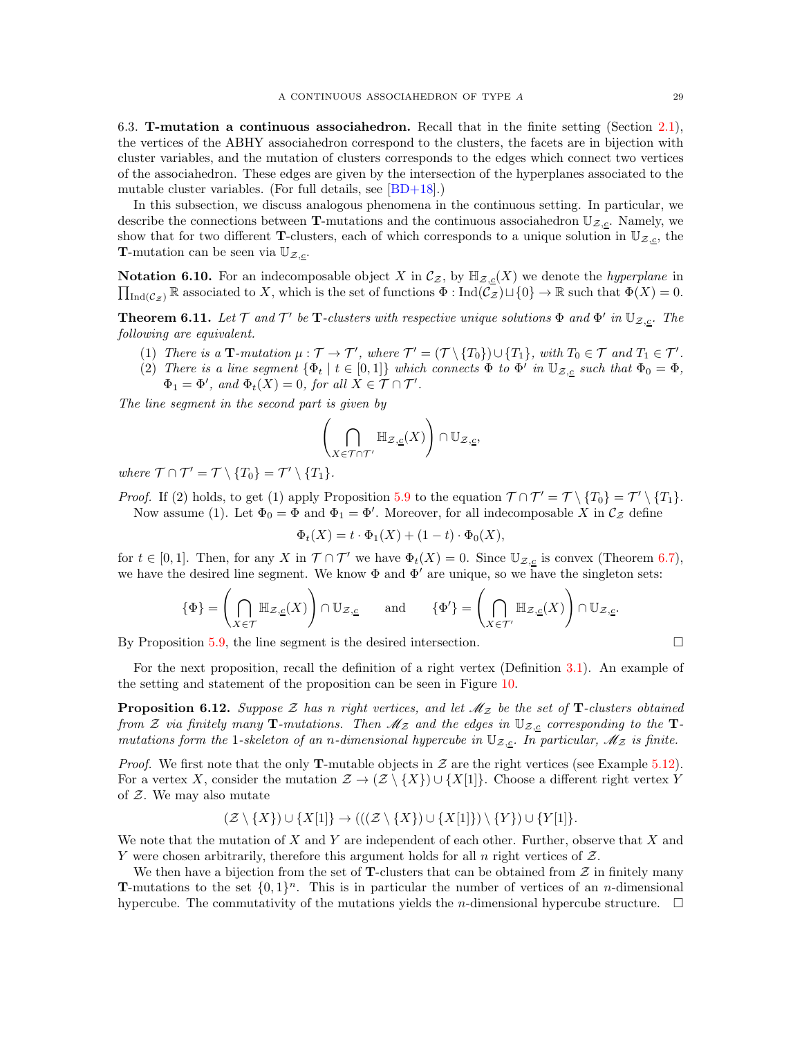6.3. **T-mutation a continuous associahedron.** Recall that in the finite setting (Section 2.1), the vertices of the ABHY associahedron correspond to the clusters, the facets are in bijection with cluster variables, and the mutation of clusters corresponds to the edges which connect two vertices of the associahedron. These edges are given by the intersection of the hyperplanes associated to the mutable cluster variables. (For full details, see [BD+18].)

In this subsection, we discuss analogous phenomena in the continuous setting. In particular, we describe the connections between **T**-mutations and the continuous associahedron $\mathbb{U}_{\mathcal{Z},\underline{c}}$. Namely, we show that for two different **T**-clusters, each of which corresponds to a unique solution in $\mathbb{U}_{\mathcal{Z},\underline{c}}$, the **T**-mutation can be seen via $\mathbb{U}_{\mathcal{Z},\underline{c}}$.

**Notation 6.10.** For an indecomposable object $X$ in $\mathcal{C}_{\mathcal{Z}}$, by $\mathbb{H}_{\mathcal{Z},\underline{c}}(X)$ we denote the *hyperplane* in $\prod_{\text{Ind}(\mathcal{C}_{\mathcal{Z}})}\mathbb{R}$ associated to $X$, which is the set of functions $\Phi : \text{Ind}(\mathcal{C}_{\mathcal{Z}}) \sqcup \{0\} \to \mathbb{R}$ such that $\Phi(X) = 0$.

**Theorem 6.11.** *Let $\mathcal{T}$ and $\mathcal{T}'$ be* **T***-clusters with respective unique solutions $\Phi$ and $\Phi'$ in $\mathbb{U}_{\mathcal{Z},\underline{c}}$. The following are equivalent.*

1. *There is a* **T***-mutation $\mu : \mathcal{T} \to \mathcal{T}'$, where $\mathcal{T}' = (\mathcal{T} \setminus \{T_0\}) \cup \{T_1\}$, with $T_0 \in \mathcal{T}$ and $T_1 \in \mathcal{T}'$.*
2. *There is a line segment $\{\Phi_t \mid t \in [0,1]\}$ which connects $\Phi$ to $\Phi'$ in $\mathbb{U}_{\mathcal{Z},\underline{c}}$ such that $\Phi_0 = \Phi$, $\Phi_1 = \Phi'$, and $\Phi_t(X) = 0$, for all $X \in \mathcal{T} \cap \mathcal{T}'$.*

*The line segment in the second part is given by*

$$\left( \bigcap_{X \in \mathcal{T} \cap \mathcal{T}'} \mathbb{H}_{\mathcal{Z},\underline{c}}(X) \right) \cap \mathbb{U}_{\mathcal{Z},\underline{c}},$$

*where $\mathcal{T} \cap \mathcal{T}' = \mathcal{T} \setminus \{T_0\} = \mathcal{T}' \setminus \{T_1\}$.*

*Proof.* If (2) holds, to get (1) apply Proposition 5.9 to the equation $\mathcal{T} \cap \mathcal{T}' = \mathcal{T} \setminus \{T_0\} = \mathcal{T}' \setminus \{T_1\}$.

Now assume (1). Let $\Phi_0 = \Phi$ and $\Phi_1 = \Phi'$. Moreover, for all indecomposable $X$ in $\mathcal{C}_{\mathcal{Z}}$ define

$$\Phi_t(X) = t \cdot \Phi_1(X) + (1-t) \cdot \Phi_0(X),$$

for $t \in [0,1]$. Then, for any $X$ in $\mathcal{T} \cap \mathcal{T}'$ we have $\Phi_t(X) = 0$. Since $\mathbb{U}_{\mathcal{Z},\underline{c}}$ is convex (Theorem 6.7), we have the desired line segment. We know $\Phi$ and $\Phi'$ are unique, so we have the singleton sets:

$$\{\Phi\} = \left( \bigcap_{X \in \mathcal{T}} \mathbb{H}_{\mathcal{Z},\underline{c}}(X) \right) \cap \mathbb{U}_{\mathcal{Z},\underline{c}} \qquad \text{and} \qquad \{\Phi'\} = \left( \bigcap_{X \in \mathcal{T}'} \mathbb{H}_{\mathcal{Z},\underline{c}}(X) \right) \cap \mathbb{U}_{\mathcal{Z},\underline{c}}.$$

By Proposition 5.9, the line segment is the desired intersection. □

For the next proposition, recall the definition of a right vertex (Definition 3.1). An example of the setting and statement of the proposition can be seen in Figure 10.

**Proposition 6.12.** *Suppose $\mathcal{Z}$ has $n$ right vertices, and let $\mathscr{M}_{\mathcal{Z}}$ be the set of* **T***-clusters obtained from $\mathcal{Z}$ via finitely many* **T***-mutations. Then $\mathscr{M}_{\mathcal{Z}}$ and the edges in $\mathbb{U}_{\mathcal{Z},\underline{c}}$ corresponding to the* **T***-mutations form the 1-skeleton of an $n$-dimensional hypercube in $\mathbb{U}_{\mathcal{Z},\underline{c}}$. In particular, $\mathscr{M}_{\mathcal{Z}}$ is finite.*

*Proof.* We first note that the only **T**-mutable objects in $\mathcal{Z}$ are the right vertices (see Example 5.12). For a vertex $X$, consider the mutation $\mathcal{Z} \to (\mathcal{Z} \setminus \{X\}) \cup \{X[1]\}$. Choose a different right vertex $Y$ of $\mathcal{Z}$. We may also mutate

$$(\mathcal{Z} \setminus \{X\}) \cup \{X[1]\} \to (((\mathcal{Z} \setminus \{X\}) \cup \{X[1]\}) \setminus \{Y\}) \cup \{Y[1]\}.$$

We note that the mutation of $X$ and $Y$ are independent of each other. Further, observe that $X$ and $Y$ were chosen arbitrarily, therefore this argument holds for all $n$ right vertices of $\mathcal{Z}$.

We then have a bijection from the set of **T**-clusters that can be obtained from $\mathcal{Z}$ in finitely many **T**-mutations to the set $\{0,1\}^n$. This is in particular the number of vertices of an $n$-dimensional hypercube. The commutativity of the mutations yields the $n$-dimensional hypercube structure. □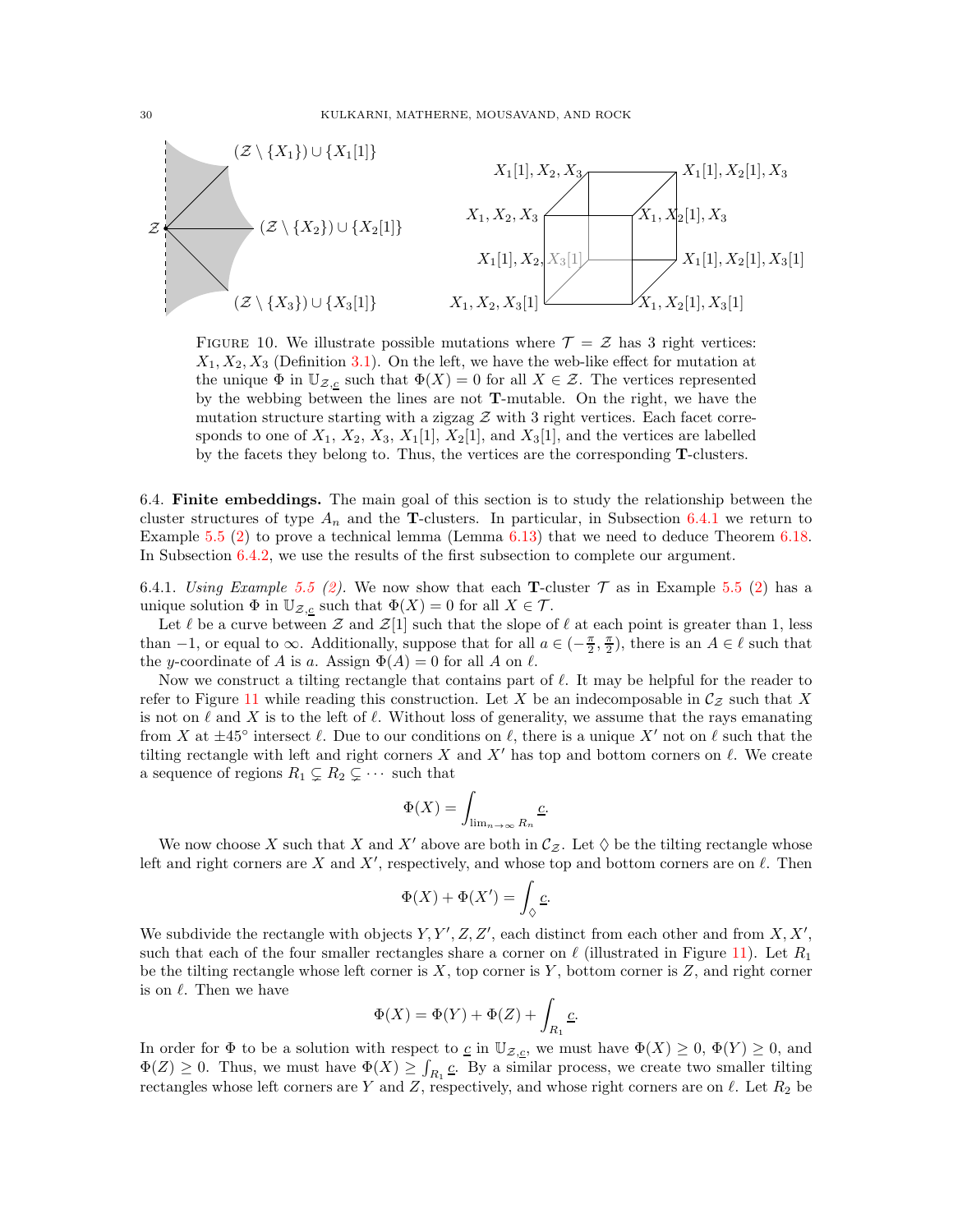FIGURE 10. We illustrate possible mutations where $\mathcal{T} = \mathcal{Z}$ has 3 right vertices: $X_1, X_2, X_3$ (Definition 3.1). On the left, we have the web-like effect for mutation at the unique $\Phi$ in $\mathbb{U}_{\mathcal{Z},\underline{c}}$ such that $\Phi(X) = 0$ for all $X \in \mathcal{Z}$. The vertices represented by the webbing between the lines are not $\mathbf{T}$-mutable. On the right, we have the mutation structure starting with a zigzag $\mathcal{Z}$ with 3 right vertices. Each facet corresponds to one of $X_1$, $X_2$, $X_3$, $X_1[1]$, $X_2[1]$, and $X_3[1]$, and the vertices are labelled by the facets they belong to. Thus, the vertices are the corresponding $\mathbf{T}$-clusters.

### 6.4. Finite embeddings.

The main goal of this section is to study the relationship between the cluster structures of type $A_n$ and the $\mathbf{T}$-clusters. In particular, in Subsection 6.4.1 we return to Example 5.5 (2) to prove a technical lemma (Lemma 6.13) that we need to deduce Theorem 6.18. In Subsection 6.4.2, we use the results of the first subsection to complete our argument.

6.4.1. *Using Example 5.5 (2).* We now show that each $\mathbf{T}$-cluster $\mathcal{T}$ as in Example 5.5 (2) has a unique solution $\Phi$ in $\mathbb{U}_{\mathcal{Z},\underline{c}}$ such that $\Phi(X) = 0$ for all $X \in \mathcal{T}$.

Let $\ell$ be a curve between $\mathcal{Z}$ and $\mathcal{Z}[1]$ such that the slope of $\ell$ at each point is greater than 1, less than $-1$, or equal to $\infty$. Additionally, suppose that for all $a \in (-\frac{\pi}{2}, \frac{\pi}{2})$, there is an $A \in \ell$ such that the $y$-coordinate of $A$ is $a$. Assign $\Phi(A) = 0$ for all $A$ on $\ell$.

Now we construct a tilting rectangle that contains part of $\ell$. It may be helpful for the reader to refer to Figure 11 while reading this construction. Let $X$ be an indecomposable in $\mathcal{C}_{\mathcal{Z}}$ such that $X$ is not on $\ell$ and $X$ is to the left of $\ell$. Without loss of generality, we assume that the rays emanating from $X$ at $\pm 45°$ intersect $\ell$. Due to our conditions on $\ell$, there is a unique $X'$ not on $\ell$ such that the tilting rectangle with left and right corners $X$ and $X'$ has top and bottom corners on $\ell$. We create a sequence of regions $R_1 \subsetneq R_2 \subsetneq \cdots$ such that

$$\Phi(X) = \int_{\lim_{n\to\infty} R_n} \underline{c}.$$

We now choose $X$ such that $X$ and $X'$ above are both in $\mathcal{C}_{\mathcal{Z}}$. Let $\Diamond$ be the tilting rectangle whose left and right corners are $X$ and $X'$, respectively, and whose top and bottom corners are on $\ell$. Then

$$\Phi(X) + \Phi(X') = \int_{\Diamond} \underline{c}.$$

We subdivide the rectangle with objects $Y, Y', Z, Z'$, each distinct from each other and from $X, X'$, such that each of the four smaller rectangles share a corner on $\ell$ (illustrated in Figure 11). Let $R_1$ be the tilting rectangle whose left corner is $X$, top corner is $Y$, bottom corner is $Z$, and right corner is on $\ell$. Then we have

$$\Phi(X) = \Phi(Y) + \Phi(Z) + \int_{R_1} \underline{c}.$$

In order for $\Phi$ to be a solution with respect to $\underline{c}$ in $\mathbb{U}_{\mathcal{Z},\underline{c}}$, we must have $\Phi(X) \geq 0$, $\Phi(Y) \geq 0$, and $\Phi(Z) \geq 0$. Thus, we must have $\Phi(X) \geq \int_{R_1} \underline{c}$. By a similar process, we create two smaller tilting rectangles whose left corners are $Y$ and $Z$, respectively, and whose right corners are on $\ell$. Let $R_2$ be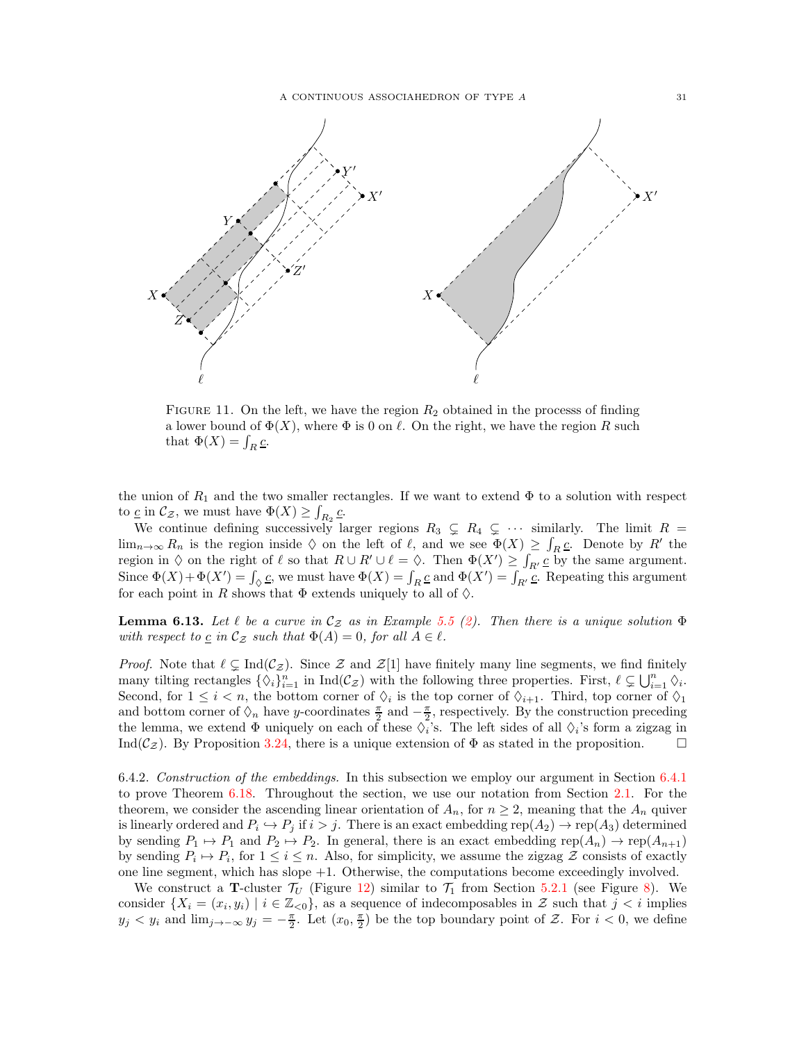FIGURE 11. On the left, we have the region $R_2$ obtained in the processs of finding a lower bound of $\Phi(X)$, where $\Phi$ is 0 on $\ell$. On the right, we have the region $R$ such that $\Phi(X) = \int_R \underline{c}$.

the union of $R_1$ and the two smaller rectangles. If we want to extend $\Phi$ to a solution with respect to $\underline{c}$ in $\mathcal{C}_{\mathcal{Z}}$, we must have $\Phi(X) \geq \int_{R_2} \underline{c}$.

We continue defining successively larger regions $R_3 \subsetneq R_4 \subsetneq \cdots$ similarly. The limit $R = \lim_{n\to\infty} R_n$ is the region inside $\lozenge$ on the left of $\ell$, and we see $\Phi(X) \geq \int_R \underline{c}$. Denote by $R'$ the region in $\lozenge$ on the right of $\ell$ so that $R \cup R' \cup \ell = \lozenge$. Then $\Phi(X') \geq \int_{R'} \underline{c}$ by the same argument. Since $\Phi(X) + \Phi(X') = \int_\lozenge \underline{c}$, we must have $\Phi(X) = \int_R \underline{c}$ and $\Phi(X') = \int_{R'} \underline{c}$. Repeating this argument for each point in $R$ shows that $\Phi$ extends uniquely to all of $\lozenge$.

**Lemma 6.13.** *Let $\ell$ be a curve in $\mathcal{C}_{\mathcal{Z}}$ as in Example 5.5 (2). Then there is a unique solution $\Phi$ with respect to $\underline{c}$ in $\mathcal{C}_{\mathcal{Z}}$ such that $\Phi(A) = 0$, for all $A \in \ell$.*

*Proof.* Note that $\ell \subsetneq \operatorname{Ind}(\mathcal{C}_{\mathcal{Z}})$. Since $\mathcal{Z}$ and $\mathcal{Z}[1]$ have finitely many line segments, we find finitely many tilting rectangles $\{\lozenge_i\}_{i=1}^n$ in $\operatorname{Ind}(\mathcal{C}_{\mathcal{Z}})$ with the following three properties. First, $\ell \subsetneq \bigcup_{i=1}^n \lozenge_i$. Second, for $1 \leq i < n$, the bottom corner of $\lozenge_i$ is the top corner of $\lozenge_{i+1}$. Third, top corner of $\lozenge_1$ and bottom corner of $\lozenge_n$ have $y$-coordinates $\frac{\pi}{2}$ and $-\frac{\pi}{2}$, respectively. By the construction preceding the lemma, we extend $\Phi$ uniquely on each of these $\lozenge_i$'s. The left sides of all $\lozenge_i$'s form a zigzag in $\operatorname{Ind}(\mathcal{C}_{\mathcal{Z}})$. By Proposition 3.24, there is a unique extension of $\Phi$ as stated in the proposition. $\square$

6.4.2. *Construction of the embeddings.* In this subsection we employ our argument in Section 6.4.1 to prove Theorem 6.18. Throughout the section, we use our notation from Section 2.1. For the theorem, we consider the ascending linear orientation of $A_n$, for $n \geq 2$, meaning that the $A_n$ quiver is linearly ordered and $P_i \hookrightarrow P_j$ if $i > j$. There is an exact embedding $\operatorname{rep}(A_2) \to \operatorname{rep}(A_3)$ determined by sending $P_1 \mapsto P_1$ and $P_2 \mapsto P_2$. In general, there is an exact embedding $\operatorname{rep}(A_n) \to \operatorname{rep}(A_{n+1})$ by sending $P_i \mapsto P_i$, for $1 \leq i \leq n$. Also, for simplicity, we assume the zigzag $\mathcal{Z}$ consists of exactly one line segment, which has slope $+1$. Otherwise, the computations become exceedingly involved.

We construct a $\mathbf{T}$-cluster $\mathcal{T}_U$ (Figure 12) similar to $\mathcal{T}_1$ from Section 5.2.1 (see Figure 8). We consider $\{X_i = (x_i, y_i) \mid i \in \mathbb{Z}_{<0}\}$, as a sequence of indecomposables in $\mathcal{Z}$ such that $j < i$ implies $y_j < y_i$ and $\lim_{j\to-\infty} y_j = -\frac{\pi}{2}$. Let $(x_0, \frac{\pi}{2})$ be the top boundary point of $\mathcal{Z}$. For $i < 0$, we define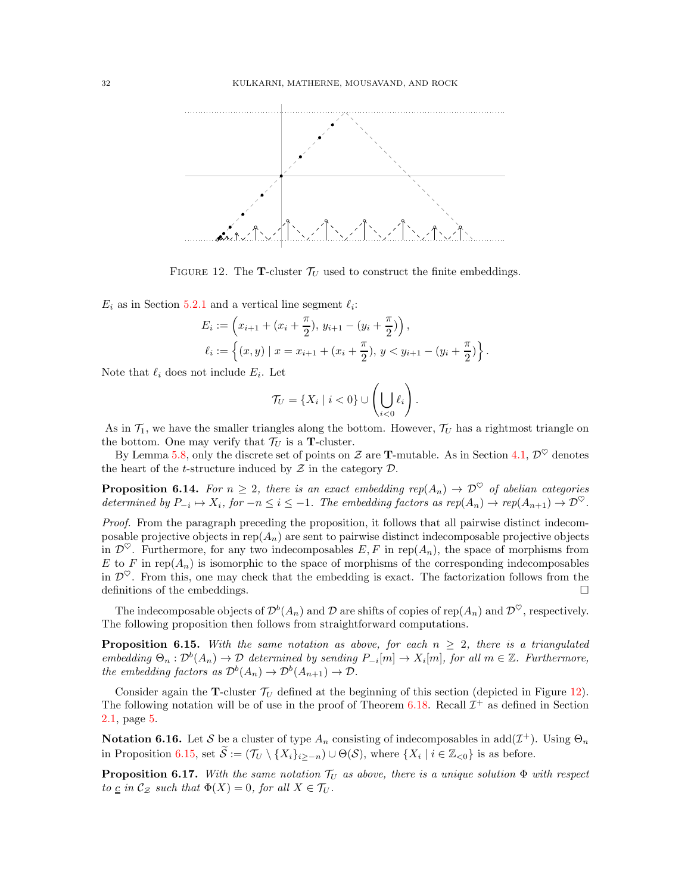FIGURE 12. The **T**-cluster $\mathcal{T}_U$ used to construct the finite embeddings.

$E_i$ as in Section 5.2.1 and a vertical line segment $\ell_i$:

$$E_i := \left(x_{i+1} + (x_i + \frac{\pi}{2}),\ y_{i+1} - (y_i + \frac{\pi}{2})\right),$$

$$\ell_i := \left\{(x, y) \mid x = x_{i+1} + (x_i + \frac{\pi}{2}),\ y < y_{i+1} - (y_i + \frac{\pi}{2})\right\}.$$

Note that $\ell_i$ does not include $E_i$. Let

$$\mathcal{T}_U = \{X_i \mid i < 0\} \cup \left(\bigcup_{i<0} \ell_i\right).$$

As in $\mathcal{T}_1$, we have the smaller triangles along the bottom. However, $\mathcal{T}_U$ has a rightmost triangle on the bottom. One may verify that $\mathcal{T}_U$ is a **T**-cluster.

By Lemma 5.8, only the discrete set of points on $\mathcal{Z}$ are **T**-mutable. As in Section 4.1, $\mathcal{D}^\heartsuit$ denotes the heart of the $t$-structure induced by $\mathcal{Z}$ in the category $\mathcal{D}$.

**Proposition 6.14.** *For $n \geq 2$, there is an exact embedding $rep(A_n) \to \mathcal{D}^\heartsuit$ of abelian categories determined by $P_{-i} \mapsto X_i$, for $-n \leq i \leq -1$. The embedding factors as $rep(A_n) \to rep(A_{n+1}) \to \mathcal{D}^\heartsuit$.*

*Proof.* From the paragraph preceding the proposition, it follows that all pairwise distinct indecomposable projective objects in rep$(A_n)$ are sent to pairwise distinct indecomposable projective objects in $\mathcal{D}^\heartsuit$. Furthermore, for any two indecomposables $E, F$ in rep$(A_n)$, the space of morphisms from $E$ to $F$ in rep$(A_n)$ is isomorphic to the space of morphisms of the corresponding indecomposables in $\mathcal{D}^\heartsuit$. From this, one may check that the embedding is exact. The factorization follows from the definitions of the embeddings. □

The indecomposable objects of $\mathcal{D}^b(A_n)$ and $\mathcal{D}$ are shifts of copies of rep$(A_n)$ and $\mathcal{D}^\heartsuit$, respectively. The following proposition then follows from straightforward computations.

**Proposition 6.15.** *With the same notation as above, for each $n \geq 2$, there is a triangulated embedding $\Theta_n : \mathcal{D}^b(A_n) \to \mathcal{D}$ determined by sending $P_{-i}[m] \to X_i[m]$, for all $m \in \mathbb{Z}$. Furthermore, the embedding factors as $\mathcal{D}^b(A_n) \to \mathcal{D}^b(A_{n+1}) \to \mathcal{D}$.*

Consider again the **T**-cluster $\mathcal{T}_U$ defined at the beginning of this section (depicted in Figure 12). The following notation will be of use in the proof of Theorem 6.18. Recall $\mathcal{I}^+$ as defined in Section 2.1, page 5.

**Notation 6.16.** Let $\mathcal{S}$ be a cluster of type $A_n$ consisting of indecomposables in add$(\mathcal{I}^+)$. Using $\Theta_n$ in Proposition 6.15, set $\widetilde{\mathcal{S}} := (\mathcal{T}_U \setminus \{X_i\}_{i \geq -n}) \cup \Theta(\mathcal{S})$, where $\{X_i \mid i \in \mathbb{Z}_{<0}\}$ is as before.

**Proposition 6.17.** *With the same notation $\mathcal{T}_U$ as above, there is a unique solution $\Phi$ with respect to $\underline{c}$ in $\mathcal{C}_{\mathcal{Z}}$ such that $\Phi(X) = 0$, for all $X \in \mathcal{T}_U$.*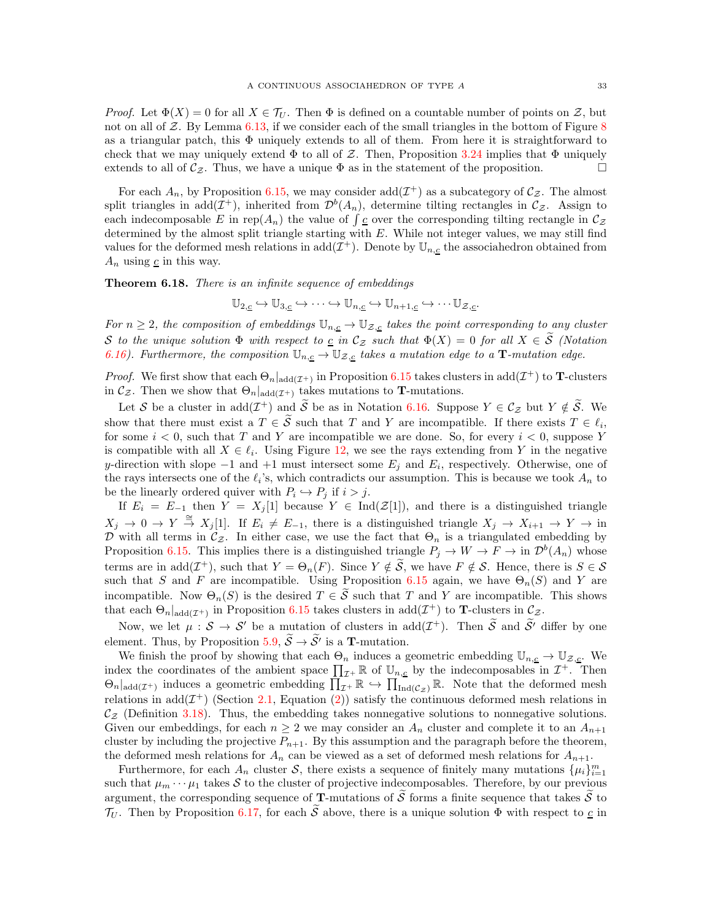*Proof.* Let $\Phi(X) = 0$ for all $X \in \mathcal{T}_U$. Then $\Phi$ is defined on a countable number of points on $\mathcal{Z}$, but not on all of $\mathcal{Z}$. By Lemma 6.13, if we consider each of the small triangles in the bottom of Figure 8 as a triangular patch, this $\Phi$ uniquely extends to all of them. From here it is straightforward to check that we may uniquely extend $\Phi$ to all of $\mathcal{Z}$. Then, Proposition 3.24 implies that $\Phi$ uniquely extends to all of $\mathcal{C}_\mathcal{Z}$. Thus, we have a unique $\Phi$ as in the statement of the proposition. □

For each $A_n$, by Proposition 6.15, we may consider $\operatorname{add}(\mathcal{I}^+)$ as a subcategory of $\mathcal{C}_\mathcal{Z}$. The almost split triangles in $\operatorname{add}(\mathcal{I}^+)$, inherited from $\mathcal{D}^b(A_n)$, determine tilting rectangles in $\mathcal{C}_\mathcal{Z}$. Assign to each indecomposable $E$ in $\operatorname{rep}(A_n)$ the value of $\int \underline{c}$ over the corresponding tilting rectangle in $\mathcal{C}_\mathcal{Z}$ determined by the almost split triangle starting with $E$. While not integer values, we may still find values for the deformed mesh relations in $\operatorname{add}(\mathcal{I}^+)$. Denote by $\mathbb{U}_{n,\underline{c}}$ the associahedron obtained from $A_n$ using $\underline{c}$ in this way.

**Theorem 6.18.** *There is an infinite sequence of embeddings*

$$\mathbb{U}_{2,\underline{c}} \hookrightarrow \mathbb{U}_{3,\underline{c}} \hookrightarrow \cdots \hookrightarrow \mathbb{U}_{n,\underline{c}} \hookrightarrow \mathbb{U}_{n+1,\underline{c}} \hookrightarrow \cdots \mathbb{U}_{\mathcal{Z},\underline{c}}.$$

*For $n \geq 2$, the composition of embeddings $\mathbb{U}_{n,\underline{c}} \to \mathbb{U}_{\mathcal{Z},\underline{c}}$ takes the point corresponding to any cluster $\mathcal{S}$ to the unique solution $\Phi$ with respect to $\underline{c}$ in $\mathcal{C}_\mathcal{Z}$ such that $\Phi(X) = 0$ for all $X \in \widetilde{\mathcal{S}}$ (Notation 6.16). Furthermore, the composition $\mathbb{U}_{n,\underline{c}} \to \mathbb{U}_{\mathcal{Z},\underline{c}}$ takes a mutation edge to a $\mathbf{T}$-mutation edge.*

*Proof.* We first show that each $\Theta_n|_{\operatorname{add}(\mathcal{I}^+)}$ in Proposition 6.15 takes clusters in $\operatorname{add}(\mathcal{I}^+)$ to $\mathbf{T}$-clusters in $\mathcal{C}_\mathcal{Z}$. Then we show that $\Theta_n|_{\operatorname{add}(\mathcal{I}^+)}$ takes mutations to $\mathbf{T}$-mutations.

Let $\mathcal{S}$ be a cluster in $\operatorname{add}(\mathcal{I}^+)$ and $\widetilde{\mathcal{S}}$ be as in Notation 6.16. Suppose $Y \in \mathcal{C}_\mathcal{Z}$ but $Y \notin \widetilde{\mathcal{S}}$. We show that there must exist a $T \in \widetilde{\mathcal{S}}$ such that $T$ and $Y$ are incompatible. If there exists $T \in \ell_i$, for some $i < 0$, such that $T$ and $Y$ are incompatible we are done. So, for every $i < 0$, suppose $Y$ is compatible with all $X \in \ell_i$. Using Figure 12, we see the rays extending from $Y$ in the negative $y$-direction with slope $-1$ and $+1$ must intersect some $E_j$ and $E_i$, respectively. Otherwise, one of the rays intersects one of the $\ell_i$'s, which contradicts our assumption. This is because we took $A_n$ to be the linearly ordered quiver with $P_i \hookrightarrow P_j$ if $i > j$.

If $E_i = E_{-1}$ then $Y = X_j[1]$ because $Y \in \operatorname{Ind}(\mathcal{Z}[1])$, and there is a distinguished triangle $X_j \to 0 \to Y \overset{\cong}{\to} X_j[1]$. If $E_i \neq E_{-1}$, there is a distinguished triangle $X_j \to X_{i+1} \to Y \to$ in $\mathcal{D}$ with all terms in $\mathcal{C}_\mathcal{Z}$. In either case, we use the fact that $\Theta_n$ is a triangulated embedding by Proposition 6.15. This implies there is a distinguished triangle $P_j \to W \to F \to$ in $\mathcal{D}^b(A_n)$ whose terms are in $\operatorname{add}(\mathcal{I}^+)$, such that $Y = \Theta_n(F)$. Since $Y \notin \widetilde{\mathcal{S}}$, we have $F \notin \mathcal{S}$. Hence, there is $S \in \mathcal{S}$ such that $S$ and $F$ are incompatible. Using Proposition 6.15 again, we have $\Theta_n(S)$ and $Y$ are incompatible. Now $\Theta_n(S)$ is the desired $T \in \widetilde{\mathcal{S}}$ such that $T$ and $Y$ are incompatible. This shows that each $\Theta_n|_{\operatorname{add}(\mathcal{I}^+)}$ in Proposition 6.15 takes clusters in $\operatorname{add}(\mathcal{I}^+)$ to $\mathbf{T}$-clusters in $\mathcal{C}_\mathcal{Z}$.

Now, we let $\mu : \mathcal{S} \to \mathcal{S}'$ be a mutation of clusters in $\operatorname{add}(\mathcal{I}^+)$. Then $\widetilde{\mathcal{S}}$ and $\widetilde{\mathcal{S}'}$ differ by one element. Thus, by Proposition 5.9, $\widetilde{\mathcal{S}} \to \widetilde{\mathcal{S}'}$ is a $\mathbf{T}$-mutation.

We finish the proof by showing that each $\Theta_n$ induces a geometric embedding $\mathbb{U}_{n,\underline{c}} \to \mathbb{U}_{\mathcal{Z},\underline{c}}$. We index the coordinates of the ambient space $\prod_{\mathcal{I}^+} \mathbb{R}$ of $\mathbb{U}_{n,\underline{c}}$ by the indecomposables in $\mathcal{I}^+$. Then $\Theta_n|_{\operatorname{add}(\mathcal{I}^+)}$ induces a geometric embedding $\prod_{\mathcal{I}^+} \mathbb{R} \hookrightarrow \prod_{\operatorname{Ind}(\mathcal{C}_\mathcal{Z})} \mathbb{R}$. Note that the deformed mesh relations in $\operatorname{add}(\mathcal{I}^+)$ (Section 2.1, Equation (2)) satisfy the continuous deformed mesh relations in $\mathcal{C}_\mathcal{Z}$ (Definition 3.18). Thus, the embedding takes nonnegative solutions to nonnegative solutions. Given our embeddings, for each $n \geq 2$ we may consider an $A_n$ cluster and complete it to an $A_{n+1}$ cluster by including the projective $P_{n+1}$. By this assumption and the paragraph before the theorem, the deformed mesh relations for $A_n$ can be viewed as a set of deformed mesh relations for $A_{n+1}$.

Furthermore, for each $A_n$ cluster $\mathcal{S}$, there exists a sequence of finitely many mutations $\{\mu_i\}_{i=1}^m$ such that $\mu_m \cdots \mu_1$ takes $\mathcal{S}$ to the cluster of projective indecomposables. Therefore, by our previous argument, the corresponding sequence of $\mathbf{T}$-mutations of $\widetilde{\mathcal{S}}$ forms a finite sequence that takes $\widetilde{\mathcal{S}}$ to $\mathcal{T}_U$. Then by Proposition 6.17, for each $\widetilde{\mathcal{S}}$ above, there is a unique solution $\Phi$ with respect to $\underline{c}$ in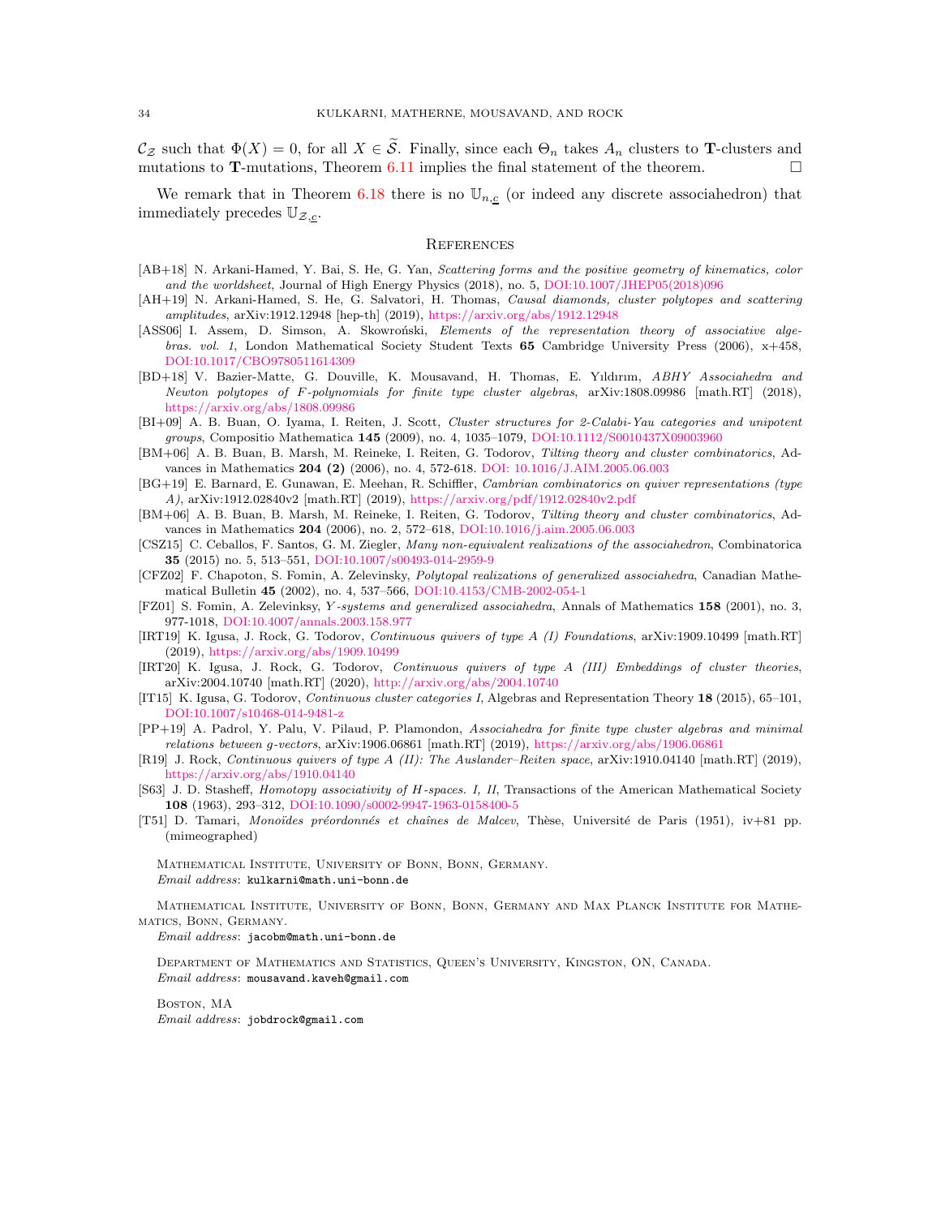$\mathcal{C}_{\mathcal{Z}}$ such that $\Phi(X) = 0$, for all $X \in \widetilde{\mathcal{S}}$. Finally, since each $\Theta_n$ takes $A_n$ clusters to $\mathbf{T}$-clusters and mutations to $\mathbf{T}$-mutations, Theorem 6.11 implies the final statement of the theorem. □

We remark that in Theorem 6.18 there is no $\mathbb{U}_{n,\underline{c}}$ (or indeed any discrete associahedron) that immediately precedes $\mathbb{U}_{\mathcal{Z},\underline{c}}$.

## References

[AB+18] N. Arkani-Hamed, Y. Bai, S. He, G. Yan, *Scattering forms and the positive geometry of kinematics, color and the worldsheet*, Journal of High Energy Physics (2018), no. 5, DOI:10.1007/JHEP05(2018)096

[AH+19] N. Arkani-Hamed, S. He, G. Salvatori, H. Thomas, *Causal diamonds, cluster polytopes and scattering amplitudes*, arXiv:1912.12948 [hep-th] (2019), https://arxiv.org/abs/1912.12948

[ASS06] I. Assem, D. Simson, A. Skowroński, *Elements of the representation theory of associative algebras. vol. 1*, London Mathematical Society Student Texts **65** Cambridge University Press (2006), x+458, DOI:10.1017/CBO9780511614309

[BD+18] V. Bazier-Matte, G. Douville, K. Mousavand, H. Thomas, E. Yıldırım, *ABHY Associahedra and Newton polytopes of F-polynomials for finite type cluster algebras*, arXiv:1808.09986 [math.RT] (2018), https://arxiv.org/abs/1808.09986

[BI+09] A. B. Buan, O. Iyama, I. Reiten, J. Scott, *Cluster structures for 2-Calabi-Yau categories and unipotent groups*, Compositio Mathematica **145** (2009), no. 4, 1035–1079, DOI:10.1112/S0010437X09003960

[BM+06] A. B. Buan, B. Marsh, M. Reineke, I. Reiten, G. Todorov, *Tilting theory and cluster combinatorics*, Advances in Mathematics **204 (2)** (2006), no. 4, 572-618. DOI: 10.1016/J.AIM.2005.06.003

[BG+19] E. Barnard, E. Gunawan, E. Meehan, R. Schiffler, *Cambrian combinatorics on quiver representations (type A)*, arXiv:1912.02840v2 [math.RT] (2019), https://arxiv.org/pdf/1912.02840v2.pdf

[BM+06] A. B. Buan, B. Marsh, M. Reineke, I. Reiten, G. Todorov, *Tilting theory and cluster combinatorics*, Advances in Mathematics **204** (2006), no. 2, 572–618, DOI:10.1016/j.aim.2005.06.003

[CSZ15] C. Ceballos, F. Santos, G. M. Ziegler, *Many non-equivalent realizations of the associahedron*, Combinatorica **35** (2015) no. 5, 513–551, DOI:10.1007/s00493-014-2959-9

[CFZ02] F. Chapoton, S. Fomin, A. Zelevinsky, *Polytopal realizations of generalized associahedra*, Canadian Mathematical Bulletin **45** (2002), no. 4, 537–566, DOI:10.4153/CMB-2002-054-1

[FZ01] S. Fomin, A. Zelevinksy, *Y-systems and generalized associahedra*, Annals of Mathematics **158** (2001), no. 3, 977-1018, DOI:10.4007/annals.2003.158.977

[IRT19] K. Igusa, J. Rock, G. Todorov, *Continuous quivers of type A (I) Foundations*, arXiv:1909.10499 [math.RT] (2019), https://arxiv.org/abs/1909.10499

[IRT20] K. Igusa, J. Rock, G. Todorov, *Continuous quivers of type A (III) Embeddings of cluster theories*, arXiv:2004.10740 [math.RT] (2020), http://arxiv.org/abs/2004.10740

[IT15] K. Igusa, G. Todorov, *Continuous cluster categories I*, Algebras and Representation Theory **18** (2015), 65–101, DOI:10.1007/s10468-014-9481-z

[PP+19] A. Padrol, Y. Palu, V. Pilaud, P. Plamondon, *Associahedra for finite type cluster algebras and minimal relations between g-vectors*, arXiv:1906.06861 [math.RT] (2019), https://arxiv.org/abs/1906.06861

[R19] J. Rock, *Continuous quivers of type A (II): The Auslander–Reiten space*, arXiv:1910.04140 [math.RT] (2019), https://arxiv.org/abs/1910.04140

[S63] J. D. Stasheff, *Homotopy associativity of H-spaces. I, II*, Transactions of the American Mathematical Society **108** (1963), 293–312, DOI:10.1090/s0002-9947-1963-0158400-5

[T51] D. Tamari, *Monoïdes préordonnés et chaînes de Malcev*, Thèse, Université de Paris (1951), iv+81 pp. (mimeographed)

Mathematical Institute, University of Bonn, Bonn, Germany.
*Email address*: kulkarni@math.uni-bonn.de

Mathematical Institute, University of Bonn, Bonn, Germany and Max Planck Institute for Mathematics, Bonn, Germany.
*Email address*: jacobm@math.uni-bonn.de

Department of Mathematics and Statistics, Queen's University, Kingston, ON, Canada.
*Email address*: mousavand.kaveh@gmail.com

Boston, MA
*Email address*: jobdrock@gmail.com